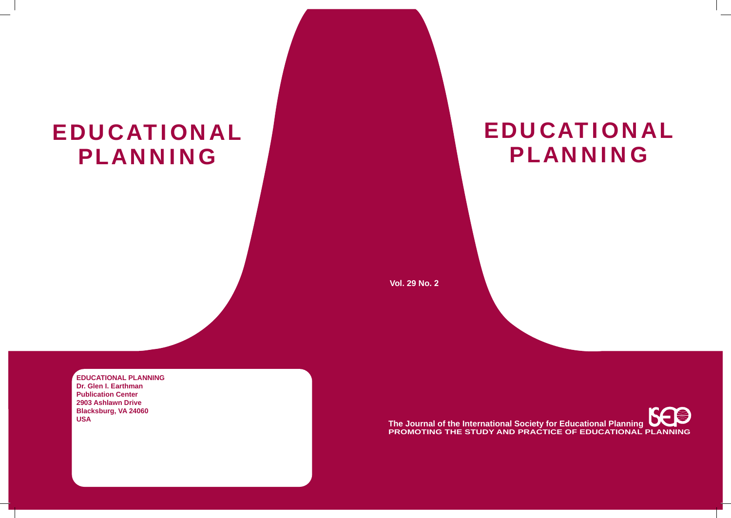# EDUCATIONAL PLANNING

# EDUCATIONAL PLANNING

Vol. 29 No. 2

**EDUCATIONAL PLANNING**
**Dr. Glen I. Earthman**
**Publication Center**
**2903 Ashlawn Drive**
**Blacksburg, VA 24060**
**USA**

**The Journal of the International Society for Educational Planning**
**PROMOTING THE STUDY AND PRACTICE OF EDUCATIONAL PLANNING**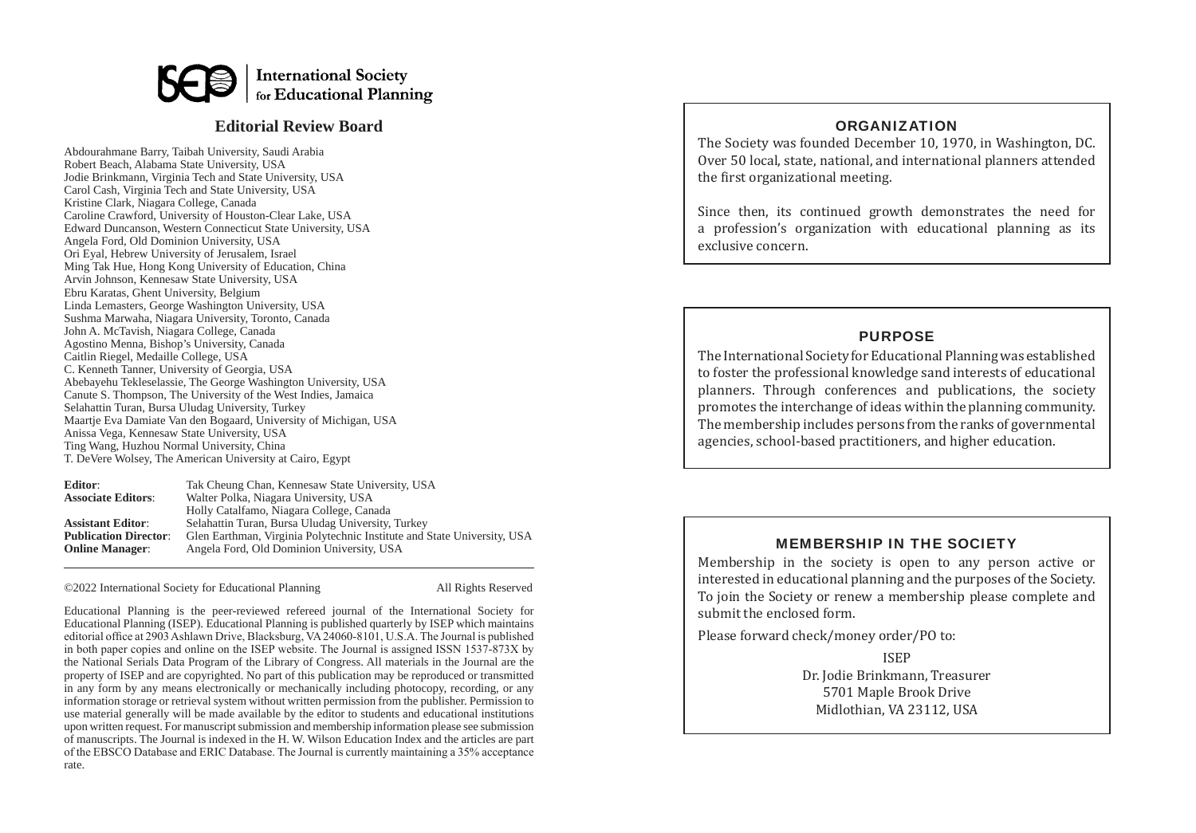**International Society for Educational Planning**

## Editorial Review Board

Abdourahmane Barry, Taibah University, Saudi Arabia
Robert Beach, Alabama State University, USA
Jodie Brinkmann, Virginia Tech and State University, USA
Carol Cash, Virginia Tech and State University, USA
Kristine Clark, Niagara College, Canada
Caroline Crawford, University of Houston-Clear Lake, USA
Edward Duncanson, Western Connecticut State University, USA
Angela Ford, Old Dominion University, USA
Ori Eyal, Hebrew University of Jerusalem, Israel
Ming Tak Hue, Hong Kong University of Education, China
Arvin Johnson, Kennesaw State University, USA
Ebru Karatas, Ghent University, Belgium
Linda Lemasters, George Washington University, USA
Sushma Marwaha, Niagara University, Toronto, Canada
John A. McTavish, Niagara College, Canada
Agostino Menna, Bishop's University, Canada
Caitlin Riegel, Medaille College, USA
C. Kenneth Tanner, University of Georgia, USA
Abebayehu Tekleselassie, The George Washington University, USA
Canute S. Thompson, The University of the West Indies, Jamaica
Selahattin Turan, Bursa Uludag University, Turkey
Maartje Eva Damiate Van den Bogaard, University of Michigan, USA
Anissa Vega, Kennesaw State University, USA
Ting Wang, Huzhou Normal University, China
T. DeVere Wolsey, The American University at Cairo, Egypt

**Editor**: Tak Cheung Chan, Kennesaw State University, USA
**Associate Editors**: Walter Polka, Niagara University, USA
Holly Catalfamo, Niagara College, Canada
**Assistant Editor**: Selahattin Turan, Bursa Uludag University, Turkey
**Publication Director**: Glen Earthman, Virginia Polytechnic Institute and State University, USA
**Online Manager**: Angela Ford, Old Dominion University, USA

©2022 International Society for Educational Planning — All Rights Reserved

Educational Planning is the peer-reviewed refereed journal of the International Society for Educational Planning (ISEP). Educational Planning is published quarterly by ISEP which maintains editorial office at 2903 Ashlawn Drive, Blacksburg, VA 24060-8101, U.S.A. The Journal is published in both paper copies and online on the ISEP website. The Journal is assigned ISSN 1537-873X by the National Serials Data Program of the Library of Congress. All materials in the Journal are the property of ISEP and are copyrighted. No part of this publication may be reproduced or transmitted in any form by any means electronically or mechanically including photocopy, recording, or any information storage or retrieval system without written permission from the publisher. Permission to use material generally will be made available by the editor to students and educational institutions upon written request. For manuscript submission and membership information please see submission of manuscripts. The Journal is indexed in the H. W. Wilson Education Index and the articles are part of the EBSCO Database and ERIC Database. The Journal is currently maintaining a 35% acceptance rate.

## ORGANIZATION

The Society was founded December 10, 1970, in Washington, DC. Over 50 local, state, national, and international planners attended the first organizational meeting.

Since then, its continued growth demonstrates the need for a profession's organization with educational planning as its exclusive concern.

## PURPOSE

The International Society for Educational Planning was established to foster the professional knowledge sand interests of educational planners. Through conferences and publications, the society promotes the interchange of ideas within the planning community. The membership includes persons from the ranks of governmental agencies, school-based practitioners, and higher education.

## MEMBERSHIP IN THE SOCIETY

Membership in the society is open to any person active or interested in educational planning and the purposes of the Society. To join the Society or renew a membership please complete and submit the enclosed form.

Please forward check/money order/PO to:

ISEP
Dr. Jodie Brinkmann, Treasurer
5701 Maple Brook Drive
Midlothian, VA 23112, USA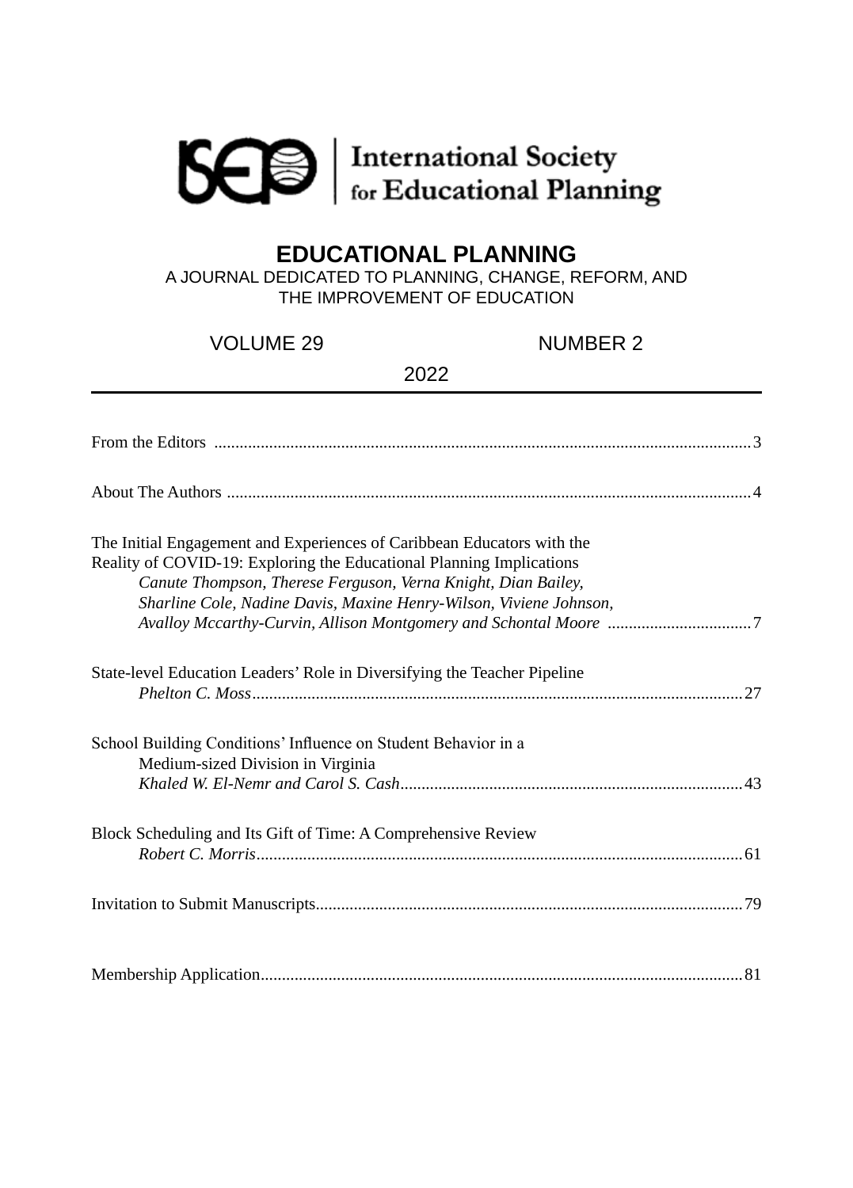International Society for Educational Planning

# EDUCATIONAL PLANNING

A JOURNAL DEDICATED TO PLANNING, CHANGE, REFORM, AND THE IMPROVEMENT OF EDUCATION

VOLUME 29 NUMBER 2

2022

---

From the Editors .......................................................... 3

About The Authors .......................................................... 4

The Initial Engagement and Experiences of Caribbean Educators with the Reality of COVID-19: Exploring the Educational Planning Implications
*Canute Thompson, Therese Ferguson, Verna Knight, Dian Bailey, Sharline Cole, Nadine Davis, Maxine Henry-Wilson, Viviene Johnson, Avalloy Mccarthy-Curvin, Allison Montgomery and Schontal Moore* .......................................................... 7

State-level Education Leaders' Role in Diversifying the Teacher Pipeline
*Phelton C. Moss* .......................................................... 27

School Building Conditions' Influence on Student Behavior in a Medium-sized Division in Virginia
*Khaled W. El-Nemr and Carol S. Cash* .......................................................... 43

Block Scheduling and Its Gift of Time: A Comprehensive Review
*Robert C. Morris* .......................................................... 61

Invitation to Submit Manuscripts .......................................................... 79

Membership Application .......................................................... 81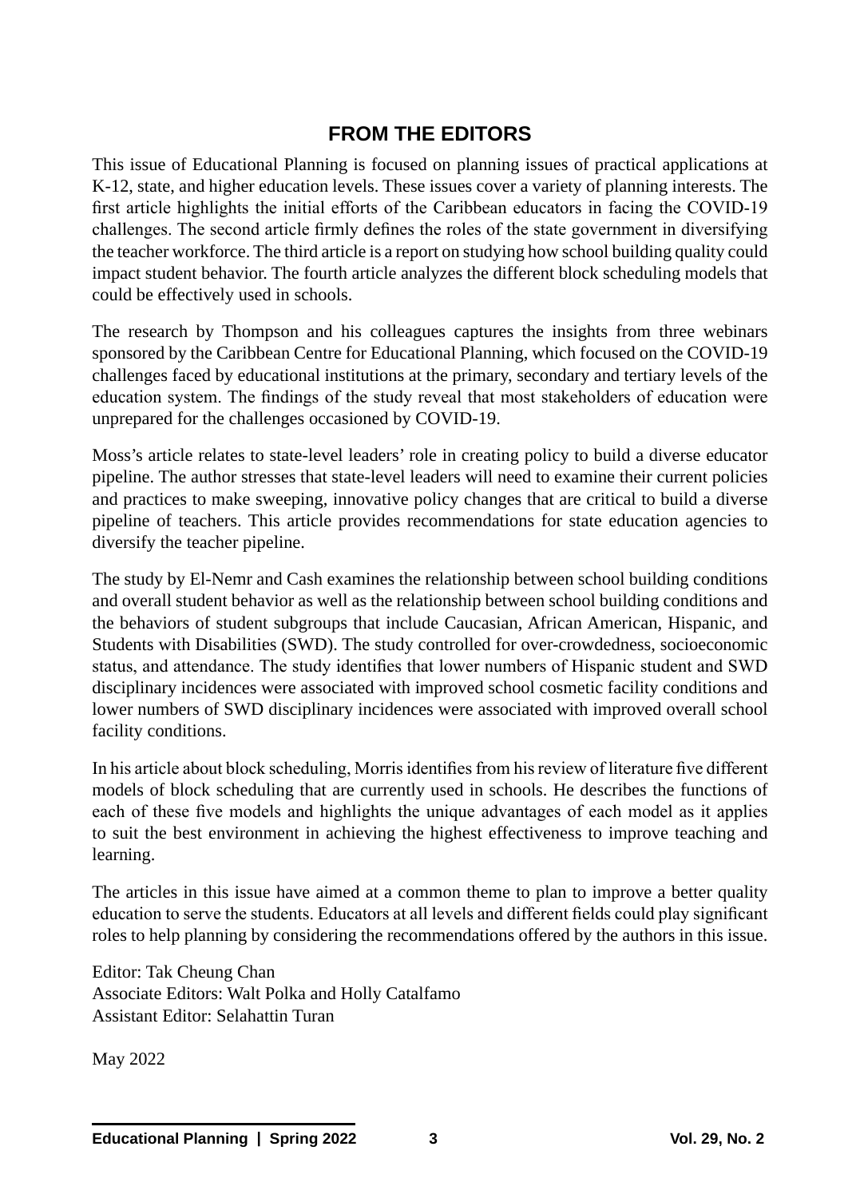# FROM THE EDITORS

This issue of Educational Planning is focused on planning issues of practical applications at K-12, state, and higher education levels. These issues cover a variety of planning interests. The first article highlights the initial efforts of the Caribbean educators in facing the COVID-19 challenges. The second article firmly defines the roles of the state government in diversifying the teacher workforce. The third article is a report on studying how school building quality could impact student behavior. The fourth article analyzes the different block scheduling models that could be effectively used in schools.

The research by Thompson and his colleagues captures the insights from three webinars sponsored by the Caribbean Centre for Educational Planning, which focused on the COVID-19 challenges faced by educational institutions at the primary, secondary and tertiary levels of the education system. The findings of the study reveal that most stakeholders of education were unprepared for the challenges occasioned by COVID-19.

Moss's article relates to state-level leaders' role in creating policy to build a diverse educator pipeline. The author stresses that state-level leaders will need to examine their current policies and practices to make sweeping, innovative policy changes that are critical to build a diverse pipeline of teachers. This article provides recommendations for state education agencies to diversify the teacher pipeline.

The study by El-Nemr and Cash examines the relationship between school building conditions and overall student behavior as well as the relationship between school building conditions and the behaviors of student subgroups that include Caucasian, African American, Hispanic, and Students with Disabilities (SWD). The study controlled for over-crowdedness, socioeconomic status, and attendance. The study identifies that lower numbers of Hispanic student and SWD disciplinary incidences were associated with improved school cosmetic facility conditions and lower numbers of SWD disciplinary incidences were associated with improved overall school facility conditions.

In his article about block scheduling, Morris identifies from his review of literature five different models of block scheduling that are currently used in schools. He describes the functions of each of these five models and highlights the unique advantages of each model as it applies to suit the best environment in achieving the highest effectiveness to improve teaching and learning.

The articles in this issue have aimed at a common theme to plan to improve a better quality education to serve the students. Educators at all levels and different fields could play significant roles to help planning by considering the recommendations offered by the authors in this issue.

Editor: Tak Cheung Chan
Associate Editors: Walt Polka and Holly Catalfamo
Assistant Editor: Selahattin Turan

May 2022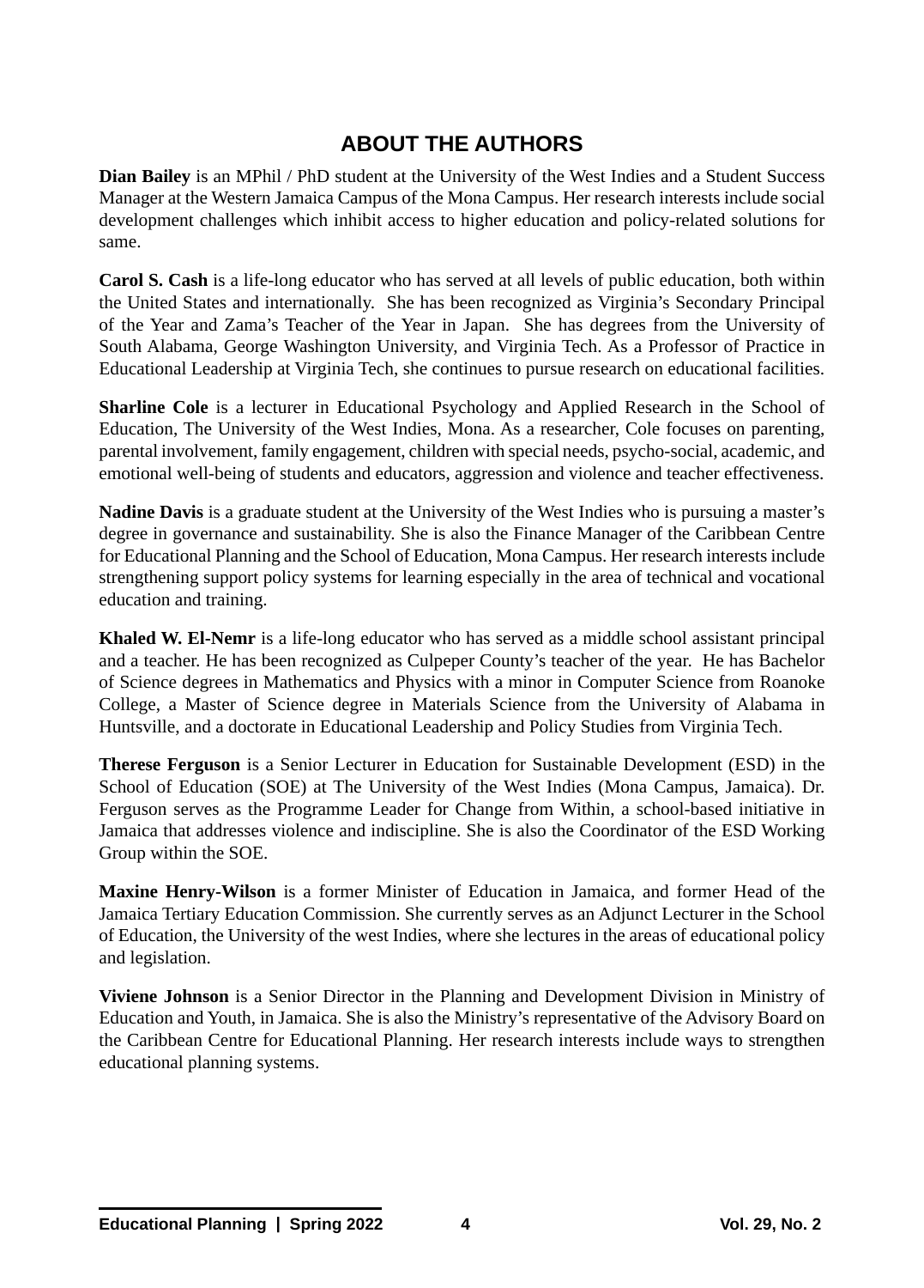# ABOUT THE AUTHORS

**Dian Bailey** is an MPhil / PhD student at the University of the West Indies and a Student Success Manager at the Western Jamaica Campus of the Mona Campus. Her research interests include social development challenges which inhibit access to higher education and policy-related solutions for same.

**Carol S. Cash** is a life-long educator who has served at all levels of public education, both within the United States and internationally. She has been recognized as Virginia's Secondary Principal of the Year and Zama's Teacher of the Year in Japan. She has degrees from the University of South Alabama, George Washington University, and Virginia Tech. As a Professor of Practice in Educational Leadership at Virginia Tech, she continues to pursue research on educational facilities.

**Sharline Cole** is a lecturer in Educational Psychology and Applied Research in the School of Education, The University of the West Indies, Mona. As a researcher, Cole focuses on parenting, parental involvement, family engagement, children with special needs, psycho-social, academic, and emotional well-being of students and educators, aggression and violence and teacher effectiveness.

**Nadine Davis** is a graduate student at the University of the West Indies who is pursuing a master's degree in governance and sustainability. She is also the Finance Manager of the Caribbean Centre for Educational Planning and the School of Education, Mona Campus. Her research interests include strengthening support policy systems for learning especially in the area of technical and vocational education and training.

**Khaled W. El-Nemr** is a life-long educator who has served as a middle school assistant principal and a teacher. He has been recognized as Culpeper County's teacher of the year. He has Bachelor of Science degrees in Mathematics and Physics with a minor in Computer Science from Roanoke College, a Master of Science degree in Materials Science from the University of Alabama in Huntsville, and a doctorate in Educational Leadership and Policy Studies from Virginia Tech.

**Therese Ferguson** is a Senior Lecturer in Education for Sustainable Development (ESD) in the School of Education (SOE) at The University of the West Indies (Mona Campus, Jamaica). Dr. Ferguson serves as the Programme Leader for Change from Within, a school-based initiative in Jamaica that addresses violence and indiscipline. She is also the Coordinator of the ESD Working Group within the SOE.

**Maxine Henry-Wilson** is a former Minister of Education in Jamaica, and former Head of the Jamaica Tertiary Education Commission. She currently serves as an Adjunct Lecturer in the School of Education, the University of the west Indies, where she lectures in the areas of educational policy and legislation.

**Viviene Johnson** is a Senior Director in the Planning and Development Division in Ministry of Education and Youth, in Jamaica. She is also the Ministry's representative of the Advisory Board on the Caribbean Centre for Educational Planning. Her research interests include ways to strengthen educational planning systems.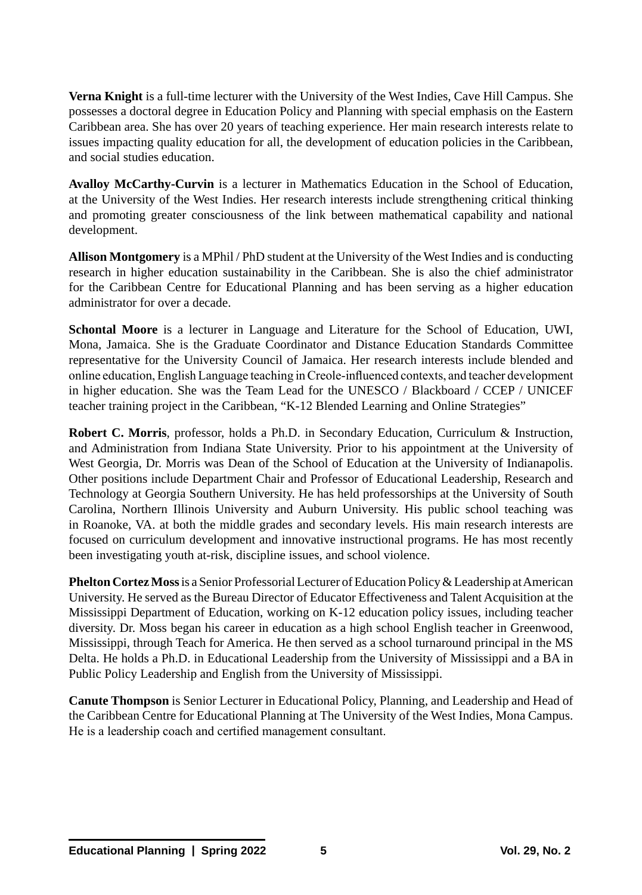**Verna Knight** is a full-time lecturer with the University of the West Indies, Cave Hill Campus. She possesses a doctoral degree in Education Policy and Planning with special emphasis on the Eastern Caribbean area. She has over 20 years of teaching experience. Her main research interests relate to issues impacting quality education for all, the development of education policies in the Caribbean, and social studies education.

**Avalloy McCarthy-Curvin** is a lecturer in Mathematics Education in the School of Education, at the University of the West Indies. Her research interests include strengthening critical thinking and promoting greater consciousness of the link between mathematical capability and national development.

**Allison Montgomery** is a MPhil / PhD student at the University of the West Indies and is conducting research in higher education sustainability in the Caribbean. She is also the chief administrator for the Caribbean Centre for Educational Planning and has been serving as a higher education administrator for over a decade.

**Schontal Moore** is a lecturer in Language and Literature for the School of Education, UWI, Mona, Jamaica. She is the Graduate Coordinator and Distance Education Standards Committee representative for the University Council of Jamaica. Her research interests include blended and online education, English Language teaching in Creole-influenced contexts, and teacher development in higher education. She was the Team Lead for the UNESCO / Blackboard / CCEP / UNICEF teacher training project in the Caribbean, "K-12 Blended Learning and Online Strategies"

**Robert C. Morris**, professor, holds a Ph.D. in Secondary Education, Curriculum & Instruction, and Administration from Indiana State University. Prior to his appointment at the University of West Georgia, Dr. Morris was Dean of the School of Education at the University of Indianapolis. Other positions include Department Chair and Professor of Educational Leadership, Research and Technology at Georgia Southern University. He has held professorships at the University of South Carolina, Northern Illinois University and Auburn University. His public school teaching was in Roanoke, VA. at both the middle grades and secondary levels. His main research interests are focused on curriculum development and innovative instructional programs. He has most recently been investigating youth at-risk, discipline issues, and school violence.

**Phelton Cortez Moss** is a Senior Professorial Lecturer of Education Policy & Leadership at American University. He served as the Bureau Director of Educator Effectiveness and Talent Acquisition at the Mississippi Department of Education, working on K-12 education policy issues, including teacher diversity. Dr. Moss began his career in education as a high school English teacher in Greenwood, Mississippi, through Teach for America. He then served as a school turnaround principal in the MS Delta. He holds a Ph.D. in Educational Leadership from the University of Mississippi and a BA in Public Policy Leadership and English from the University of Mississippi.

**Canute Thompson** is Senior Lecturer in Educational Policy, Planning, and Leadership and Head of the Caribbean Centre for Educational Planning at The University of the West Indies, Mona Campus. He is a leadership coach and certified management consultant.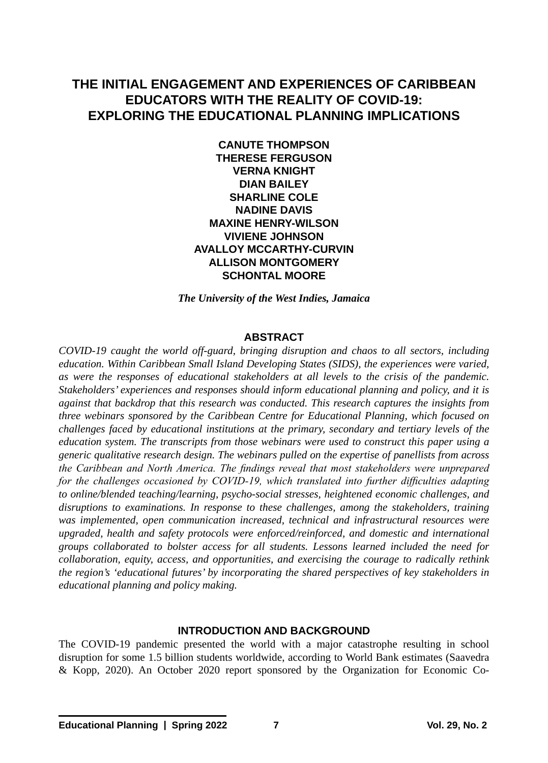# THE INITIAL ENGAGEMENT AND EXPERIENCES OF CARIBBEAN EDUCATORS WITH THE REALITY OF COVID-19: EXPLORING THE EDUCATIONAL PLANNING IMPLICATIONS

**CANUTE THOMPSON**
**THERESE FERGUSON**
**VERNA KNIGHT**
**DIAN BAILEY**
**SHARLINE COLE**
**NADINE DAVIS**
**MAXINE HENRY-WILSON**
**VIVIENE JOHNSON**
**AVALLOY MCCARTHY-CURVIN**
**ALLISON MONTGOMERY**
**SCHONTAL MOORE**

***The University of the West Indies, Jamaica***

## ABSTRACT

*COVID-19 caught the world off-guard, bringing disruption and chaos to all sectors, including education. Within Caribbean Small Island Developing States (SIDS), the experiences were varied, as were the responses of educational stakeholders at all levels to the crisis of the pandemic. Stakeholders' experiences and responses should inform educational planning and policy, and it is against that backdrop that this research was conducted. This research captures the insights from three webinars sponsored by the Caribbean Centre for Educational Planning, which focused on challenges faced by educational institutions at the primary, secondary and tertiary levels of the education system. The transcripts from those webinars were used to construct this paper using a generic qualitative research design. The webinars pulled on the expertise of panellists from across the Caribbean and North America. The findings reveal that most stakeholders were unprepared for the challenges occasioned by COVID-19, which translated into further difficulties adapting to online/blended teaching/learning, psycho-social stresses, heightened economic challenges, and disruptions to examinations. In response to these challenges, among the stakeholders, training was implemented, open communication increased, technical and infrastructural resources were upgraded, health and safety protocols were enforced/reinforced, and domestic and international groups collaborated to bolster access for all students. Lessons learned included the need for collaboration, equity, access, and opportunities, and exercising the courage to radically rethink the region's 'educational futures' by incorporating the shared perspectives of key stakeholders in educational planning and policy making.*

## INTRODUCTION AND BACKGROUND

The COVID-19 pandemic presented the world with a major catastrophe resulting in school disruption for some 1.5 billion students worldwide, according to World Bank estimates (Saavedra & Kopp, 2020). An October 2020 report sponsored by the Organization for Economic Co-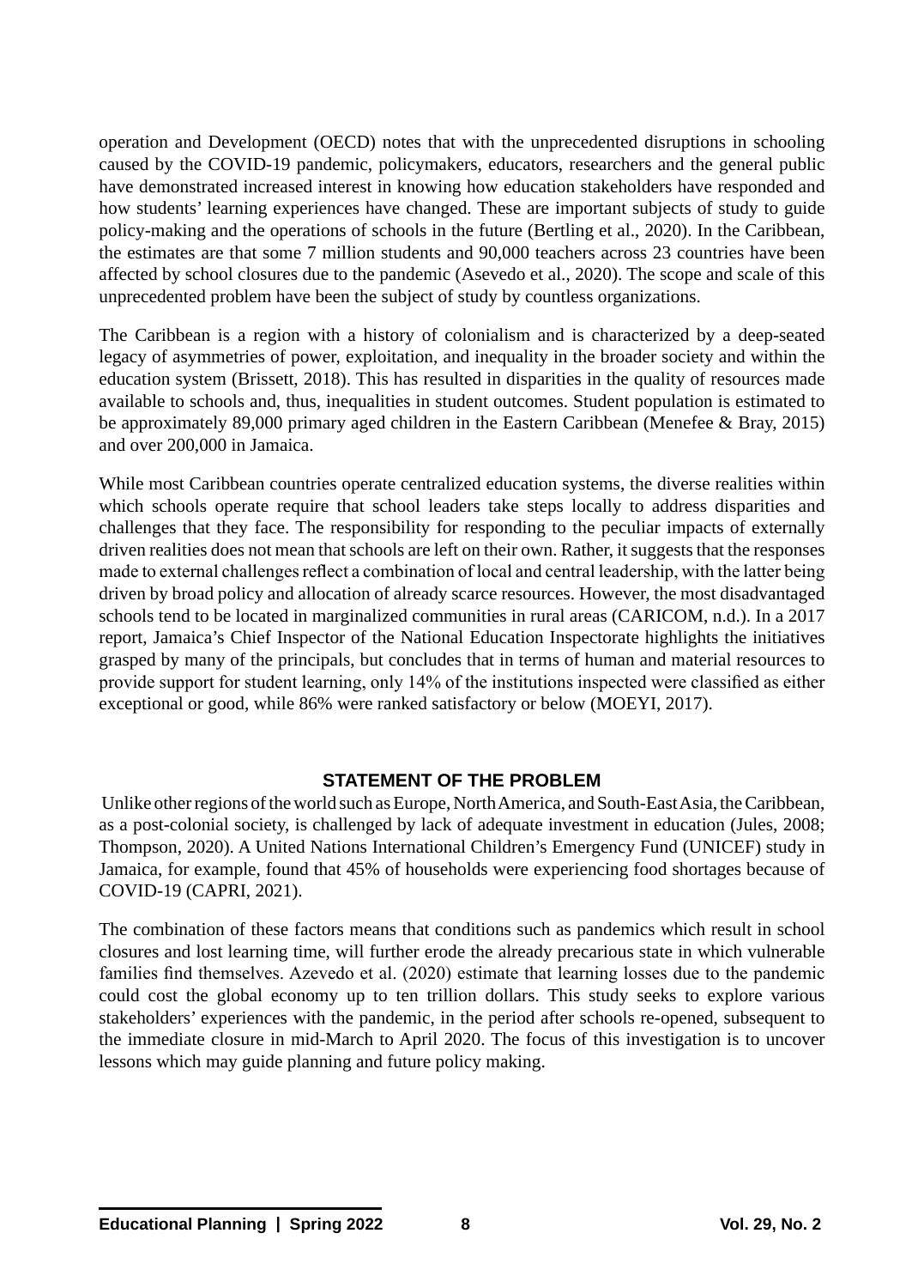operation and Development (OECD) notes that with the unprecedented disruptions in schooling caused by the COVID-19 pandemic, policymakers, educators, researchers and the general public have demonstrated increased interest in knowing how education stakeholders have responded and how students' learning experiences have changed. These are important subjects of study to guide policy-making and the operations of schools in the future (Bertling et al., 2020). In the Caribbean, the estimates are that some 7 million students and 90,000 teachers across 23 countries have been affected by school closures due to the pandemic (Asevedo et al., 2020). The scope and scale of this unprecedented problem have been the subject of study by countless organizations.

The Caribbean is a region with a history of colonialism and is characterized by a deep-seated legacy of asymmetries of power, exploitation, and inequality in the broader society and within the education system (Brissett, 2018). This has resulted in disparities in the quality of resources made available to schools and, thus, inequalities in student outcomes. Student population is estimated to be approximately 89,000 primary aged children in the Eastern Caribbean (Menefee & Bray, 2015) and over 200,000 in Jamaica.

While most Caribbean countries operate centralized education systems, the diverse realities within which schools operate require that school leaders take steps locally to address disparities and challenges that they face. The responsibility for responding to the peculiar impacts of externally driven realities does not mean that schools are left on their own. Rather, it suggests that the responses made to external challenges reflect a combination of local and central leadership, with the latter being driven by broad policy and allocation of already scarce resources. However, the most disadvantaged schools tend to be located in marginalized communities in rural areas (CARICOM, n.d.). In a 2017 report, Jamaica's Chief Inspector of the National Education Inspectorate highlights the initiatives grasped by many of the principals, but concludes that in terms of human and material resources to provide support for student learning, only 14% of the institutions inspected were classified as either exceptional or good, while 86% were ranked satisfactory or below (MOEYI, 2017).

## STATEMENT OF THE PROBLEM

Unlike other regions of the world such as Europe, North America, and South-East Asia, the Caribbean, as a post-colonial society, is challenged by lack of adequate investment in education (Jules, 2008; Thompson, 2020). A United Nations International Children's Emergency Fund (UNICEF) study in Jamaica, for example, found that 45% of households were experiencing food shortages because of COVID-19 (CAPRI, 2021).

The combination of these factors means that conditions such as pandemics which result in school closures and lost learning time, will further erode the already precarious state in which vulnerable families find themselves. Azevedo et al. (2020) estimate that learning losses due to the pandemic could cost the global economy up to ten trillion dollars. This study seeks to explore various stakeholders' experiences with the pandemic, in the period after schools re-opened, subsequent to the immediate closure in mid-March to April 2020. The focus of this investigation is to uncover lessons which may guide planning and future policy making.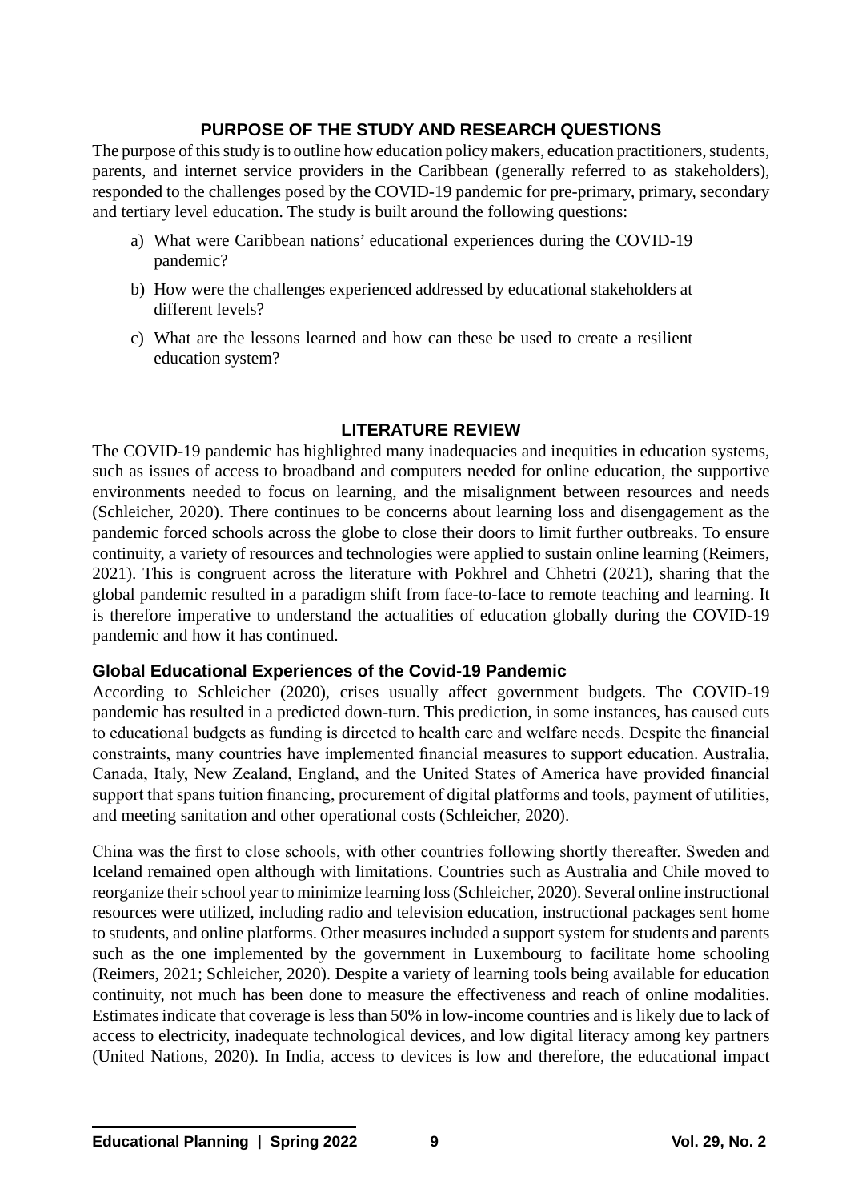## PURPOSE OF THE STUDY AND RESEARCH QUESTIONS

The purpose of this study is to outline how education policy makers, education practitioners, students, parents, and internet service providers in the Caribbean (generally referred to as stakeholders), responded to the challenges posed by the COVID-19 pandemic for pre-primary, primary, secondary and tertiary level education. The study is built around the following questions:

a) What were Caribbean nations' educational experiences during the COVID-19 pandemic?

b) How were the challenges experienced addressed by educational stakeholders at different levels?

c) What are the lessons learned and how can these be used to create a resilient education system?

## LITERATURE REVIEW

The COVID-19 pandemic has highlighted many inadequacies and inequities in education systems, such as issues of access to broadband and computers needed for online education, the supportive environments needed to focus on learning, and the misalignment between resources and needs (Schleicher, 2020). There continues to be concerns about learning loss and disengagement as the pandemic forced schools across the globe to close their doors to limit further outbreaks. To ensure continuity, a variety of resources and technologies were applied to sustain online learning (Reimers, 2021). This is congruent across the literature with Pokhrel and Chhetri (2021), sharing that the global pandemic resulted in a paradigm shift from face-to-face to remote teaching and learning. It is therefore imperative to understand the actualities of education globally during the COVID-19 pandemic and how it has continued.

### Global Educational Experiences of the Covid-19 Pandemic

According to Schleicher (2020), crises usually affect government budgets. The COVID-19 pandemic has resulted in a predicted down-turn. This prediction, in some instances, has caused cuts to educational budgets as funding is directed to health care and welfare needs. Despite the financial constraints, many countries have implemented financial measures to support education. Australia, Canada, Italy, New Zealand, England, and the United States of America have provided financial support that spans tuition financing, procurement of digital platforms and tools, payment of utilities, and meeting sanitation and other operational costs (Schleicher, 2020).

China was the first to close schools, with other countries following shortly thereafter. Sweden and Iceland remained open although with limitations. Countries such as Australia and Chile moved to reorganize their school year to minimize learning loss (Schleicher, 2020). Several online instructional resources were utilized, including radio and television education, instructional packages sent home to students, and online platforms. Other measures included a support system for students and parents such as the one implemented by the government in Luxembourg to facilitate home schooling (Reimers, 2021; Schleicher, 2020). Despite a variety of learning tools being available for education continuity, not much has been done to measure the effectiveness and reach of online modalities. Estimates indicate that coverage is less than 50% in low-income countries and is likely due to lack of access to electricity, inadequate technological devices, and low digital literacy among key partners (United Nations, 2020). In India, access to devices is low and therefore, the educational impact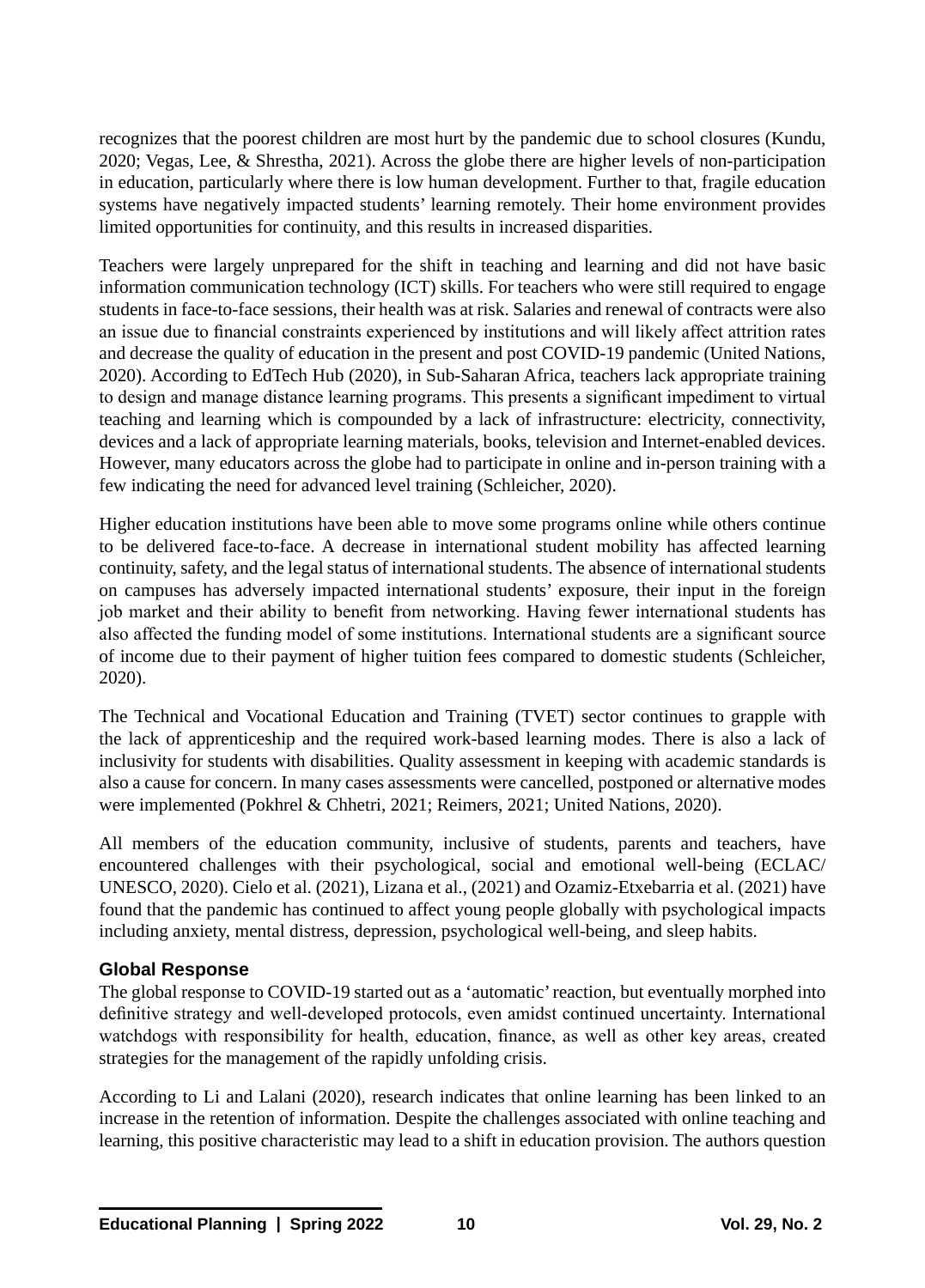recognizes that the poorest children are most hurt by the pandemic due to school closures (Kundu, 2020; Vegas, Lee, & Shrestha, 2021). Across the globe there are higher levels of non-participation in education, particularly where there is low human development. Further to that, fragile education systems have negatively impacted students' learning remotely. Their home environment provides limited opportunities for continuity, and this results in increased disparities.

Teachers were largely unprepared for the shift in teaching and learning and did not have basic information communication technology (ICT) skills. For teachers who were still required to engage students in face-to-face sessions, their health was at risk. Salaries and renewal of contracts were also an issue due to financial constraints experienced by institutions and will likely affect attrition rates and decrease the quality of education in the present and post COVID-19 pandemic (United Nations, 2020). According to EdTech Hub (2020), in Sub-Saharan Africa, teachers lack appropriate training to design and manage distance learning programs. This presents a significant impediment to virtual teaching and learning which is compounded by a lack of infrastructure: electricity, connectivity, devices and a lack of appropriate learning materials, books, television and Internet-enabled devices. However, many educators across the globe had to participate in online and in-person training with a few indicating the need for advanced level training (Schleicher, 2020).

Higher education institutions have been able to move some programs online while others continue to be delivered face-to-face. A decrease in international student mobility has affected learning continuity, safety, and the legal status of international students. The absence of international students on campuses has adversely impacted international students' exposure, their input in the foreign job market and their ability to benefit from networking. Having fewer international students has also affected the funding model of some institutions. International students are a significant source of income due to their payment of higher tuition fees compared to domestic students (Schleicher, 2020).

The Technical and Vocational Education and Training (TVET) sector continues to grapple with the lack of apprenticeship and the required work-based learning modes. There is also a lack of inclusivity for students with disabilities. Quality assessment in keeping with academic standards is also a cause for concern. In many cases assessments were cancelled, postponed or alternative modes were implemented (Pokhrel & Chhetri, 2021; Reimers, 2021; United Nations, 2020).

All members of the education community, inclusive of students, parents and teachers, have encountered challenges with their psychological, social and emotional well-being (ECLAC/UNESCO, 2020). Cielo et al. (2021), Lizana et al., (2021) and Ozamiz-Etxebarria et al. (2021) have found that the pandemic has continued to affect young people globally with psychological impacts including anxiety, mental distress, depression, psychological well-being, and sleep habits.

## Global Response

The global response to COVID-19 started out as a 'automatic' reaction, but eventually morphed into definitive strategy and well-developed protocols, even amidst continued uncertainty. International watchdogs with responsibility for health, education, finance, as well as other key areas, created strategies for the management of the rapidly unfolding crisis.

According to Li and Lalani (2020), research indicates that online learning has been linked to an increase in the retention of information. Despite the challenges associated with online teaching and learning, this positive characteristic may lead to a shift in education provision. The authors question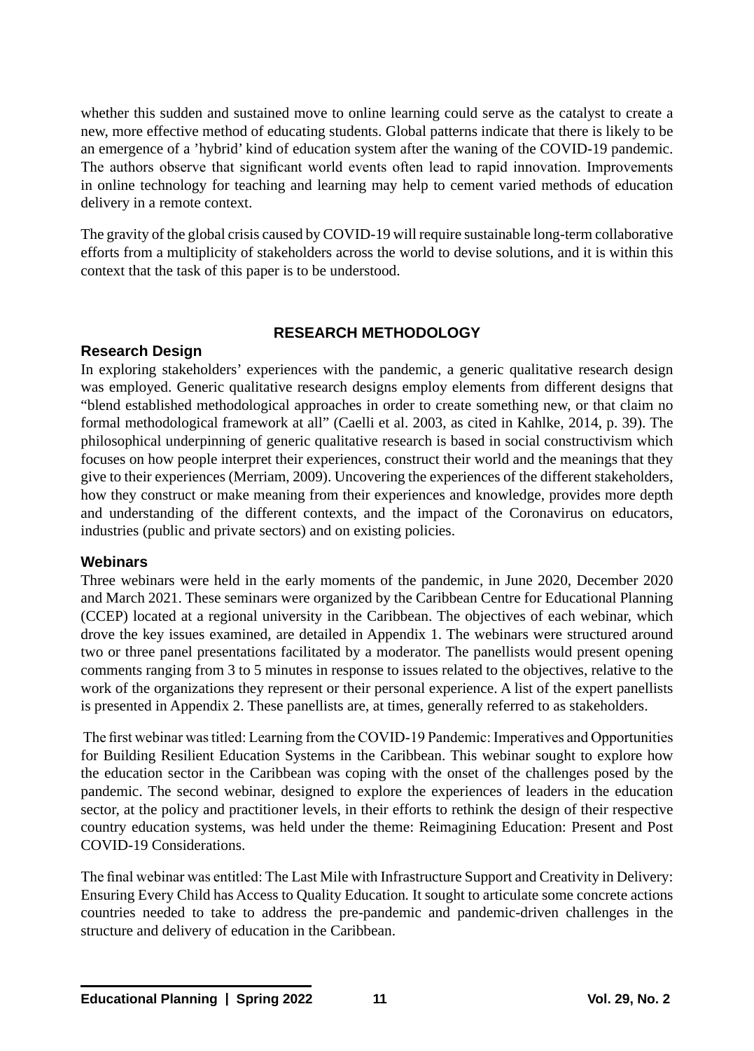whether this sudden and sustained move to online learning could serve as the catalyst to create a new, more effective method of educating students. Global patterns indicate that there is likely to be an emergence of a 'hybrid' kind of education system after the waning of the COVID-19 pandemic. The authors observe that significant world events often lead to rapid innovation. Improvements in online technology for teaching and learning may help to cement varied methods of education delivery in a remote context.

The gravity of the global crisis caused by COVID-19 will require sustainable long-term collaborative efforts from a multiplicity of stakeholders across the world to devise solutions, and it is within this context that the task of this paper is to be understood.

## RESEARCH METHODOLOGY

### Research Design

In exploring stakeholders' experiences with the pandemic, a generic qualitative research design was employed. Generic qualitative research designs employ elements from different designs that "blend established methodological approaches in order to create something new, or that claim no formal methodological framework at all" (Caelli et al. 2003, as cited in Kahlke, 2014, p. 39). The philosophical underpinning of generic qualitative research is based in social constructivism which focuses on how people interpret their experiences, construct their world and the meanings that they give to their experiences (Merriam, 2009). Uncovering the experiences of the different stakeholders, how they construct or make meaning from their experiences and knowledge, provides more depth and understanding of the different contexts, and the impact of the Coronavirus on educators, industries (public and private sectors) and on existing policies.

### Webinars

Three webinars were held in the early moments of the pandemic, in June 2020, December 2020 and March 2021. These seminars were organized by the Caribbean Centre for Educational Planning (CCEP) located at a regional university in the Caribbean. The objectives of each webinar, which drove the key issues examined, are detailed in Appendix 1. The webinars were structured around two or three panel presentations facilitated by a moderator. The panellists would present opening comments ranging from 3 to 5 minutes in response to issues related to the objectives, relative to the work of the organizations they represent or their personal experience. A list of the expert panellists is presented in Appendix 2. These panellists are, at times, generally referred to as stakeholders.

The first webinar was titled: Learning from the COVID-19 Pandemic: Imperatives and Opportunities for Building Resilient Education Systems in the Caribbean. This webinar sought to explore how the education sector in the Caribbean was coping with the onset of the challenges posed by the pandemic. The second webinar, designed to explore the experiences of leaders in the education sector, at the policy and practitioner levels, in their efforts to rethink the design of their respective country education systems, was held under the theme: Reimagining Education: Present and Post COVID-19 Considerations.

The final webinar was entitled: The Last Mile with Infrastructure Support and Creativity in Delivery: Ensuring Every Child has Access to Quality Education. It sought to articulate some concrete actions countries needed to take to address the pre-pandemic and pandemic-driven challenges in the structure and delivery of education in the Caribbean.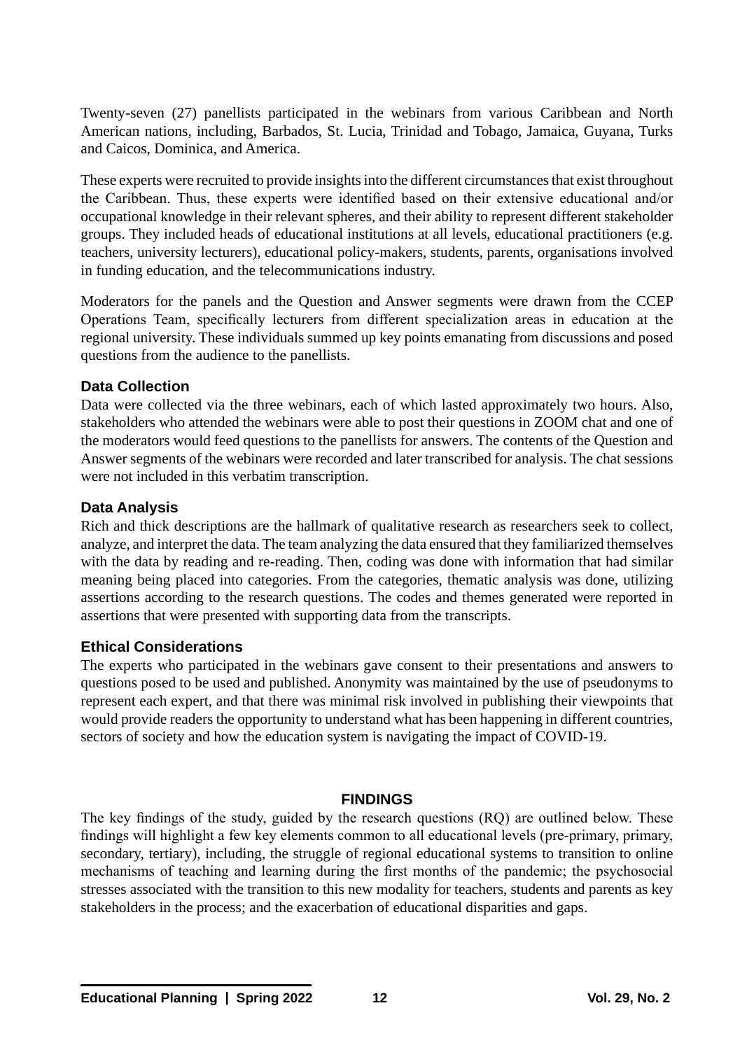Twenty-seven (27) panellists participated in the webinars from various Caribbean and North American nations, including, Barbados, St. Lucia, Trinidad and Tobago, Jamaica, Guyana, Turks and Caicos, Dominica, and America.

These experts were recruited to provide insights into the different circumstances that exist throughout the Caribbean. Thus, these experts were identified based on their extensive educational and/or occupational knowledge in their relevant spheres, and their ability to represent different stakeholder groups. They included heads of educational institutions at all levels, educational practitioners (e.g. teachers, university lecturers), educational policy-makers, students, parents, organisations involved in funding education, and the telecommunications industry.

Moderators for the panels and the Question and Answer segments were drawn from the CCEP Operations Team, specifically lecturers from different specialization areas in education at the regional university. These individuals summed up key points emanating from discussions and posed questions from the audience to the panellists.

### Data Collection

Data were collected via the three webinars, each of which lasted approximately two hours. Also, stakeholders who attended the webinars were able to post their questions in ZOOM chat and one of the moderators would feed questions to the panellists for answers. The contents of the Question and Answer segments of the webinars were recorded and later transcribed for analysis. The chat sessions were not included in this verbatim transcription.

### Data Analysis

Rich and thick descriptions are the hallmark of qualitative research as researchers seek to collect, analyze, and interpret the data. The team analyzing the data ensured that they familiarized themselves with the data by reading and re-reading. Then, coding was done with information that had similar meaning being placed into categories. From the categories, thematic analysis was done, utilizing assertions according to the research questions. The codes and themes generated were reported in assertions that were presented with supporting data from the transcripts.

### Ethical Considerations

The experts who participated in the webinars gave consent to their presentations and answers to questions posed to be used and published. Anonymity was maintained by the use of pseudonyms to represent each expert, and that there was minimal risk involved in publishing their viewpoints that would provide readers the opportunity to understand what has been happening in different countries, sectors of society and how the education system is navigating the impact of COVID-19.

## FINDINGS

The key findings of the study, guided by the research questions (RQ) are outlined below. These findings will highlight a few key elements common to all educational levels (pre-primary, primary, secondary, tertiary), including, the struggle of regional educational systems to transition to online mechanisms of teaching and learning during the first months of the pandemic; the psychosocial stresses associated with the transition to this new modality for teachers, students and parents as key stakeholders in the process; and the exacerbation of educational disparities and gaps.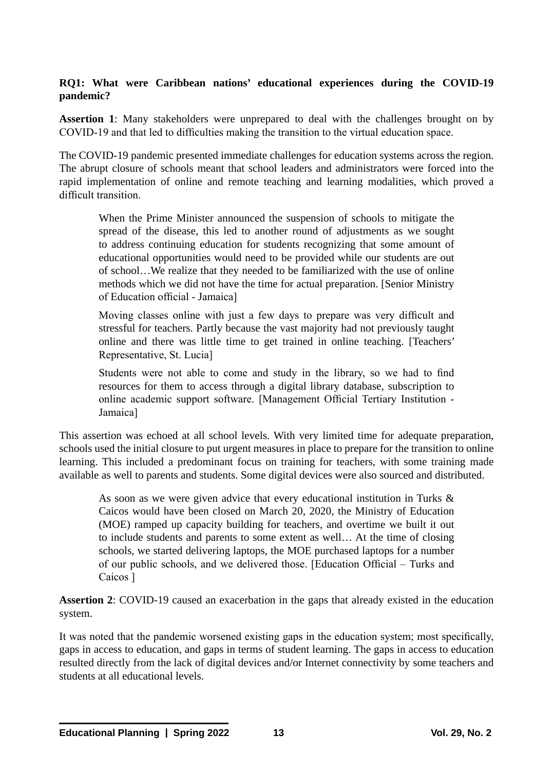**RQ1: What were Caribbean nations' educational experiences during the COVID-19 pandemic?**

**Assertion 1**: Many stakeholders were unprepared to deal with the challenges brought on by COVID-19 and that led to difficulties making the transition to the virtual education space.

The COVID-19 pandemic presented immediate challenges for education systems across the region. The abrupt closure of schools meant that school leaders and administrators were forced into the rapid implementation of online and remote teaching and learning modalities, which proved a difficult transition.

> When the Prime Minister announced the suspension of schools to mitigate the spread of the disease, this led to another round of adjustments as we sought to address continuing education for students recognizing that some amount of educational opportunities would need to be provided while our students are out of school…We realize that they needed to be familiarized with the use of online methods which we did not have the time for actual preparation. [Senior Ministry of Education official - Jamaica]
>
> Moving classes online with just a few days to prepare was very difficult and stressful for teachers. Partly because the vast majority had not previously taught online and there was little time to get trained in online teaching. [Teachers' Representative, St. Lucia]
>
> Students were not able to come and study in the library, so we had to find resources for them to access through a digital library database, subscription to online academic support software. [Management Official Tertiary Institution - Jamaica]

This assertion was echoed at all school levels. With very limited time for adequate preparation, schools used the initial closure to put urgent measures in place to prepare for the transition to online learning. This included a predominant focus on training for teachers, with some training made available as well to parents and students. Some digital devices were also sourced and distributed.

> As soon as we were given advice that every educational institution in Turks & Caicos would have been closed on March 20, 2020, the Ministry of Education (MOE) ramped up capacity building for teachers, and overtime we built it out to include students and parents to some extent as well… At the time of closing schools, we started delivering laptops, the MOE purchased laptops for a number of our public schools, and we delivered those. [Education Official – Turks and Caicos ]

**Assertion 2**: COVID-19 caused an exacerbation in the gaps that already existed in the education system.

It was noted that the pandemic worsened existing gaps in the education system; most specifically, gaps in access to education, and gaps in terms of student learning. The gaps in access to education resulted directly from the lack of digital devices and/or Internet connectivity by some teachers and students at all educational levels.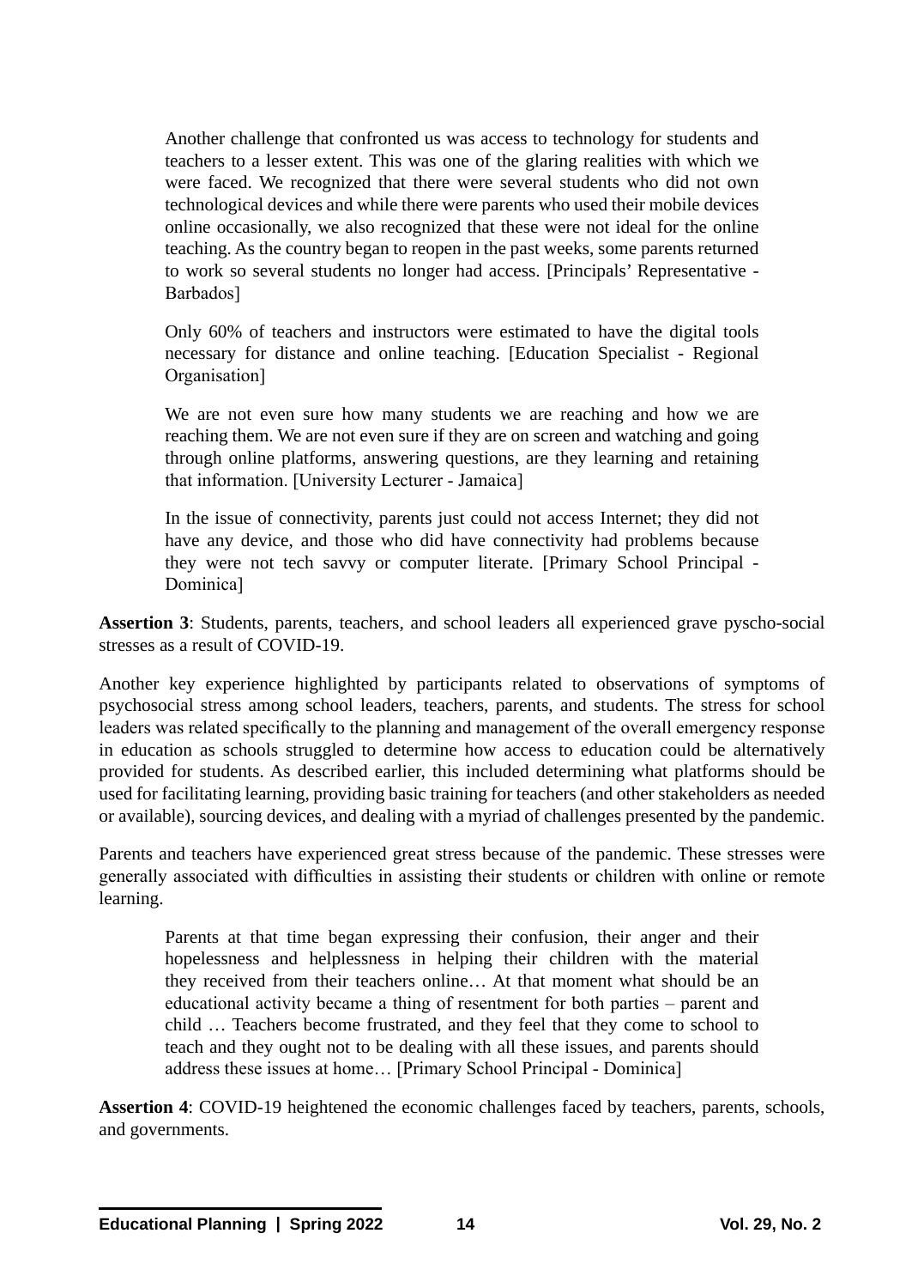> Another challenge that confronted us was access to technology for students and teachers to a lesser extent. This was one of the glaring realities with which we were faced. We recognized that there were several students who did not own technological devices and while there were parents who used their mobile devices online occasionally, we also recognized that these were not ideal for the online teaching. As the country began to reopen in the past weeks, some parents returned to work so several students no longer had access. [Principals' Representative - Barbados]

> Only 60% of teachers and instructors were estimated to have the digital tools necessary for distance and online teaching. [Education Specialist - Regional Organisation]

> We are not even sure how many students we are reaching and how we are reaching them. We are not even sure if they are on screen and watching and going through online platforms, answering questions, are they learning and retaining that information. [University Lecturer - Jamaica]

> In the issue of connectivity, parents just could not access Internet; they did not have any device, and those who did have connectivity had problems because they were not tech savvy or computer literate. [Primary School Principal - Dominica]

**Assertion 3**: Students, parents, teachers, and school leaders all experienced grave pyscho-social stresses as a result of COVID-19.

Another key experience highlighted by participants related to observations of symptoms of psychosocial stress among school leaders, teachers, parents, and students. The stress for school leaders was related specifically to the planning and management of the overall emergency response in education as schools struggled to determine how access to education could be alternatively provided for students. As described earlier, this included determining what platforms should be used for facilitating learning, providing basic training for teachers (and other stakeholders as needed or available), sourcing devices, and dealing with a myriad of challenges presented by the pandemic.

Parents and teachers have experienced great stress because of the pandemic. These stresses were generally associated with difficulties in assisting their students or children with online or remote learning.

> Parents at that time began expressing their confusion, their anger and their hopelessness and helplessness in helping their children with the material they received from their teachers online… At that moment what should be an educational activity became a thing of resentment for both parties – parent and child … Teachers become frustrated, and they feel that they come to school to teach and they ought not to be dealing with all these issues, and parents should address these issues at home… [Primary School Principal - Dominica]

**Assertion 4**: COVID-19 heightened the economic challenges faced by teachers, parents, schools, and governments.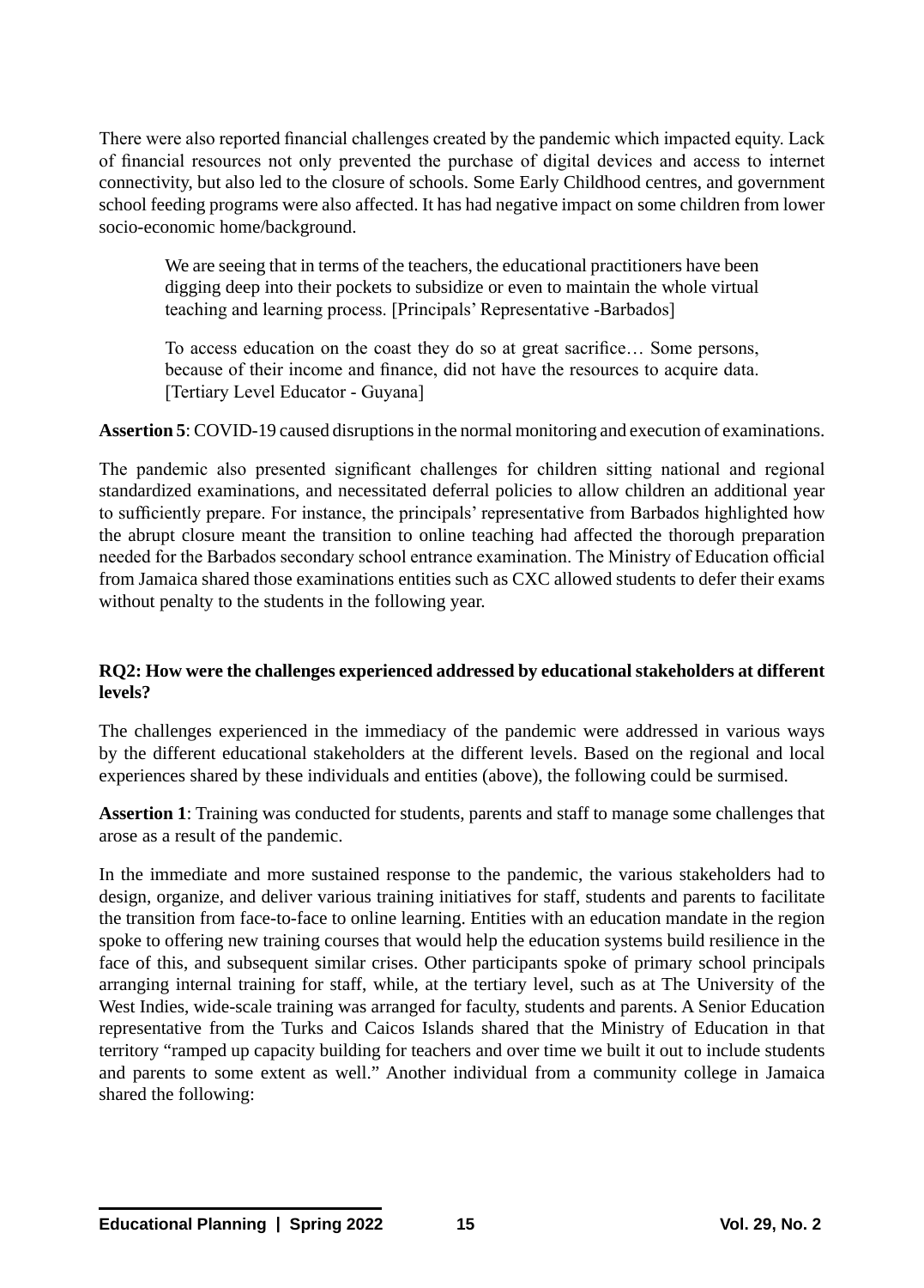There were also reported financial challenges created by the pandemic which impacted equity. Lack of financial resources not only prevented the purchase of digital devices and access to internet connectivity, but also led to the closure of schools. Some Early Childhood centres, and government school feeding programs were also affected. It has had negative impact on some children from lower socio-economic home/background.

> We are seeing that in terms of the teachers, the educational practitioners have been digging deep into their pockets to subsidize or even to maintain the whole virtual teaching and learning process. [Principals' Representative -Barbados]

> To access education on the coast they do so at great sacrifice… Some persons, because of their income and finance, did not have the resources to acquire data. [Tertiary Level Educator - Guyana]

**Assertion 5**: COVID-19 caused disruptions in the normal monitoring and execution of examinations.

The pandemic also presented significant challenges for children sitting national and regional standardized examinations, and necessitated deferral policies to allow children an additional year to sufficiently prepare. For instance, the principals' representative from Barbados highlighted how the abrupt closure meant the transition to online teaching had affected the thorough preparation needed for the Barbados secondary school entrance examination. The Ministry of Education official from Jamaica shared those examinations entities such as CXC allowed students to defer their exams without penalty to the students in the following year.

**RQ2: How were the challenges experienced addressed by educational stakeholders at different levels?**

The challenges experienced in the immediacy of the pandemic were addressed in various ways by the different educational stakeholders at the different levels. Based on the regional and local experiences shared by these individuals and entities (above), the following could be surmised.

**Assertion 1**: Training was conducted for students, parents and staff to manage some challenges that arose as a result of the pandemic.

In the immediate and more sustained response to the pandemic, the various stakeholders had to design, organize, and deliver various training initiatives for staff, students and parents to facilitate the transition from face-to-face to online learning. Entities with an education mandate in the region spoke to offering new training courses that would help the education systems build resilience in the face of this, and subsequent similar crises. Other participants spoke of primary school principals arranging internal training for staff, while, at the tertiary level, such as at The University of the West Indies, wide-scale training was arranged for faculty, students and parents. A Senior Education representative from the Turks and Caicos Islands shared that the Ministry of Education in that territory "ramped up capacity building for teachers and over time we built it out to include students and parents to some extent as well." Another individual from a community college in Jamaica shared the following: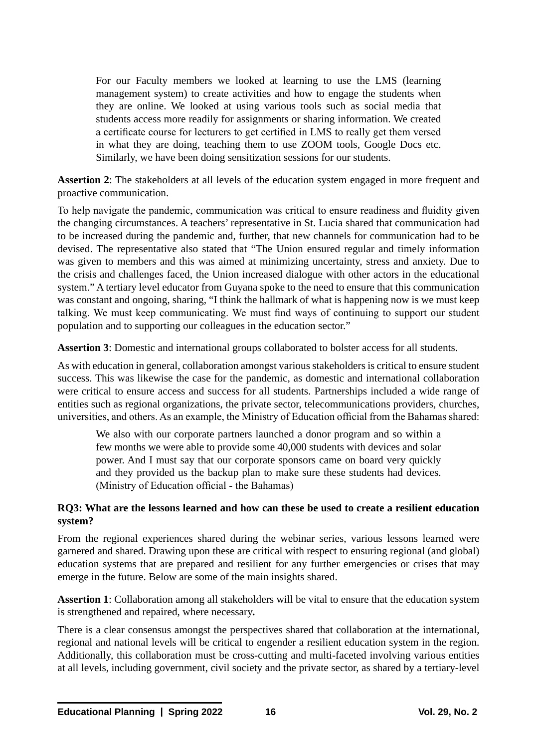> For our Faculty members we looked at learning to use the LMS (learning management system) to create activities and how to engage the students when they are online. We looked at using various tools such as social media that students access more readily for assignments or sharing information. We created a certificate course for lecturers to get certified in LMS to really get them versed in what they are doing, teaching them to use ZOOM tools, Google Docs etc. Similarly, we have been doing sensitization sessions for our students.

**Assertion 2**: The stakeholders at all levels of the education system engaged in more frequent and proactive communication.

To help navigate the pandemic, communication was critical to ensure readiness and fluidity given the changing circumstances. A teachers' representative in St. Lucia shared that communication had to be increased during the pandemic and, further, that new channels for communication had to be devised. The representative also stated that "The Union ensured regular and timely information was given to members and this was aimed at minimizing uncertainty, stress and anxiety. Due to the crisis and challenges faced, the Union increased dialogue with other actors in the educational system." A tertiary level educator from Guyana spoke to the need to ensure that this communication was constant and ongoing, sharing, "I think the hallmark of what is happening now is we must keep talking. We must keep communicating. We must find ways of continuing to support our student population and to supporting our colleagues in the education sector."

**Assertion 3**: Domestic and international groups collaborated to bolster access for all students.

As with education in general, collaboration amongst various stakeholders is critical to ensure student success. This was likewise the case for the pandemic, as domestic and international collaboration were critical to ensure access and success for all students. Partnerships included a wide range of entities such as regional organizations, the private sector, telecommunications providers, churches, universities, and others. As an example, the Ministry of Education official from the Bahamas shared:

> We also with our corporate partners launched a donor program and so within a few months we were able to provide some 40,000 students with devices and solar power. And I must say that our corporate sponsors came on board very quickly and they provided us the backup plan to make sure these students had devices. (Ministry of Education official - the Bahamas)

**RQ3: What are the lessons learned and how can these be used to create a resilient education system?**

From the regional experiences shared during the webinar series, various lessons learned were garnered and shared. Drawing upon these are critical with respect to ensuring regional (and global) education systems that are prepared and resilient for any further emergencies or crises that may emerge in the future. Below are some of the main insights shared.

**Assertion 1**: Collaboration among all stakeholders will be vital to ensure that the education system is strengthened and repaired, where necessary**.**

There is a clear consensus amongst the perspectives shared that collaboration at the international, regional and national levels will be critical to engender a resilient education system in the region. Additionally, this collaboration must be cross-cutting and multi-faceted involving various entities at all levels, including government, civil society and the private sector, as shared by a tertiary-level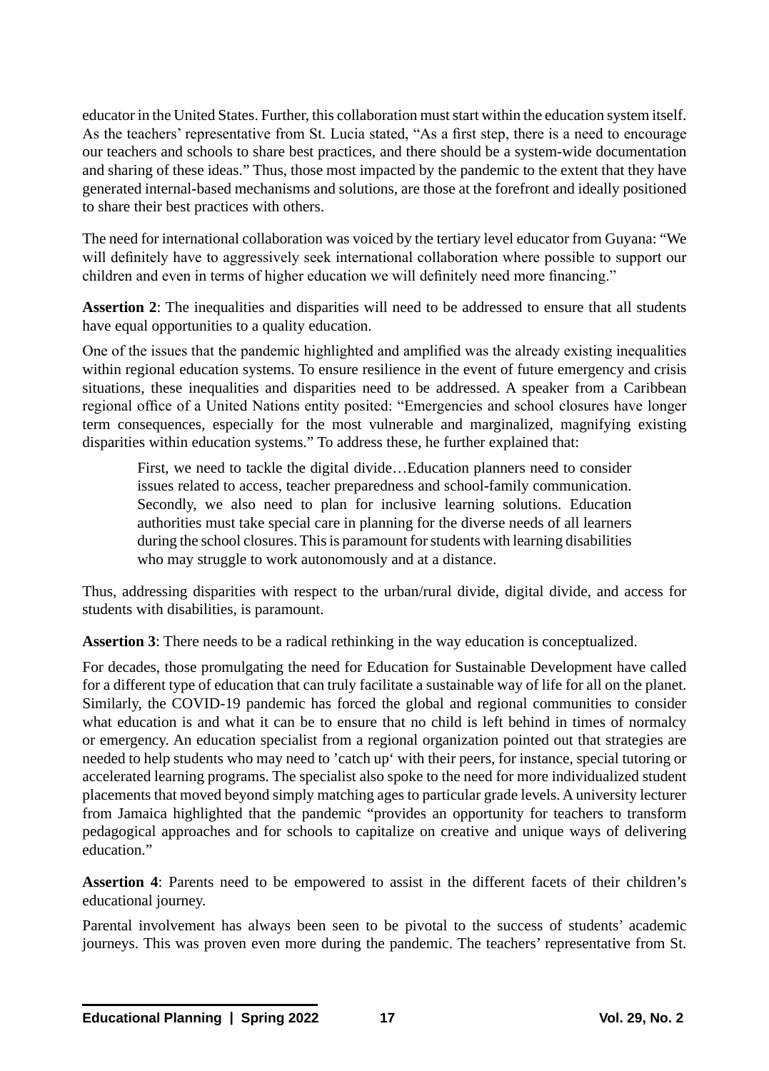educator in the United States. Further, this collaboration must start within the education system itself. As the teachers' representative from St. Lucia stated, "As a first step, there is a need to encourage our teachers and schools to share best practices, and there should be a system-wide documentation and sharing of these ideas." Thus, those most impacted by the pandemic to the extent that they have generated internal-based mechanisms and solutions, are those at the forefront and ideally positioned to share their best practices with others.

The need for international collaboration was voiced by the tertiary level educator from Guyana: "We will definitely have to aggressively seek international collaboration where possible to support our children and even in terms of higher education we will definitely need more financing."

**Assertion 2**: The inequalities and disparities will need to be addressed to ensure that all students have equal opportunities to a quality education.

One of the issues that the pandemic highlighted and amplified was the already existing inequalities within regional education systems. To ensure resilience in the event of future emergency and crisis situations, these inequalities and disparities need to be addressed. A speaker from a Caribbean regional office of a United Nations entity posited: "Emergencies and school closures have longer term consequences, especially for the most vulnerable and marginalized, magnifying existing disparities within education systems." To address these, he further explained that:

> First, we need to tackle the digital divide…Education planners need to consider issues related to access, teacher preparedness and school-family communication. Secondly, we also need to plan for inclusive learning solutions. Education authorities must take special care in planning for the diverse needs of all learners during the school closures. This is paramount for students with learning disabilities who may struggle to work autonomously and at a distance.

Thus, addressing disparities with respect to the urban/rural divide, digital divide, and access for students with disabilities, is paramount.

**Assertion 3**: There needs to be a radical rethinking in the way education is conceptualized.

For decades, those promulgating the need for Education for Sustainable Development have called for a different type of education that can truly facilitate a sustainable way of life for all on the planet. Similarly, the COVID-19 pandemic has forced the global and regional communities to consider what education is and what it can be to ensure that no child is left behind in times of normalcy or emergency. An education specialist from a regional organization pointed out that strategies are needed to help students who may need to 'catch up' with their peers, for instance, special tutoring or accelerated learning programs. The specialist also spoke to the need for more individualized student placements that moved beyond simply matching ages to particular grade levels. A university lecturer from Jamaica highlighted that the pandemic "provides an opportunity for teachers to transform pedagogical approaches and for schools to capitalize on creative and unique ways of delivering education."

**Assertion 4**: Parents need to be empowered to assist in the different facets of their children's educational journey.

Parental involvement has always been seen to be pivotal to the success of students' academic journeys. This was proven even more during the pandemic. The teachers' representative from St.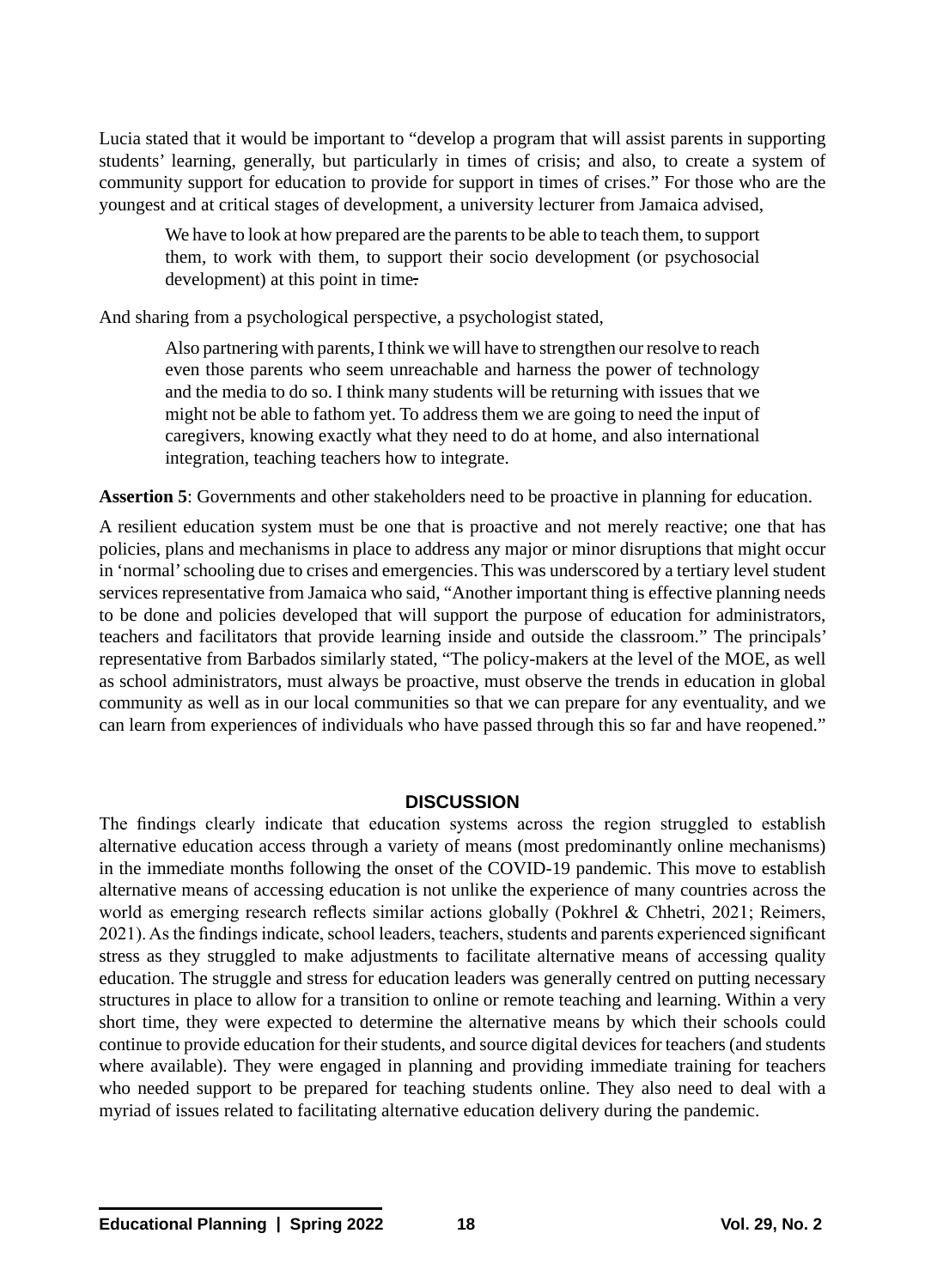Lucia stated that it would be important to "develop a program that will assist parents in supporting students' learning, generally, but particularly in times of crisis; and also, to create a system of community support for education to provide for support in times of crises." For those who are the youngest and at critical stages of development, a university lecturer from Jamaica advised,

> We have to look at how prepared are the parents to be able to teach them, to support them, to work with them, to support their socio development (or psychosocial development) at this point in time.

And sharing from a psychological perspective, a psychologist stated,

> Also partnering with parents, I think we will have to strengthen our resolve to reach even those parents who seem unreachable and harness the power of technology and the media to do so. I think many students will be returning with issues that we might not be able to fathom yet. To address them we are going to need the input of caregivers, knowing exactly what they need to do at home, and also international integration, teaching teachers how to integrate.

**Assertion 5**: Governments and other stakeholders need to be proactive in planning for education.

A resilient education system must be one that is proactive and not merely reactive; one that has policies, plans and mechanisms in place to address any major or minor disruptions that might occur in 'normal' schooling due to crises and emergencies. This was underscored by a tertiary level student services representative from Jamaica who said, "Another important thing is effective planning needs to be done and policies developed that will support the purpose of education for administrators, teachers and facilitators that provide learning inside and outside the classroom." The principals' representative from Barbados similarly stated, "The policy-makers at the level of the MOE, as well as school administrators, must always be proactive, must observe the trends in education in global community as well as in our local communities so that we can prepare for any eventuality, and we can learn from experiences of individuals who have passed through this so far and have reopened."

## DISCUSSION

The findings clearly indicate that education systems across the region struggled to establish alternative education access through a variety of means (most predominantly online mechanisms) in the immediate months following the onset of the COVID-19 pandemic. This move to establish alternative means of accessing education is not unlike the experience of many countries across the world as emerging research reflects similar actions globally (Pokhrel & Chhetri, 2021; Reimers, 2021). As the findings indicate, school leaders, teachers, students and parents experienced significant stress as they struggled to make adjustments to facilitate alternative means of accessing quality education. The struggle and stress for education leaders was generally centred on putting necessary structures in place to allow for a transition to online or remote teaching and learning. Within a very short time, they were expected to determine the alternative means by which their schools could continue to provide education for their students, and source digital devices for teachers (and students where available). They were engaged in planning and providing immediate training for teachers who needed support to be prepared for teaching students online. They also need to deal with a myriad of issues related to facilitating alternative education delivery during the pandemic.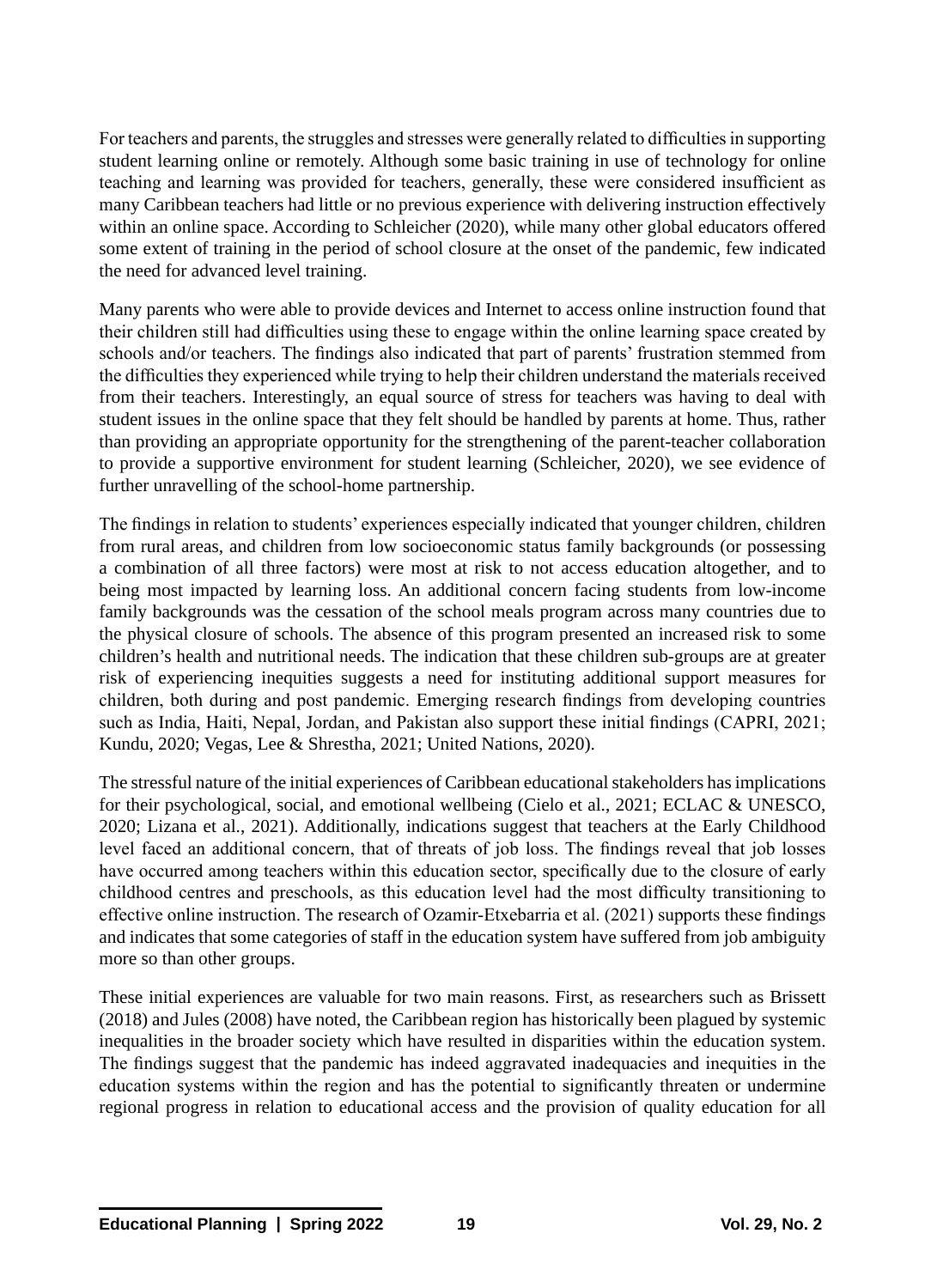For teachers and parents, the struggles and stresses were generally related to difficulties in supporting student learning online or remotely. Although some basic training in use of technology for online teaching and learning was provided for teachers, generally, these were considered insufficient as many Caribbean teachers had little or no previous experience with delivering instruction effectively within an online space. According to Schleicher (2020), while many other global educators offered some extent of training in the period of school closure at the onset of the pandemic, few indicated the need for advanced level training.

Many parents who were able to provide devices and Internet to access online instruction found that their children still had difficulties using these to engage within the online learning space created by schools and/or teachers. The findings also indicated that part of parents' frustration stemmed from the difficulties they experienced while trying to help their children understand the materials received from their teachers. Interestingly, an equal source of stress for teachers was having to deal with student issues in the online space that they felt should be handled by parents at home. Thus, rather than providing an appropriate opportunity for the strengthening of the parent-teacher collaboration to provide a supportive environment for student learning (Schleicher, 2020), we see evidence of further unravelling of the school-home partnership.

The findings in relation to students' experiences especially indicated that younger children, children from rural areas, and children from low socioeconomic status family backgrounds (or possessing a combination of all three factors) were most at risk to not access education altogether, and to being most impacted by learning loss. An additional concern facing students from low-income family backgrounds was the cessation of the school meals program across many countries due to the physical closure of schools. The absence of this program presented an increased risk to some children's health and nutritional needs. The indication that these children sub-groups are at greater risk of experiencing inequities suggests a need for instituting additional support measures for children, both during and post pandemic. Emerging research findings from developing countries such as India, Haiti, Nepal, Jordan, and Pakistan also support these initial findings (CAPRI, 2021; Kundu, 2020; Vegas, Lee & Shrestha, 2021; United Nations, 2020).

The stressful nature of the initial experiences of Caribbean educational stakeholders has implications for their psychological, social, and emotional wellbeing (Cielo et al., 2021; ECLAC & UNESCO, 2020; Lizana et al., 2021). Additionally, indications suggest that teachers at the Early Childhood level faced an additional concern, that of threats of job loss. The findings reveal that job losses have occurred among teachers within this education sector, specifically due to the closure of early childhood centres and preschools, as this education level had the most difficulty transitioning to effective online instruction. The research of Ozamir-Etxebarria et al. (2021) supports these findings and indicates that some categories of staff in the education system have suffered from job ambiguity more so than other groups.

These initial experiences are valuable for two main reasons. First, as researchers such as Brissett (2018) and Jules (2008) have noted, the Caribbean region has historically been plagued by systemic inequalities in the broader society which have resulted in disparities within the education system. The findings suggest that the pandemic has indeed aggravated inadequacies and inequities in the education systems within the region and has the potential to significantly threaten or undermine regional progress in relation to educational access and the provision of quality education for all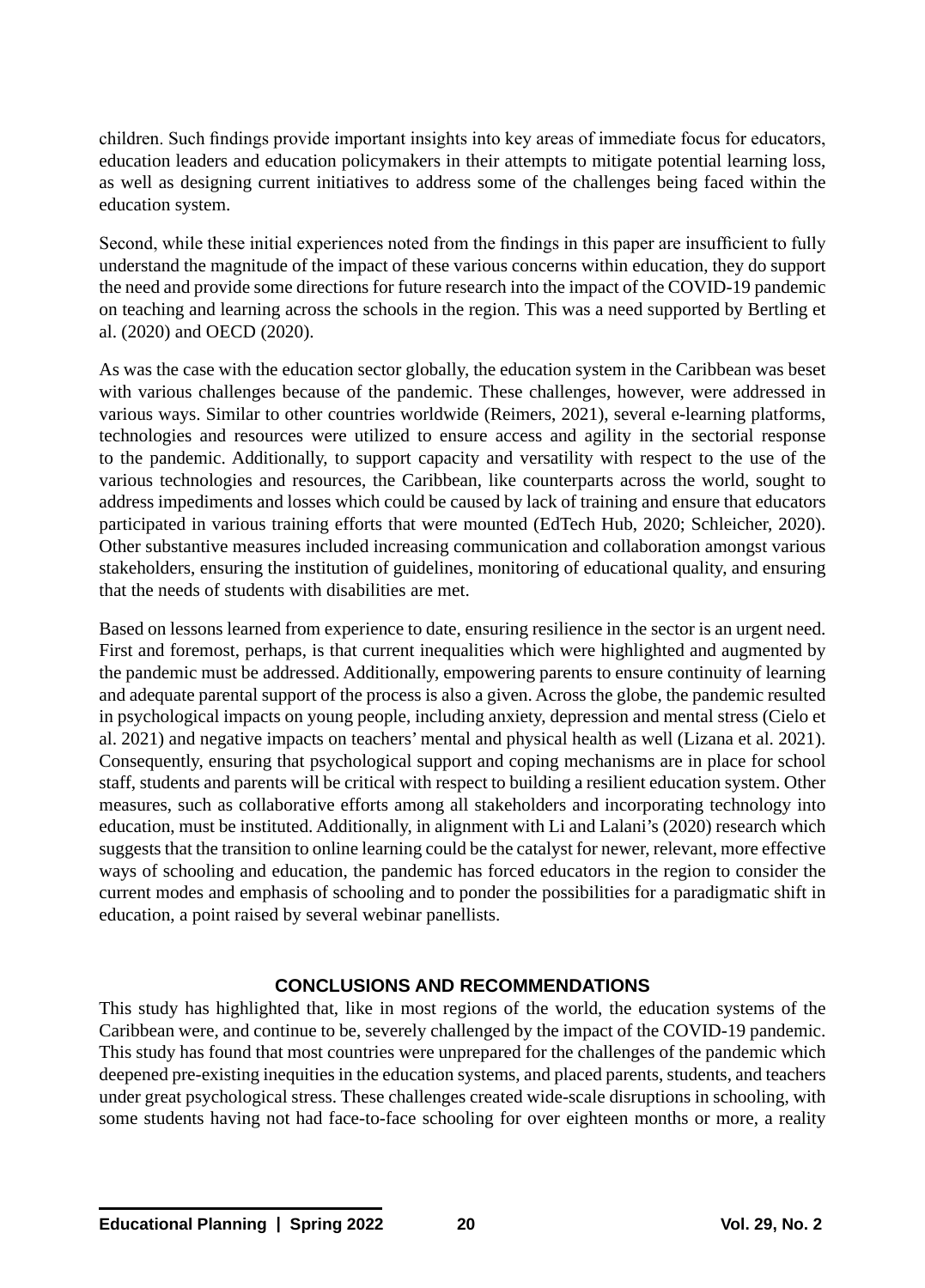children. Such findings provide important insights into key areas of immediate focus for educators, education leaders and education policymakers in their attempts to mitigate potential learning loss, as well as designing current initiatives to address some of the challenges being faced within the education system.

Second, while these initial experiences noted from the findings in this paper are insufficient to fully understand the magnitude of the impact of these various concerns within education, they do support the need and provide some directions for future research into the impact of the COVID-19 pandemic on teaching and learning across the schools in the region. This was a need supported by Bertling et al. (2020) and OECD (2020).

As was the case with the education sector globally, the education system in the Caribbean was beset with various challenges because of the pandemic. These challenges, however, were addressed in various ways. Similar to other countries worldwide (Reimers, 2021), several e-learning platforms, technologies and resources were utilized to ensure access and agility in the sectorial response to the pandemic. Additionally, to support capacity and versatility with respect to the use of the various technologies and resources, the Caribbean, like counterparts across the world, sought to address impediments and losses which could be caused by lack of training and ensure that educators participated in various training efforts that were mounted (EdTech Hub, 2020; Schleicher, 2020). Other substantive measures included increasing communication and collaboration amongst various stakeholders, ensuring the institution of guidelines, monitoring of educational quality, and ensuring that the needs of students with disabilities are met.

Based on lessons learned from experience to date, ensuring resilience in the sector is an urgent need. First and foremost, perhaps, is that current inequalities which were highlighted and augmented by the pandemic must be addressed. Additionally, empowering parents to ensure continuity of learning and adequate parental support of the process is also a given. Across the globe, the pandemic resulted in psychological impacts on young people, including anxiety, depression and mental stress (Cielo et al. 2021) and negative impacts on teachers' mental and physical health as well (Lizana et al. 2021). Consequently, ensuring that psychological support and coping mechanisms are in place for school staff, students and parents will be critical with respect to building a resilient education system. Other measures, such as collaborative efforts among all stakeholders and incorporating technology into education, must be instituted. Additionally, in alignment with Li and Lalani's (2020) research which suggests that the transition to online learning could be the catalyst for newer, relevant, more effective ways of schooling and education, the pandemic has forced educators in the region to consider the current modes and emphasis of schooling and to ponder the possibilities for a paradigmatic shift in education, a point raised by several webinar panellists.

## CONCLUSIONS AND RECOMMENDATIONS

This study has highlighted that, like in most regions of the world, the education systems of the Caribbean were, and continue to be, severely challenged by the impact of the COVID-19 pandemic. This study has found that most countries were unprepared for the challenges of the pandemic which deepened pre-existing inequities in the education systems, and placed parents, students, and teachers under great psychological stress. These challenges created wide-scale disruptions in schooling, with some students having not had face-to-face schooling for over eighteen months or more, a reality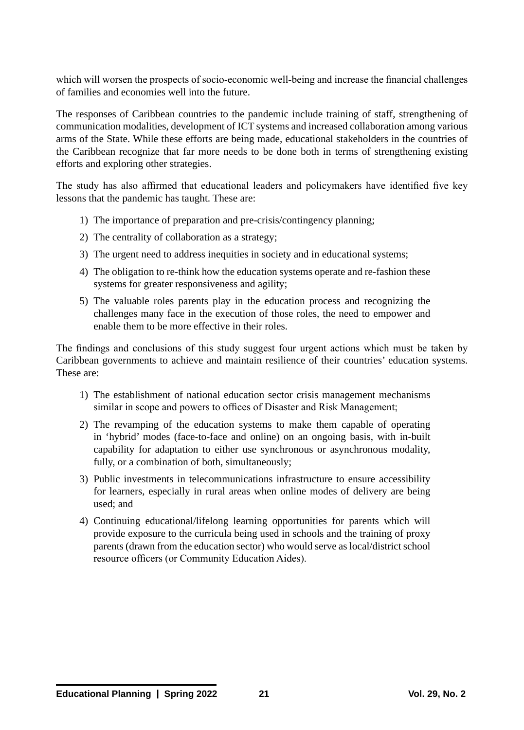which will worsen the prospects of socio-economic well-being and increase the financial challenges of families and economies well into the future.

The responses of Caribbean countries to the pandemic include training of staff, strengthening of communication modalities, development of ICT systems and increased collaboration among various arms of the State. While these efforts are being made, educational stakeholders in the countries of the Caribbean recognize that far more needs to be done both in terms of strengthening existing efforts and exploring other strategies.

The study has also affirmed that educational leaders and policymakers have identified five key lessons that the pandemic has taught. These are:

1) The importance of preparation and pre-crisis/contingency planning;
2) The centrality of collaboration as a strategy;
3) The urgent need to address inequities in society and in educational systems;
4) The obligation to re-think how the education systems operate and re-fashion these systems for greater responsiveness and agility;
5) The valuable roles parents play in the education process and recognizing the challenges many face in the execution of those roles, the need to empower and enable them to be more effective in their roles.

The findings and conclusions of this study suggest four urgent actions which must be taken by Caribbean governments to achieve and maintain resilience of their countries' education systems. These are:

1) The establishment of national education sector crisis management mechanisms similar in scope and powers to offices of Disaster and Risk Management;
2) The revamping of the education systems to make them capable of operating in 'hybrid' modes (face-to-face and online) on an ongoing basis, with in-built capability for adaptation to either use synchronous or asynchronous modality, fully, or a combination of both, simultaneously;
3) Public investments in telecommunications infrastructure to ensure accessibility for learners, especially in rural areas when online modes of delivery are being used; and
4) Continuing educational/lifelong learning opportunities for parents which will provide exposure to the curricula being used in schools and the training of proxy parents (drawn from the education sector) who would serve as local/district school resource officers (or Community Education Aides).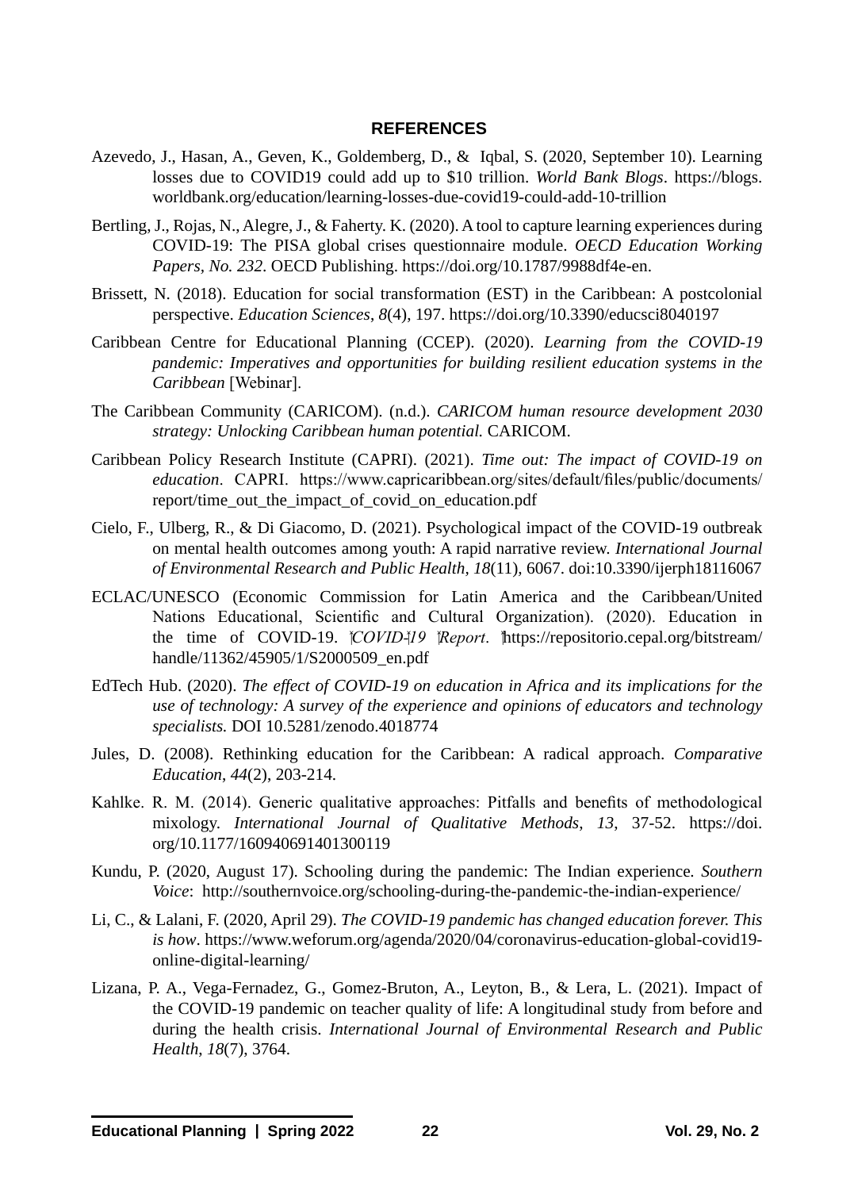## REFERENCES

Azevedo, J., Hasan, A., Geven, K., Goldemberg, D., & Iqbal, S. (2020, September 10). Learning losses due to COVID19 could add up to $10 trillion. *World Bank Blogs*. https://blogs.worldbank.org/education/learning-losses-due-covid19-could-add-10-trillion

Bertling, J., Rojas, N., Alegre, J., & Faherty. K. (2020). A tool to capture learning experiences during COVID-19: The PISA global crises questionnaire module. *OECD Education Working Papers, No. 232*. OECD Publishing. https://doi.org/10.1787/9988df4e-en.

Brissett, N. (2018). Education for social transformation (EST) in the Caribbean: A postcolonial perspective. *Education Sciences*, *8*(4), 197. https://doi.org/10.3390/educsci8040197

Caribbean Centre for Educational Planning (CCEP). (2020). *Learning from the COVID-19 pandemic: Imperatives and opportunities for building resilient education systems in the Caribbean* [Webinar].

The Caribbean Community (CARICOM). (n.d.). *CARICOM human resource development 2030 strategy: Unlocking Caribbean human potential.* CARICOM.

Caribbean Policy Research Institute (CAPRI). (2021). *Time out: The impact of COVID-19 on education*. CAPRI. https://www.capricaribbean.org/sites/default/files/public/documents/report/time_out_the_impact_of_covid_on_education.pdf

Cielo, F., Ulberg, R., & Di Giacomo, D. (2021). Psychological impact of the COVID-19 outbreak on mental health outcomes among youth: A rapid narrative review. *International Journal of Environmental Research and Public Health, 18*(11), 6067. doi:10.3390/ijerph18116067

ECLAC/UNESCO (Economic Commission for Latin America and the Caribbean/United Nations Educational, Scientific and Cultural Organization). (2020). Education in the time of COVID-19. *COVID-19 Report*. https://repositorio.cepal.org/bitstream/handle/11362/45905/1/S2000509_en.pdf

EdTech Hub. (2020). *The effect of COVID-19 on education in Africa and its implications for the use of technology: A survey of the experience and opinions of educators and technology specialists.* DOI 10.5281/zenodo.4018774

Jules, D. (2008). Rethinking education for the Caribbean: A radical approach. *Comparative Education*, *44*(2), 203-214.

Kahlke. R. M. (2014). Generic qualitative approaches: Pitfalls and benefits of methodological mixology. *International Journal of Qualitative Methods*, *13*, 37-52. https://doi.org/10.1177/160940691401300119

Kundu, P. (2020, August 17). Schooling during the pandemic: The Indian experience. *Southern Voice*: http://southernvoice.org/schooling-during-the-pandemic-the-indian-experience/

Li, C., & Lalani, F. (2020, April 29). *The COVID-19 pandemic has changed education forever. This is how*. https://www.weforum.org/agenda/2020/04/coronavirus-education-global-covid19-online-digital-learning/

Lizana, P. A., Vega-Fernadez, G., Gomez-Bruton, A., Leyton, B., & Lera, L. (2021). Impact of the COVID-19 pandemic on teacher quality of life: A longitudinal study from before and during the health crisis. *International Journal of Environmental Research and Public Health*, *18*(7), 3764.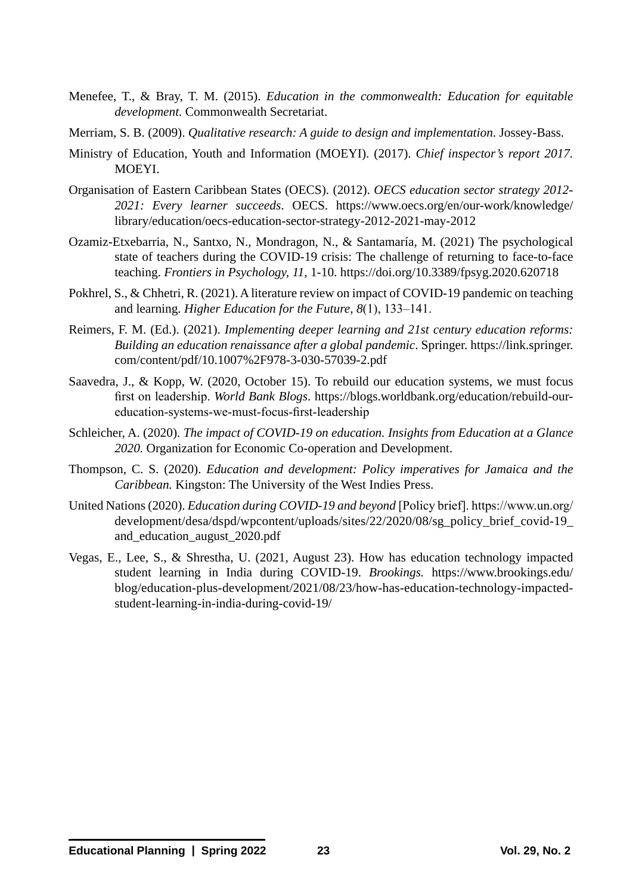Menefee, T., & Bray, T. M. (2015). *Education in the commonwealth: Education for equitable development.* Commonwealth Secretariat.

Merriam, S. B. (2009). *Qualitative research: A guide to design and implementation*. Jossey-Bass.

Ministry of Education, Youth and Information (MOEYI). (2017). *Chief inspector's report 2017*. MOEYI.

Organisation of Eastern Caribbean States (OECS). (2012). *OECS education sector strategy 2012-2021: Every learner succeeds*. OECS. https://www.oecs.org/en/our-work/knowledge/library/education/oecs-education-sector-strategy-2012-2021-may-2012

Ozamiz-Etxebarria, N., Santxo, N., Mondragon, N., & Santamaría, M. (2021) The psychological state of teachers during the COVID-19 crisis: The challenge of returning to face-to-face teaching. *Frontiers in Psychology, 11*, 1-10. https://doi.org/10.3389/fpsyg.2020.620718

Pokhrel, S., & Chhetri, R. (2021). A literature review on impact of COVID-19 pandemic on teaching and learning. *Higher Education for the Future, 8*(1), 133–141.

Reimers, F. M. (Ed.). (2021). *Implementing deeper learning and 21st century education reforms: Building an education renaissance after a global pandemic*. Springer. https://link.springer.com/content/pdf/10.1007%2F978-3-030-57039-2.pdf

Saavedra, J., & Kopp, W. (2020, October 15). To rebuild our education systems, we must focus first on leadership. *World Bank Blogs*. https://blogs.worldbank.org/education/rebuild-our-education-systems-we-must-focus-first-leadership

Schleicher, A. (2020). *The impact of COVID-19 on education. Insights from Education at a Glance 2020.* Organization for Economic Co-operation and Development.

Thompson, C. S. (2020). *Education and development: Policy imperatives for Jamaica and the Caribbean.* Kingston: The University of the West Indies Press.

United Nations (2020). *Education during COVID-19 and beyond* [Policy brief]. https://www.un.org/development/desa/dspd/wpcontent/uploads/sites/22/2020/08/sg_policy_brief_covid-19_and_education_august_2020.pdf

Vegas, E., Lee, S., & Shrestha, U. (2021, August 23). How has education technology impacted student learning in India during COVID-19. *Brookings.* https://www.brookings.edu/blog/education-plus-development/2021/08/23/how-has-education-technology-impacted-student-learning-in-india-during-covid-19/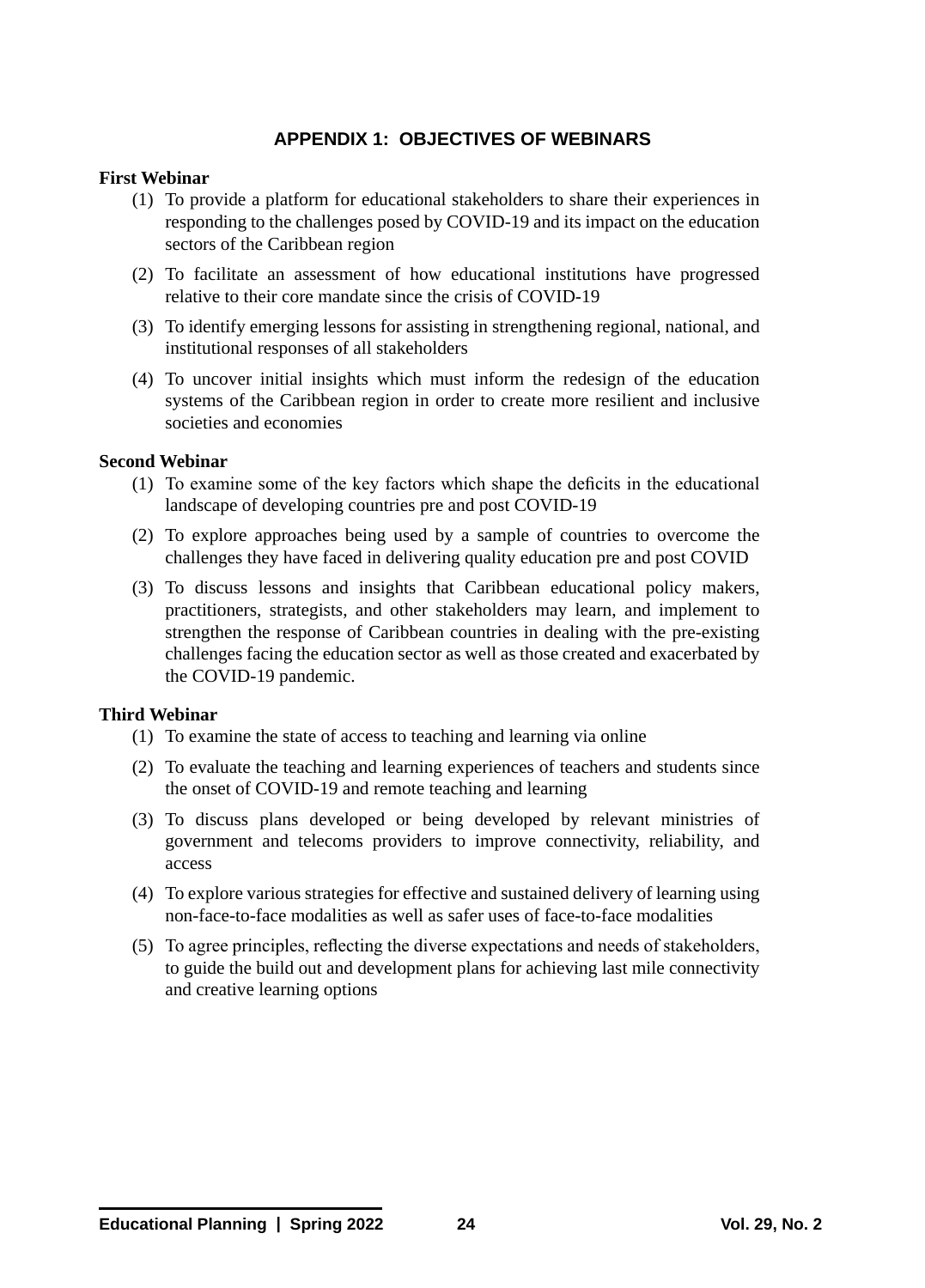## APPENDIX 1: OBJECTIVES OF WEBINARS

**First Webinar**

(1) To provide a platform for educational stakeholders to share their experiences in responding to the challenges posed by COVID-19 and its impact on the education sectors of the Caribbean region

(2) To facilitate an assessment of how educational institutions have progressed relative to their core mandate since the crisis of COVID-19

(3) To identify emerging lessons for assisting in strengthening regional, national, and institutional responses of all stakeholders

(4) To uncover initial insights which must inform the redesign of the education systems of the Caribbean region in order to create more resilient and inclusive societies and economies

**Second Webinar**

(1) To examine some of the key factors which shape the deficits in the educational landscape of developing countries pre and post COVID-19

(2) To explore approaches being used by a sample of countries to overcome the challenges they have faced in delivering quality education pre and post COVID

(3) To discuss lessons and insights that Caribbean educational policy makers, practitioners, strategists, and other stakeholders may learn, and implement to strengthen the response of Caribbean countries in dealing with the pre-existing challenges facing the education sector as well as those created and exacerbated by the COVID-19 pandemic.

**Third Webinar**

(1) To examine the state of access to teaching and learning via online

(2) To evaluate the teaching and learning experiences of teachers and students since the onset of COVID-19 and remote teaching and learning

(3) To discuss plans developed or being developed by relevant ministries of government and telecoms providers to improve connectivity, reliability, and access

(4) To explore various strategies for effective and sustained delivery of learning using non-face-to-face modalities as well as safer uses of face-to-face modalities

(5) To agree principles, reflecting the diverse expectations and needs of stakeholders, to guide the build out and development plans for achieving last mile connectivity and creative learning options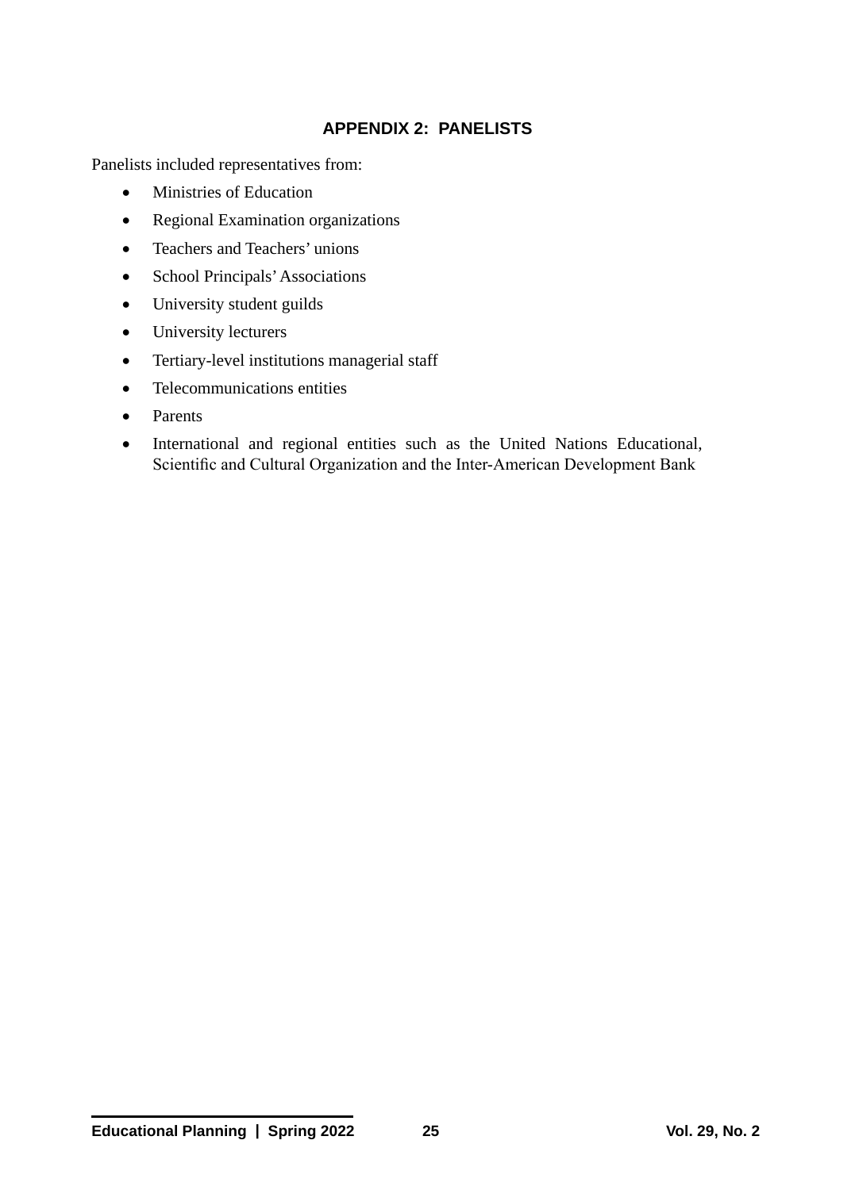## APPENDIX 2: PANELISTS

Panelists included representatives from:

- Ministries of Education
- Regional Examination organizations
- Teachers and Teachers' unions
- School Principals' Associations
- University student guilds
- University lecturers
- Tertiary-level institutions managerial staff
- Telecommunications entities
- Parents
- International and regional entities such as the United Nations Educational, Scientific and Cultural Organization and the Inter-American Development Bank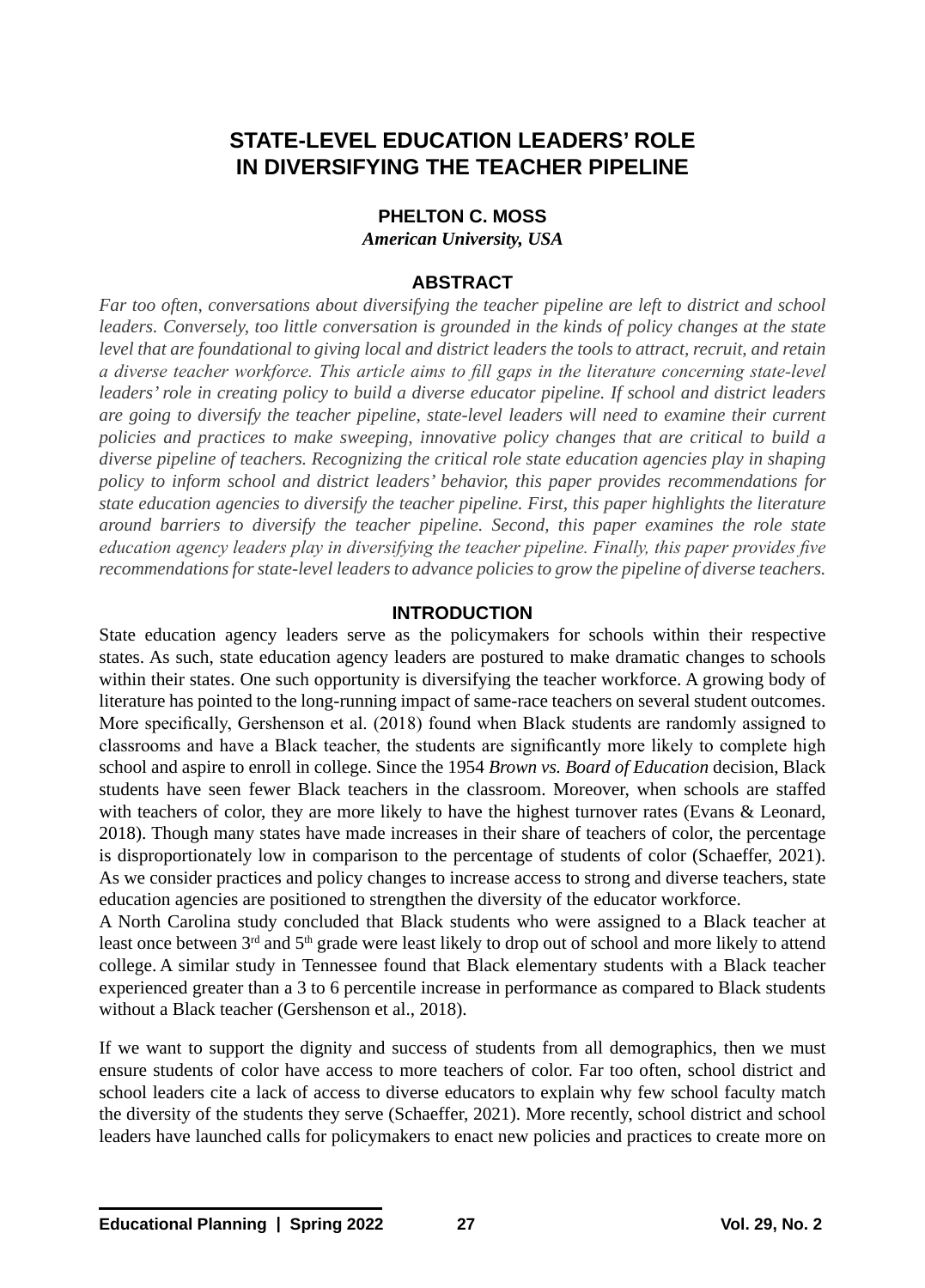# STATE-LEVEL EDUCATION LEADERS' ROLE IN DIVERSIFYING THE TEACHER PIPELINE

**PHELTON C. MOSS**
***American University, USA***

## ABSTRACT

*Far too often, conversations about diversifying the teacher pipeline are left to district and school leaders. Conversely, too little conversation is grounded in the kinds of policy changes at the state level that are foundational to giving local and district leaders the tools to attract, recruit, and retain a diverse teacher workforce. This article aims to fill gaps in the literature concerning state-level leaders' role in creating policy to build a diverse educator pipeline. If school and district leaders are going to diversify the teacher pipeline, state-level leaders will need to examine their current policies and practices to make sweeping, innovative policy changes that are critical to build a diverse pipeline of teachers. Recognizing the critical role state education agencies play in shaping policy to inform school and district leaders' behavior, this paper provides recommendations for state education agencies to diversify the teacher pipeline. First, this paper highlights the literature around barriers to diversify the teacher pipeline. Second, this paper examines the role state education agency leaders play in diversifying the teacher pipeline. Finally, this paper provides five recommendations for state-level leaders to advance policies to grow the pipeline of diverse teachers.*

## INTRODUCTION

State education agency leaders serve as the policymakers for schools within their respective states. As such, state education agency leaders are postured to make dramatic changes to schools within their states. One such opportunity is diversifying the teacher workforce. A growing body of literature has pointed to the long-running impact of same-race teachers on several student outcomes. More specifically, Gershenson et al. (2018) found when Black students are randomly assigned to classrooms and have a Black teacher, the students are significantly more likely to complete high school and aspire to enroll in college. Since the 1954 *Brown vs. Board of Education* decision, Black students have seen fewer Black teachers in the classroom. Moreover, when schools are staffed with teachers of color, they are more likely to have the highest turnover rates (Evans & Leonard, 2018). Though many states have made increases in their share of teachers of color, the percentage is disproportionately low in comparison to the percentage of students of color (Schaeffer, 2021). As we consider practices and policy changes to increase access to strong and diverse teachers, state education agencies are positioned to strengthen the diversity of the educator workforce.

A North Carolina study concluded that Black students who were assigned to a Black teacher at least once between 3rd and 5th grade were least likely to drop out of school and more likely to attend college. A similar study in Tennessee found that Black elementary students with a Black teacher experienced greater than a 3 to 6 percentile increase in performance as compared to Black students without a Black teacher (Gershenson et al., 2018).

If we want to support the dignity and success of students from all demographics, then we must ensure students of color have access to more teachers of color. Far too often, school district and school leaders cite a lack of access to diverse educators to explain why few school faculty match the diversity of the students they serve (Schaeffer, 2021). More recently, school district and school leaders have launched calls for policymakers to enact new policies and practices to create more on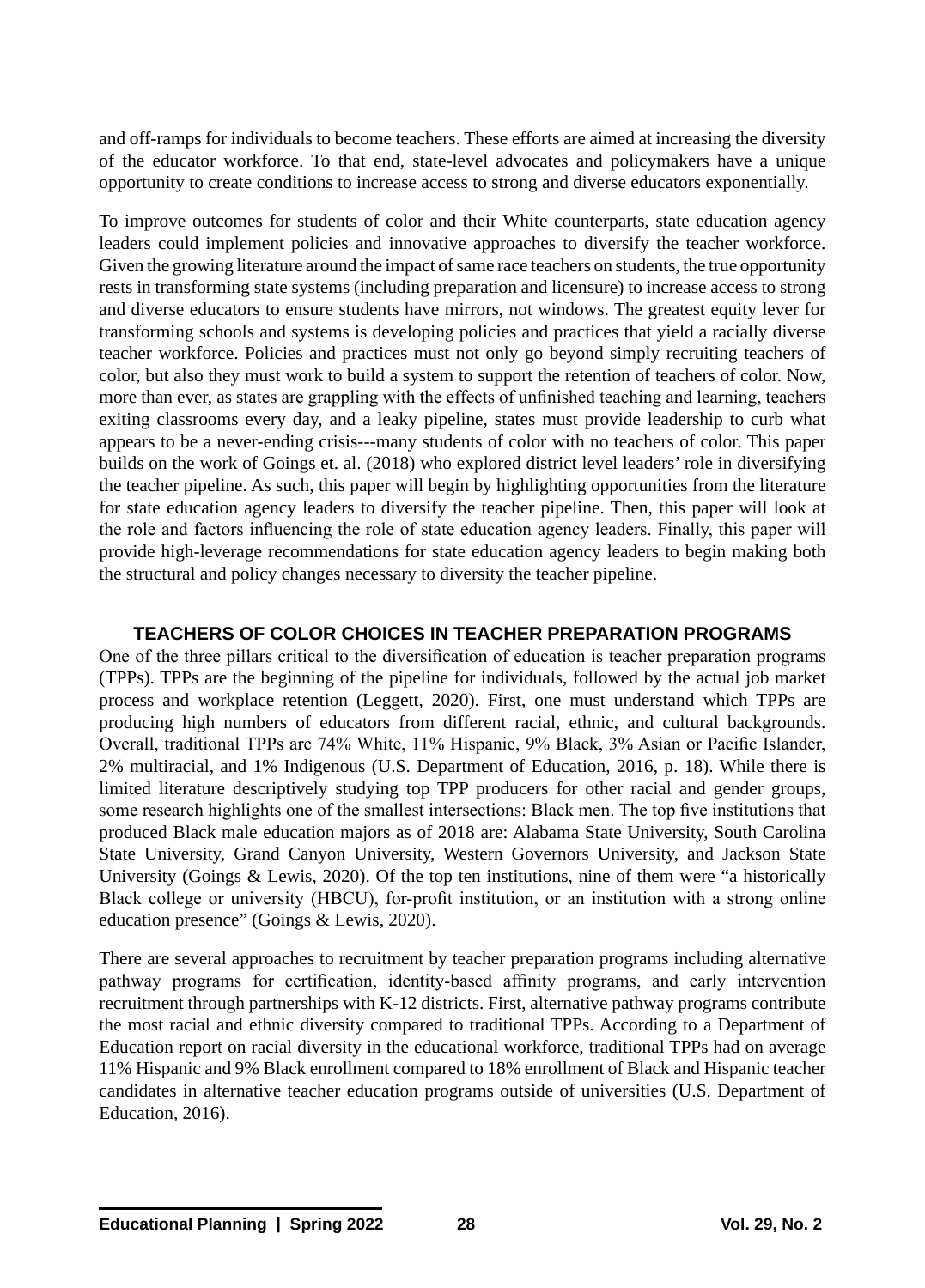and off-ramps for individuals to become teachers. These efforts are aimed at increasing the diversity of the educator workforce. To that end, state-level advocates and policymakers have a unique opportunity to create conditions to increase access to strong and diverse educators exponentially.

To improve outcomes for students of color and their White counterparts, state education agency leaders could implement policies and innovative approaches to diversify the teacher workforce. Given the growing literature around the impact of same race teachers on students, the true opportunity rests in transforming state systems (including preparation and licensure) to increase access to strong and diverse educators to ensure students have mirrors, not windows. The greatest equity lever for transforming schools and systems is developing policies and practices that yield a racially diverse teacher workforce. Policies and practices must not only go beyond simply recruiting teachers of color, but also they must work to build a system to support the retention of teachers of color. Now, more than ever, as states are grappling with the effects of unfinished teaching and learning, teachers exiting classrooms every day, and a leaky pipeline, states must provide leadership to curb what appears to be a never-ending crisis---many students of color with no teachers of color. This paper builds on the work of Goings et. al. (2018) who explored district level leaders' role in diversifying the teacher pipeline. As such, this paper will begin by highlighting opportunities from the literature for state education agency leaders to diversify the teacher pipeline. Then, this paper will look at the role and factors influencing the role of state education agency leaders. Finally, this paper will provide high-leverage recommendations for state education agency leaders to begin making both the structural and policy changes necessary to diversity the teacher pipeline.

## TEACHERS OF COLOR CHOICES IN TEACHER PREPARATION PROGRAMS

One of the three pillars critical to the diversification of education is teacher preparation programs (TPPs). TPPs are the beginning of the pipeline for individuals, followed by the actual job market process and workplace retention (Leggett, 2020). First, one must understand which TPPs are producing high numbers of educators from different racial, ethnic, and cultural backgrounds. Overall, traditional TPPs are 74% White, 11% Hispanic, 9% Black, 3% Asian or Pacific Islander, 2% multiracial, and 1% Indigenous (U.S. Department of Education, 2016, p. 18). While there is limited literature descriptively studying top TPP producers for other racial and gender groups, some research highlights one of the smallest intersections: Black men. The top five institutions that produced Black male education majors as of 2018 are: Alabama State University, South Carolina State University, Grand Canyon University, Western Governors University, and Jackson State University (Goings & Lewis, 2020). Of the top ten institutions, nine of them were "a historically Black college or university (HBCU), for-profit institution, or an institution with a strong online education presence" (Goings & Lewis, 2020).

There are several approaches to recruitment by teacher preparation programs including alternative pathway programs for certification, identity-based affinity programs, and early intervention recruitment through partnerships with K-12 districts. First, alternative pathway programs contribute the most racial and ethnic diversity compared to traditional TPPs. According to a Department of Education report on racial diversity in the educational workforce, traditional TPPs had on average 11% Hispanic and 9% Black enrollment compared to 18% enrollment of Black and Hispanic teacher candidates in alternative teacher education programs outside of universities (U.S. Department of Education, 2016).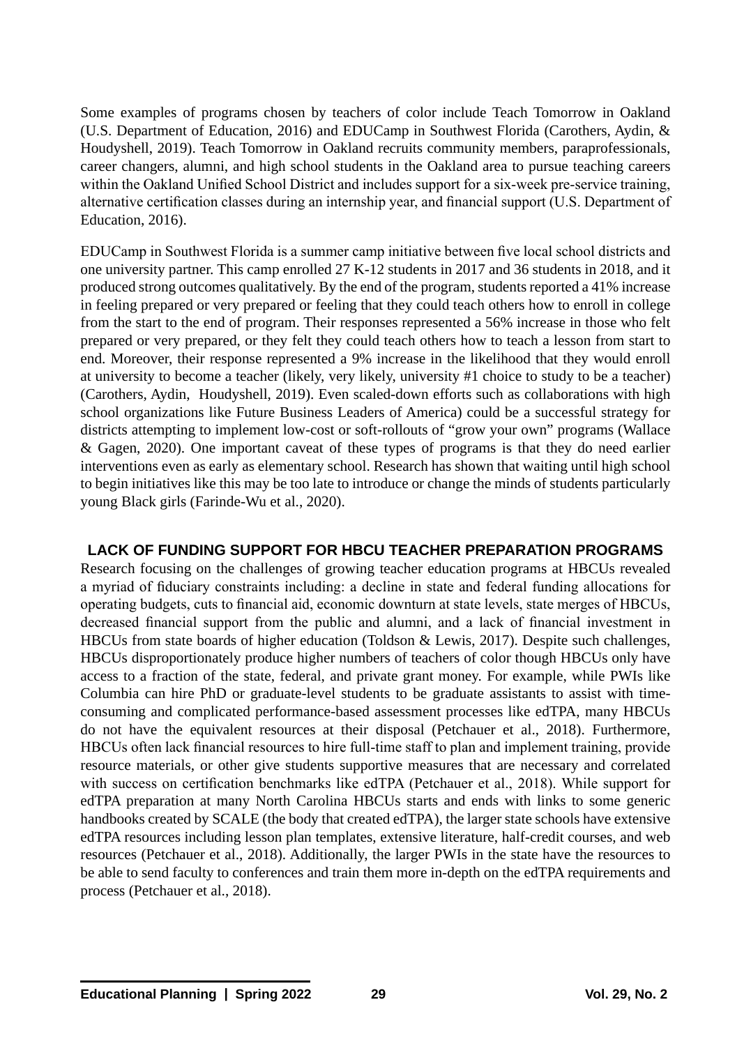Some examples of programs chosen by teachers of color include Teach Tomorrow in Oakland (U.S. Department of Education, 2016) and EDUCamp in Southwest Florida (Carothers, Aydin, & Houdyshell, 2019). Teach Tomorrow in Oakland recruits community members, paraprofessionals, career changers, alumni, and high school students in the Oakland area to pursue teaching careers within the Oakland Unified School District and includes support for a six-week pre-service training, alternative certification classes during an internship year, and financial support (U.S. Department of Education, 2016).

EDUCamp in Southwest Florida is a summer camp initiative between five local school districts and one university partner. This camp enrolled 27 K-12 students in 2017 and 36 students in 2018, and it produced strong outcomes qualitatively. By the end of the program, students reported a 41% increase in feeling prepared or very prepared or feeling that they could teach others how to enroll in college from the start to the end of program. Their responses represented a 56% increase in those who felt prepared or very prepared, or they felt they could teach others how to teach a lesson from start to end. Moreover, their response represented a 9% increase in the likelihood that they would enroll at university to become a teacher (likely, very likely, university #1 choice to study to be a teacher) (Carothers, Aydin, Houdyshell, 2019). Even scaled-down efforts such as collaborations with high school organizations like Future Business Leaders of America) could be a successful strategy for districts attempting to implement low-cost or soft-rollouts of "grow your own" programs (Wallace & Gagen, 2020). One important caveat of these types of programs is that they do need earlier interventions even as early as elementary school. Research has shown that waiting until high school to begin initiatives like this may be too late to introduce or change the minds of students particularly young Black girls (Farinde-Wu et al., 2020).

## LACK OF FUNDING SUPPORT FOR HBCU TEACHER PREPARATION PROGRAMS

Research focusing on the challenges of growing teacher education programs at HBCUs revealed a myriad of fiduciary constraints including: a decline in state and federal funding allocations for operating budgets, cuts to financial aid, economic downturn at state levels, state merges of HBCUs, decreased financial support from the public and alumni, and a lack of financial investment in HBCUs from state boards of higher education (Toldson & Lewis, 2017). Despite such challenges, HBCUs disproportionately produce higher numbers of teachers of color though HBCUs only have access to a fraction of the state, federal, and private grant money. For example, while PWIs like Columbia can hire PhD or graduate-level students to be graduate assistants to assist with time-consuming and complicated performance-based assessment processes like edTPA, many HBCUs do not have the equivalent resources at their disposal (Petchauer et al., 2018). Furthermore, HBCUs often lack financial resources to hire full-time staff to plan and implement training, provide resource materials, or other give students supportive measures that are necessary and correlated with success on certification benchmarks like edTPA (Petchauer et al., 2018). While support for edTPA preparation at many North Carolina HBCUs starts and ends with links to some generic handbooks created by SCALE (the body that created edTPA), the larger state schools have extensive edTPA resources including lesson plan templates, extensive literature, half-credit courses, and web resources (Petchauer et al., 2018). Additionally, the larger PWIs in the state have the resources to be able to send faculty to conferences and train them more in-depth on the edTPA requirements and process (Petchauer et al., 2018).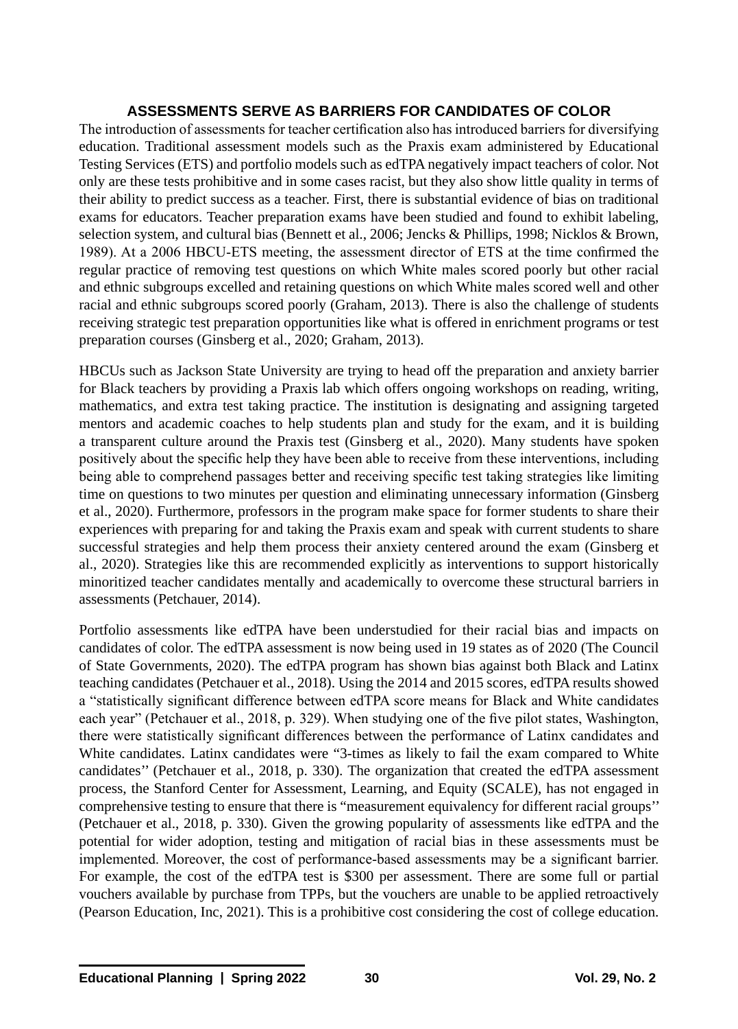## ASSESSMENTS SERVE AS BARRIERS FOR CANDIDATES OF COLOR

The introduction of assessments for teacher certification also has introduced barriers for diversifying education. Traditional assessment models such as the Praxis exam administered by Educational Testing Services (ETS) and portfolio models such as edTPA negatively impact teachers of color. Not only are these tests prohibitive and in some cases racist, but they also show little quality in terms of their ability to predict success as a teacher. First, there is substantial evidence of bias on traditional exams for educators. Teacher preparation exams have been studied and found to exhibit labeling, selection system, and cultural bias (Bennett et al., 2006; Jencks & Phillips, 1998; Nicklos & Brown, 1989). At a 2006 HBCU-ETS meeting, the assessment director of ETS at the time confirmed the regular practice of removing test questions on which White males scored poorly but other racial and ethnic subgroups excelled and retaining questions on which White males scored well and other racial and ethnic subgroups scored poorly (Graham, 2013). There is also the challenge of students receiving strategic test preparation opportunities like what is offered in enrichment programs or test preparation courses (Ginsberg et al., 2020; Graham, 2013).

HBCUs such as Jackson State University are trying to head off the preparation and anxiety barrier for Black teachers by providing a Praxis lab which offers ongoing workshops on reading, writing, mathematics, and extra test taking practice. The institution is designating and assigning targeted mentors and academic coaches to help students plan and study for the exam, and it is building a transparent culture around the Praxis test (Ginsberg et al., 2020). Many students have spoken positively about the specific help they have been able to receive from these interventions, including being able to comprehend passages better and receiving specific test taking strategies like limiting time on questions to two minutes per question and eliminating unnecessary information (Ginsberg et al., 2020). Furthermore, professors in the program make space for former students to share their experiences with preparing for and taking the Praxis exam and speak with current students to share successful strategies and help them process their anxiety centered around the exam (Ginsberg et al., 2020). Strategies like this are recommended explicitly as interventions to support historically minoritized teacher candidates mentally and academically to overcome these structural barriers in assessments (Petchauer, 2014).

Portfolio assessments like edTPA have been understudied for their racial bias and impacts on candidates of color. The edTPA assessment is now being used in 19 states as of 2020 (The Council of State Governments, 2020). The edTPA program has shown bias against both Black and Latinx teaching candidates (Petchauer et al., 2018). Using the 2014 and 2015 scores, edTPA results showed a "statistically significant difference between edTPA score means for Black and White candidates each year" (Petchauer et al., 2018, p. 329). When studying one of the five pilot states, Washington, there were statistically significant differences between the performance of Latinx candidates and White candidates. Latinx candidates were "3-times as likely to fail the exam compared to White candidates'' (Petchauer et al., 2018, p. 330). The organization that created the edTPA assessment process, the Stanford Center for Assessment, Learning, and Equity (SCALE), has not engaged in comprehensive testing to ensure that there is "measurement equivalency for different racial groups'' (Petchauer et al., 2018, p. 330). Given the growing popularity of assessments like edTPA and the potential for wider adoption, testing and mitigation of racial bias in these assessments must be implemented. Moreover, the cost of performance-based assessments may be a significant barrier. For example, the cost of the edTPA test is $300 per assessment. There are some full or partial vouchers available by purchase from TPPs, but the vouchers are unable to be applied retroactively (Pearson Education, Inc, 2021). This is a prohibitive cost considering the cost of college education.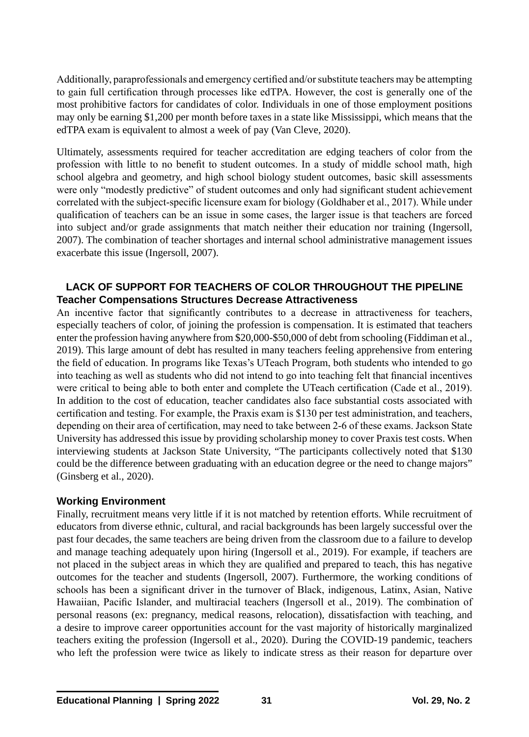Additionally, paraprofessionals and emergency certified and/or substitute teachers may be attempting to gain full certification through processes like edTPA. However, the cost is generally one of the most prohibitive factors for candidates of color. Individuals in one of those employment positions may only be earning $1,200 per month before taxes in a state like Mississippi, which means that the edTPA exam is equivalent to almost a week of pay (Van Cleve, 2020).

Ultimately, assessments required for teacher accreditation are edging teachers of color from the profession with little to no benefit to student outcomes. In a study of middle school math, high school algebra and geometry, and high school biology student outcomes, basic skill assessments were only "modestly predictive" of student outcomes and only had significant student achievement correlated with the subject-specific licensure exam for biology (Goldhaber et al., 2017). While under qualification of teachers can be an issue in some cases, the larger issue is that teachers are forced into subject and/or grade assignments that match neither their education nor training (Ingersoll, 2007). The combination of teacher shortages and internal school administrative management issues exacerbate this issue (Ingersoll, 2007).

## LACK OF SUPPORT FOR TEACHERS OF COLOR THROUGHOUT THE PIPELINE

### Teacher Compensations Structures Decrease Attractiveness

An incentive factor that significantly contributes to a decrease in attractiveness for teachers, especially teachers of color, of joining the profession is compensation. It is estimated that teachers enter the profession having anywhere from $20,000-$50,000 of debt from schooling (Fiddiman et al., 2019). This large amount of debt has resulted in many teachers feeling apprehensive from entering the field of education. In programs like Texas's UTeach Program, both students who intended to go into teaching as well as students who did not intend to go into teaching felt that financial incentives were critical to being able to both enter and complete the UTeach certification (Cade et al., 2019). In addition to the cost of education, teacher candidates also face substantial costs associated with certification and testing. For example, the Praxis exam is $130 per test administration, and teachers, depending on their area of certification, may need to take between 2-6 of these exams. Jackson State University has addressed this issue by providing scholarship money to cover Praxis test costs. When interviewing students at Jackson State University, "The participants collectively noted that $130 could be the difference between graduating with an education degree or the need to change majors" (Ginsberg et al., 2020).

### Working Environment

Finally, recruitment means very little if it is not matched by retention efforts. While recruitment of educators from diverse ethnic, cultural, and racial backgrounds has been largely successful over the past four decades, the same teachers are being driven from the classroom due to a failure to develop and manage teaching adequately upon hiring (Ingersoll et al., 2019). For example, if teachers are not placed in the subject areas in which they are qualified and prepared to teach, this has negative outcomes for the teacher and students (Ingersoll, 2007). Furthermore, the working conditions of schools has been a significant driver in the turnover of Black, indigenous, Latinx, Asian, Native Hawaiian, Pacific Islander, and multiracial teachers (Ingersoll et al., 2019). The combination of personal reasons (ex: pregnancy, medical reasons, relocation), dissatisfaction with teaching, and a desire to improve career opportunities account for the vast majority of historically marginalized teachers exiting the profession (Ingersoll et al., 2020). During the COVID-19 pandemic, teachers who left the profession were twice as likely to indicate stress as their reason for departure over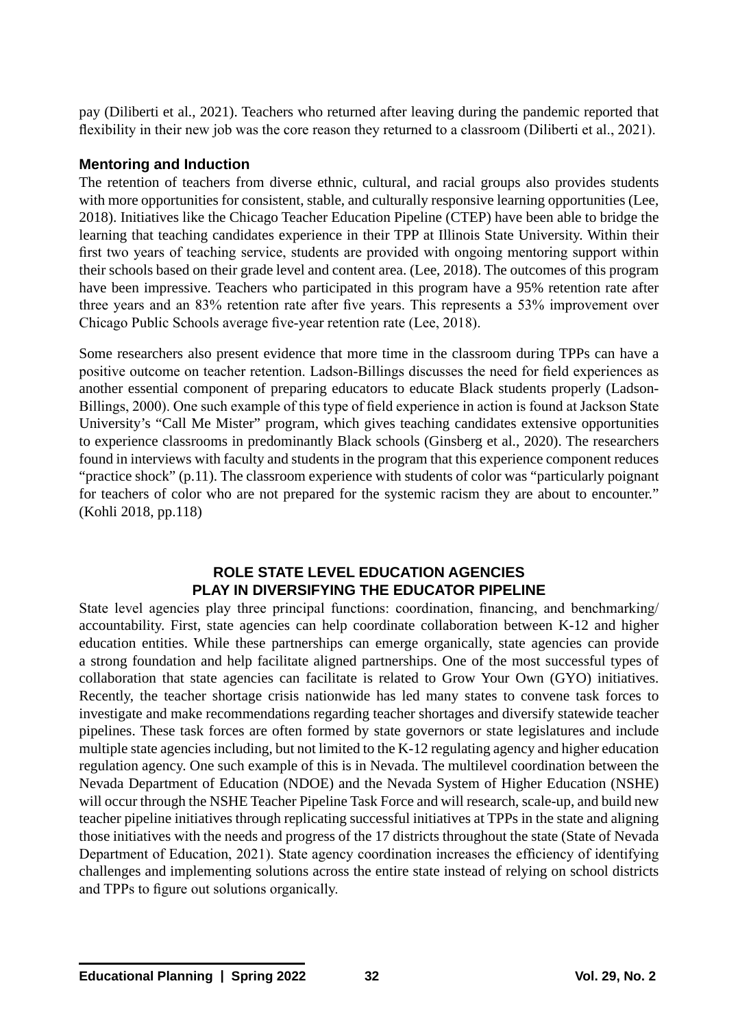pay (Diliberti et al., 2021). Teachers who returned after leaving during the pandemic reported that flexibility in their new job was the core reason they returned to a classroom (Diliberti et al., 2021).

### Mentoring and Induction

The retention of teachers from diverse ethnic, cultural, and racial groups also provides students with more opportunities for consistent, stable, and culturally responsive learning opportunities (Lee, 2018). Initiatives like the Chicago Teacher Education Pipeline (CTEP) have been able to bridge the learning that teaching candidates experience in their TPP at Illinois State University. Within their first two years of teaching service, students are provided with ongoing mentoring support within their schools based on their grade level and content area. (Lee, 2018). The outcomes of this program have been impressive. Teachers who participated in this program have a 95% retention rate after three years and an 83% retention rate after five years. This represents a 53% improvement over Chicago Public Schools average five-year retention rate (Lee, 2018).

Some researchers also present evidence that more time in the classroom during TPPs can have a positive outcome on teacher retention. Ladson-Billings discusses the need for field experiences as another essential component of preparing educators to educate Black students properly (Ladson-Billings, 2000). One such example of this type of field experience in action is found at Jackson State University's "Call Me Mister" program, which gives teaching candidates extensive opportunities to experience classrooms in predominantly Black schools (Ginsberg et al., 2020). The researchers found in interviews with faculty and students in the program that this experience component reduces "practice shock" (p.11). The classroom experience with students of color was "particularly poignant for teachers of color who are not prepared for the systemic racism they are about to encounter." (Kohli 2018, pp.118)

## ROLE STATE LEVEL EDUCATION AGENCIES PLAY IN DIVERSIFYING THE EDUCATOR PIPELINE

State level agencies play three principal functions: coordination, financing, and benchmarking/accountability. First, state agencies can help coordinate collaboration between K-12 and higher education entities. While these partnerships can emerge organically, state agencies can provide a strong foundation and help facilitate aligned partnerships. One of the most successful types of collaboration that state agencies can facilitate is related to Grow Your Own (GYO) initiatives. Recently, the teacher shortage crisis nationwide has led many states to convene task forces to investigate and make recommendations regarding teacher shortages and diversify statewide teacher pipelines. These task forces are often formed by state governors or state legislatures and include multiple state agencies including, but not limited to the K-12 regulating agency and higher education regulation agency. One such example of this is in Nevada. The multilevel coordination between the Nevada Department of Education (NDOE) and the Nevada System of Higher Education (NSHE) will occur through the NSHE Teacher Pipeline Task Force and will research, scale-up, and build new teacher pipeline initiatives through replicating successful initiatives at TPPs in the state and aligning those initiatives with the needs and progress of the 17 districts throughout the state (State of Nevada Department of Education, 2021). State agency coordination increases the efficiency of identifying challenges and implementing solutions across the entire state instead of relying on school districts and TPPs to figure out solutions organically.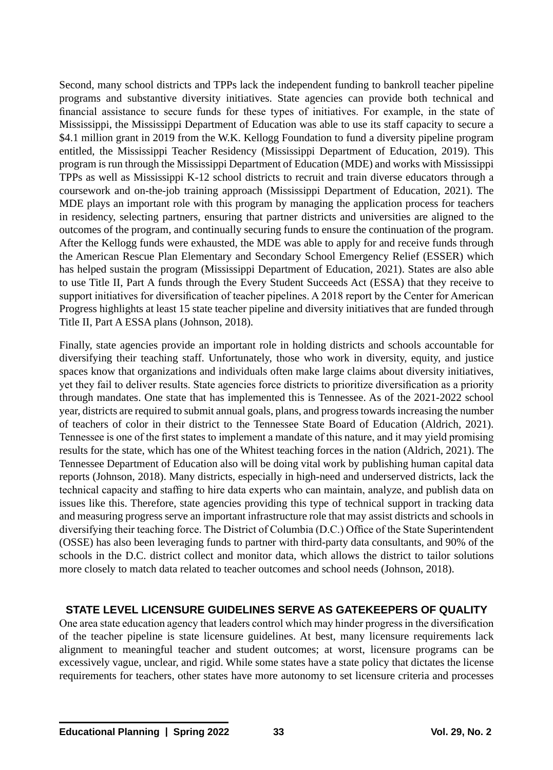Second, many school districts and TPPs lack the independent funding to bankroll teacher pipeline programs and substantive diversity initiatives. State agencies can provide both technical and financial assistance to secure funds for these types of initiatives. For example, in the state of Mississippi, the Mississippi Department of Education was able to use its staff capacity to secure a $4.1 million grant in 2019 from the W.K. Kellogg Foundation to fund a diversity pipeline program entitled, the Mississippi Teacher Residency (Mississippi Department of Education, 2019). This program is run through the Mississippi Department of Education (MDE) and works with Mississippi TPPs as well as Mississippi K-12 school districts to recruit and train diverse educators through a coursework and on-the-job training approach (Mississippi Department of Education, 2021). The MDE plays an important role with this program by managing the application process for teachers in residency, selecting partners, ensuring that partner districts and universities are aligned to the outcomes of the program, and continually securing funds to ensure the continuation of the program. After the Kellogg funds were exhausted, the MDE was able to apply for and receive funds through the American Rescue Plan Elementary and Secondary School Emergency Relief (ESSER) which has helped sustain the program (Mississippi Department of Education, 2021). States are also able to use Title II, Part A funds through the Every Student Succeeds Act (ESSA) that they receive to support initiatives for diversification of teacher pipelines. A 2018 report by the Center for American Progress highlights at least 15 state teacher pipeline and diversity initiatives that are funded through Title II, Part A ESSA plans (Johnson, 2018).

Finally, state agencies provide an important role in holding districts and schools accountable for diversifying their teaching staff. Unfortunately, those who work in diversity, equity, and justice spaces know that organizations and individuals often make large claims about diversity initiatives, yet they fail to deliver results. State agencies force districts to prioritize diversification as a priority through mandates. One state that has implemented this is Tennessee. As of the 2021-2022 school year, districts are required to submit annual goals, plans, and progress towards increasing the number of teachers of color in their district to the Tennessee State Board of Education (Aldrich, 2021). Tennessee is one of the first states to implement a mandate of this nature, and it may yield promising results for the state, which has one of the Whitest teaching forces in the nation (Aldrich, 2021). The Tennessee Department of Education also will be doing vital work by publishing human capital data reports (Johnson, 2018). Many districts, especially in high-need and underserved districts, lack the technical capacity and staffing to hire data experts who can maintain, analyze, and publish data on issues like this. Therefore, state agencies providing this type of technical support in tracking data and measuring progress serve an important infrastructure role that may assist districts and schools in diversifying their teaching force. The District of Columbia (D.C.) Office of the State Superintendent (OSSE) has also been leveraging funds to partner with third-party data consultants, and 90% of the schools in the D.C. district collect and monitor data, which allows the district to tailor solutions more closely to match data related to teacher outcomes and school needs (Johnson, 2018).

## STATE LEVEL LICENSURE GUIDELINES SERVE AS GATEKEEPERS OF QUALITY

One area state education agency that leaders control which may hinder progress in the diversification of the teacher pipeline is state licensure guidelines. At best, many licensure requirements lack alignment to meaningful teacher and student outcomes; at worst, licensure programs can be excessively vague, unclear, and rigid. While some states have a state policy that dictates the license requirements for teachers, other states have more autonomy to set licensure criteria and processes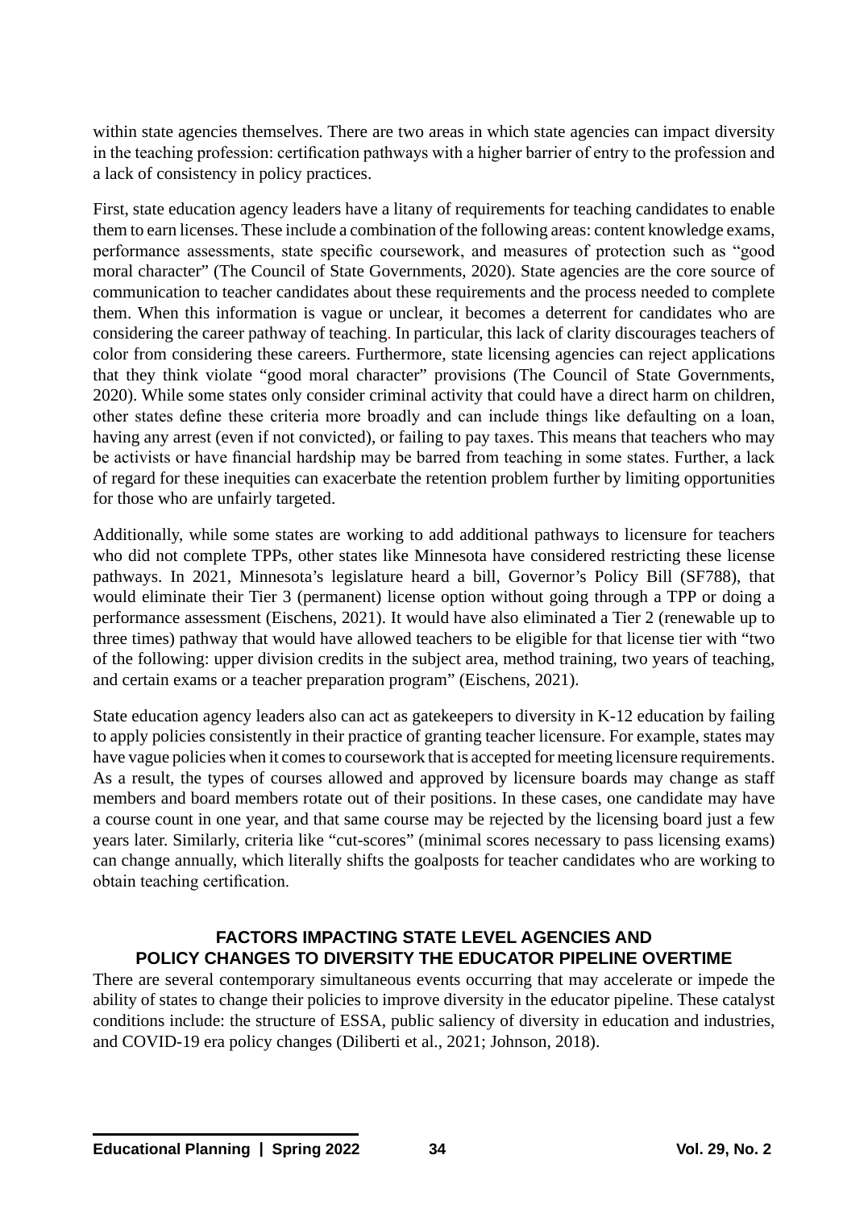within state agencies themselves. There are two areas in which state agencies can impact diversity in the teaching profession: certification pathways with a higher barrier of entry to the profession and a lack of consistency in policy practices.

First, state education agency leaders have a litany of requirements for teaching candidates to enable them to earn licenses. These include a combination of the following areas: content knowledge exams, performance assessments, state specific coursework, and measures of protection such as "good moral character" (The Council of State Governments, 2020). State agencies are the core source of communication to teacher candidates about these requirements and the process needed to complete them. When this information is vague or unclear, it becomes a deterrent for candidates who are considering the career pathway of teaching. In particular, this lack of clarity discourages teachers of color from considering these careers. Furthermore, state licensing agencies can reject applications that they think violate "good moral character" provisions (The Council of State Governments, 2020). While some states only consider criminal activity that could have a direct harm on children, other states define these criteria more broadly and can include things like defaulting on a loan, having any arrest (even if not convicted), or failing to pay taxes. This means that teachers who may be activists or have financial hardship may be barred from teaching in some states. Further, a lack of regard for these inequities can exacerbate the retention problem further by limiting opportunities for those who are unfairly targeted.

Additionally, while some states are working to add additional pathways to licensure for teachers who did not complete TPPs, other states like Minnesota have considered restricting these license pathways. In 2021, Minnesota's legislature heard a bill, Governor's Policy Bill (SF788), that would eliminate their Tier 3 (permanent) license option without going through a TPP or doing a performance assessment (Eischens, 2021). It would have also eliminated a Tier 2 (renewable up to three times) pathway that would have allowed teachers to be eligible for that license tier with "two of the following: upper division credits in the subject area, method training, two years of teaching, and certain exams or a teacher preparation program" (Eischens, 2021).

State education agency leaders also can act as gatekeepers to diversity in K-12 education by failing to apply policies consistently in their practice of granting teacher licensure. For example, states may have vague policies when it comes to coursework that is accepted for meeting licensure requirements. As a result, the types of courses allowed and approved by licensure boards may change as staff members and board members rotate out of their positions. In these cases, one candidate may have a course count in one year, and that same course may be rejected by the licensing board just a few years later. Similarly, criteria like "cut-scores" (minimal scores necessary to pass licensing exams) can change annually, which literally shifts the goalposts for teacher candidates who are working to obtain teaching certification.

## FACTORS IMPACTING STATE LEVEL AGENCIES AND POLICY CHANGES TO DIVERSITY THE EDUCATOR PIPELINE OVERTIME

There are several contemporary simultaneous events occurring that may accelerate or impede the ability of states to change their policies to improve diversity in the educator pipeline. These catalyst conditions include: the structure of ESSA, public saliency of diversity in education and industries, and COVID-19 era policy changes (Diliberti et al., 2021; Johnson, 2018).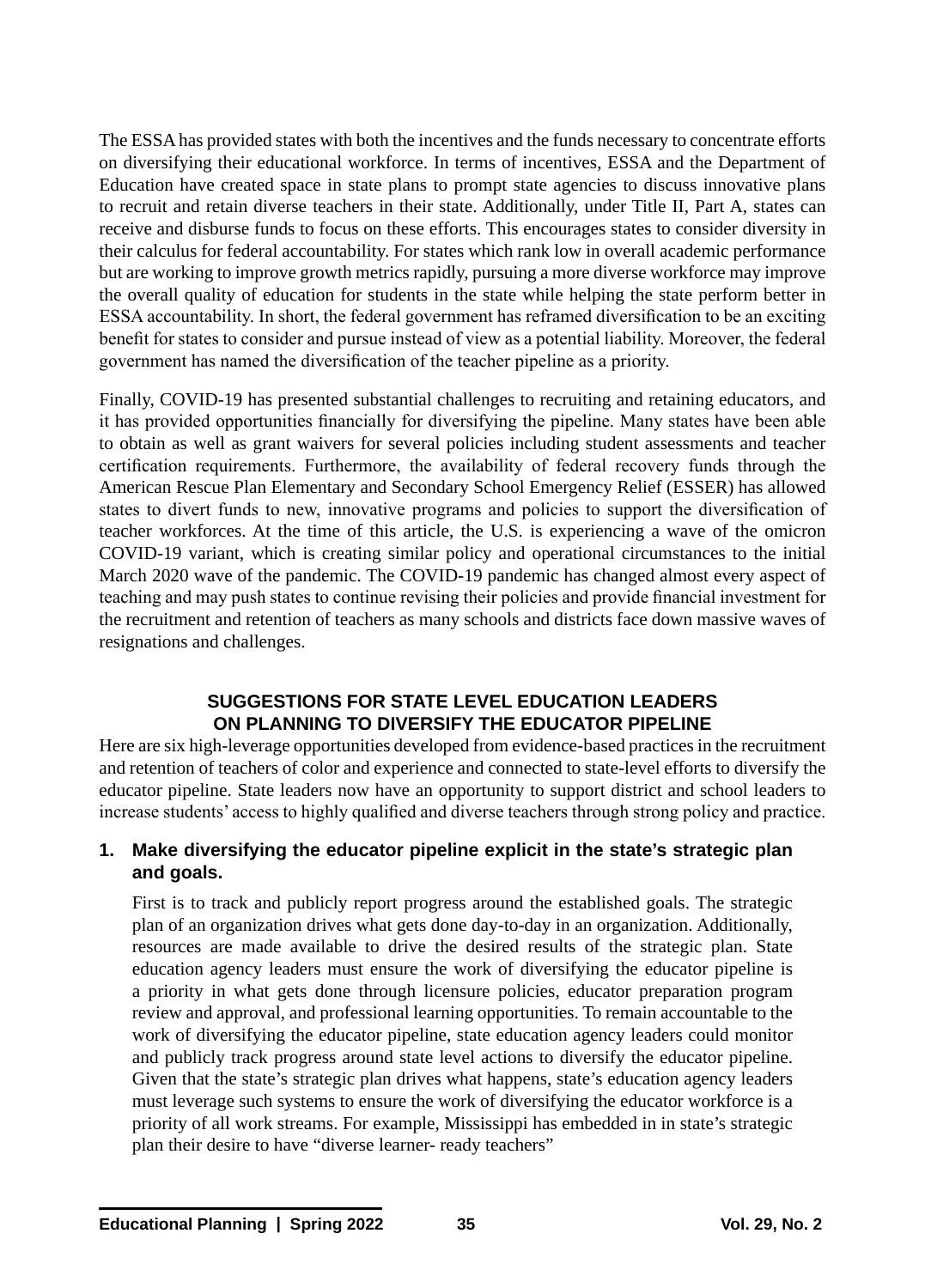The ESSA has provided states with both the incentives and the funds necessary to concentrate efforts on diversifying their educational workforce. In terms of incentives, ESSA and the Department of Education have created space in state plans to prompt state agencies to discuss innovative plans to recruit and retain diverse teachers in their state. Additionally, under Title II, Part A, states can receive and disburse funds to focus on these efforts. This encourages states to consider diversity in their calculus for federal accountability. For states which rank low in overall academic performance but are working to improve growth metrics rapidly, pursuing a more diverse workforce may improve the overall quality of education for students in the state while helping the state perform better in ESSA accountability. In short, the federal government has reframed diversification to be an exciting benefit for states to consider and pursue instead of view as a potential liability. Moreover, the federal government has named the diversification of the teacher pipeline as a priority.

Finally, COVID-19 has presented substantial challenges to recruiting and retaining educators, and it has provided opportunities financially for diversifying the pipeline. Many states have been able to obtain as well as grant waivers for several policies including student assessments and teacher certification requirements. Furthermore, the availability of federal recovery funds through the American Rescue Plan Elementary and Secondary School Emergency Relief (ESSER) has allowed states to divert funds to new, innovative programs and policies to support the diversification of teacher workforces. At the time of this article, the U.S. is experiencing a wave of the omicron COVID-19 variant, which is creating similar policy and operational circumstances to the initial March 2020 wave of the pandemic. The COVID-19 pandemic has changed almost every aspect of teaching and may push states to continue revising their policies and provide financial investment for the recruitment and retention of teachers as many schools and districts face down massive waves of resignations and challenges.

## SUGGESTIONS FOR STATE LEVEL EDUCATION LEADERS ON PLANNING TO DIVERSIFY THE EDUCATOR PIPELINE

Here are six high-leverage opportunities developed from evidence-based practices in the recruitment and retention of teachers of color and experience and connected to state-level efforts to diversify the educator pipeline. State leaders now have an opportunity to support district and school leaders to increase students' access to highly qualified and diverse teachers through strong policy and practice.

### 1. Make diversifying the educator pipeline explicit in the state's strategic plan and goals.

First is to track and publicly report progress around the established goals. The strategic plan of an organization drives what gets done day-to-day in an organization. Additionally, resources are made available to drive the desired results of the strategic plan. State education agency leaders must ensure the work of diversifying the educator pipeline is a priority in what gets done through licensure policies, educator preparation program review and approval, and professional learning opportunities. To remain accountable to the work of diversifying the educator pipeline, state education agency leaders could monitor and publicly track progress around state level actions to diversify the educator pipeline. Given that the state's strategic plan drives what happens, state's education agency leaders must leverage such systems to ensure the work of diversifying the educator workforce is a priority of all work streams. For example, Mississippi has embedded in in state's strategic plan their desire to have "diverse learner- ready teachers"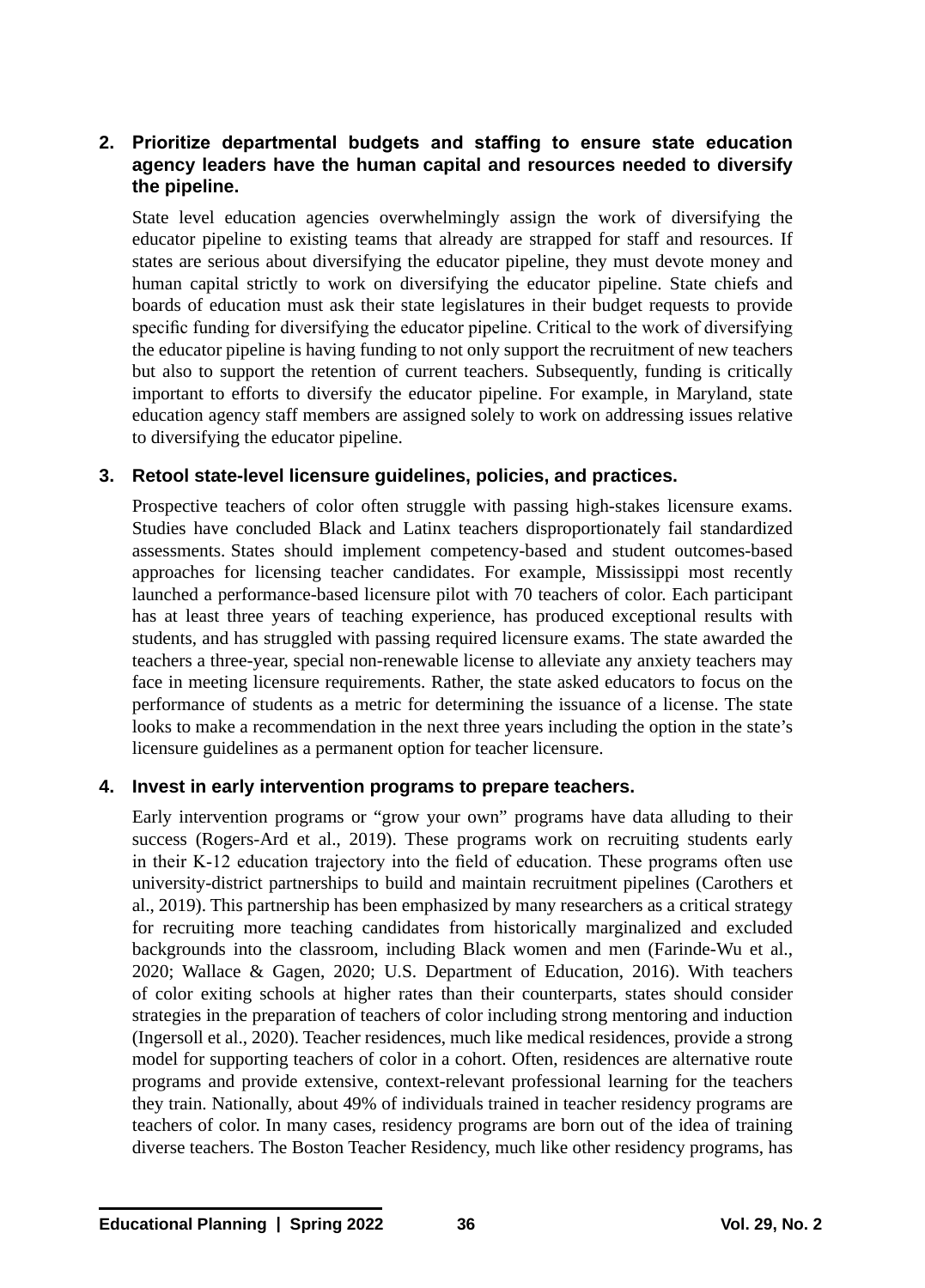2. **Prioritize departmental budgets and staffing to ensure state education agency leaders have the human capital and resources needed to diversify the pipeline.**

   State level education agencies overwhelmingly assign the work of diversifying the educator pipeline to existing teams that already are strapped for staff and resources. If states are serious about diversifying the educator pipeline, they must devote money and human capital strictly to work on diversifying the educator pipeline. State chiefs and boards of education must ask their state legislatures in their budget requests to provide specific funding for diversifying the educator pipeline. Critical to the work of diversifying the educator pipeline is having funding to not only support the recruitment of new teachers but also to support the retention of current teachers. Subsequently, funding is critically important to efforts to diversify the educator pipeline. For example, in Maryland, state education agency staff members are assigned solely to work on addressing issues relative to diversifying the educator pipeline.

3. **Retool state-level licensure guidelines, policies, and practices.**

   Prospective teachers of color often struggle with passing high-stakes licensure exams. Studies have concluded Black and Latinx teachers disproportionately fail standardized assessments. States should implement competency-based and student outcomes-based approaches for licensing teacher candidates. For example, Mississippi most recently launched a performance-based licensure pilot with 70 teachers of color. Each participant has at least three years of teaching experience, has produced exceptional results with students, and has struggled with passing required licensure exams. The state awarded the teachers a three-year, special non-renewable license to alleviate any anxiety teachers may face in meeting licensure requirements. Rather, the state asked educators to focus on the performance of students as a metric for determining the issuance of a license. The state looks to make a recommendation in the next three years including the option in the state's licensure guidelines as a permanent option for teacher licensure.

4. **Invest in early intervention programs to prepare teachers.**

   Early intervention programs or "grow your own" programs have data alluding to their success (Rogers-Ard et al., 2019). These programs work on recruiting students early in their K-12 education trajectory into the field of education. These programs often use university-district partnerships to build and maintain recruitment pipelines (Carothers et al., 2019). This partnership has been emphasized by many researchers as a critical strategy for recruiting more teaching candidates from historically marginalized and excluded backgrounds into the classroom, including Black women and men (Farinde-Wu et al., 2020; Wallace & Gagen, 2020; U.S. Department of Education, 2016). With teachers of color exiting schools at higher rates than their counterparts, states should consider strategies in the preparation of teachers of color including strong mentoring and induction (Ingersoll et al., 2020). Teacher residences, much like medical residences, provide a strong model for supporting teachers of color in a cohort. Often, residences are alternative route programs and provide extensive, context-relevant professional learning for the teachers they train. Nationally, about 49% of individuals trained in teacher residency programs are teachers of color. In many cases, residency programs are born out of the idea of training diverse teachers. The Boston Teacher Residency, much like other residency programs, has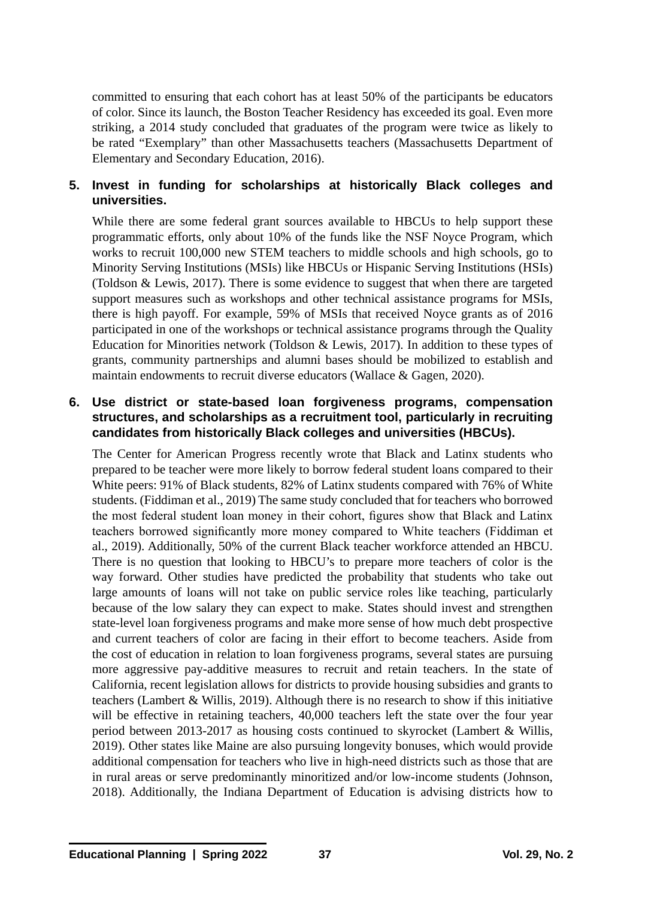committed to ensuring that each cohort has at least 50% of the participants be educators of color. Since its launch, the Boston Teacher Residency has exceeded its goal. Even more striking, a 2014 study concluded that graduates of the program were twice as likely to be rated "Exemplary" than other Massachusetts teachers (Massachusetts Department of Elementary and Secondary Education, 2016).

5. **Invest in funding for scholarships at historically Black colleges and universities.**

   While there are some federal grant sources available to HBCUs to help support these programmatic efforts, only about 10% of the funds like the NSF Noyce Program, which works to recruit 100,000 new STEM teachers to middle schools and high schools, go to Minority Serving Institutions (MSIs) like HBCUs or Hispanic Serving Institutions (HSIs) (Toldson & Lewis, 2017). There is some evidence to suggest that when there are targeted support measures such as workshops and other technical assistance programs for MSIs, there is high payoff. For example, 59% of MSIs that received Noyce grants as of 2016 participated in one of the workshops or technical assistance programs through the Quality Education for Minorities network (Toldson & Lewis, 2017). In addition to these types of grants, community partnerships and alumni bases should be mobilized to establish and maintain endowments to recruit diverse educators (Wallace & Gagen, 2020).

6. **Use district or state-based loan forgiveness programs, compensation structures, and scholarships as a recruitment tool, particularly in recruiting candidates from historically Black colleges and universities (HBCUs).**

   The Center for American Progress recently wrote that Black and Latinx students who prepared to be teacher were more likely to borrow federal student loans compared to their White peers: 91% of Black students, 82% of Latinx students compared with 76% of White students. (Fiddiman et al., 2019) The same study concluded that for teachers who borrowed the most federal student loan money in their cohort, figures show that Black and Latinx teachers borrowed significantly more money compared to White teachers (Fiddiman et al., 2019). Additionally, 50% of the current Black teacher workforce attended an HBCU. There is no question that looking to HBCU's to prepare more teachers of color is the way forward. Other studies have predicted the probability that students who take out large amounts of loans will not take on public service roles like teaching, particularly because of the low salary they can expect to make. States should invest and strengthen state-level loan forgiveness programs and make more sense of how much debt prospective and current teachers of color are facing in their effort to become teachers. Aside from the cost of education in relation to loan forgiveness programs, several states are pursuing more aggressive pay-additive measures to recruit and retain teachers. In the state of California, recent legislation allows for districts to provide housing subsidies and grants to teachers (Lambert & Willis, 2019). Although there is no research to show if this initiative will be effective in retaining teachers, 40,000 teachers left the state over the four year period between 2013-2017 as housing costs continued to skyrocket (Lambert & Willis, 2019). Other states like Maine are also pursuing longevity bonuses, which would provide additional compensation for teachers who live in high-need districts such as those that are in rural areas or serve predominantly minoritized and/or low-income students (Johnson, 2018). Additionally, the Indiana Department of Education is advising districts how to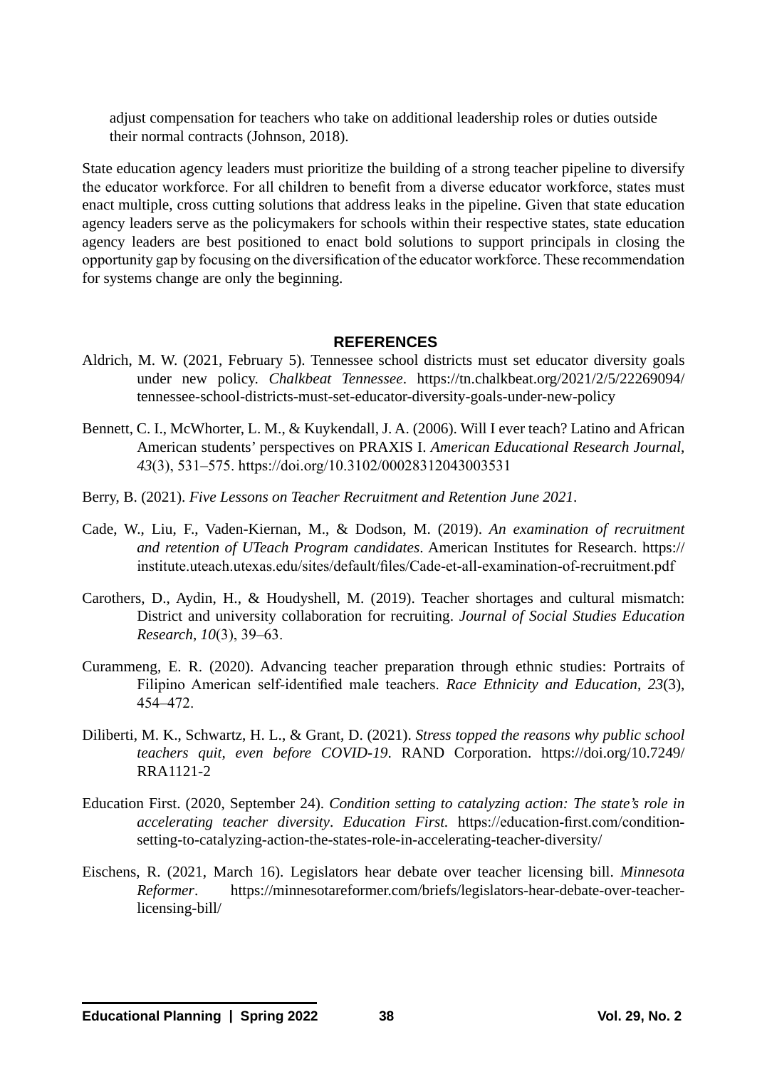adjust compensation for teachers who take on additional leadership roles or duties outside their normal contracts (Johnson, 2018).

State education agency leaders must prioritize the building of a strong teacher pipeline to diversify the educator workforce. For all children to benefit from a diverse educator workforce, states must enact multiple, cross cutting solutions that address leaks in the pipeline. Given that state education agency leaders serve as the policymakers for schools within their respective states, state education agency leaders are best positioned to enact bold solutions to support principals in closing the opportunity gap by focusing on the diversification of the educator workforce. These recommendation for systems change are only the beginning.

## REFERENCES

Aldrich, M. W. (2021, February 5). Tennessee school districts must set educator diversity goals under new policy. *Chalkbeat Tennessee*. https://tn.chalkbeat.org/2021/2/5/22269094/tennessee-school-districts-must-set-educator-diversity-goals-under-new-policy

Bennett, C. I., McWhorter, L. M., & Kuykendall, J. A. (2006). Will I ever teach? Latino and African American students' perspectives on PRAXIS I. *American Educational Research Journal*, *43*(3), 531–575. https://doi.org/10.3102/00028312043003531

Berry, B. (2021). *Five Lessons on Teacher Recruitment and Retention June 2021*.

Cade, W., Liu, F., Vaden-Kiernan, M., & Dodson, M. (2019). *An examination of recruitment and retention of UTeach Program candidates*. American Institutes for Research. https://institute.uteach.utexas.edu/sites/default/files/Cade-et-all-examination-of-recruitment.pdf

Carothers, D., Aydin, H., & Houdyshell, M. (2019). Teacher shortages and cultural mismatch: District and university collaboration for recruiting. *Journal of Social Studies Education Research*, *10*(3), 39–63.

Curammeng, E. R. (2020). Advancing teacher preparation through ethnic studies: Portraits of Filipino American self-identified male teachers. *Race Ethnicity and Education*, *23*(3), 454–472.

Diliberti, M. K., Schwartz, H. L., & Grant, D. (2021). *Stress topped the reasons why public school teachers quit, even before COVID-19*. RAND Corporation. https://doi.org/10.7249/RRA1121-2

Education First. (2020, September 24). *Condition setting to catalyzing action: The state's role in accelerating teacher diversity*. *Education First.* https://education-first.com/condition-setting-to-catalyzing-action-the-states-role-in-accelerating-teacher-diversity/

Eischens, R. (2021, March 16). Legislators hear debate over teacher licensing bill. *Minnesota Reformer*. https://minnesotareformer.com/briefs/legislators-hear-debate-over-teacher-licensing-bill/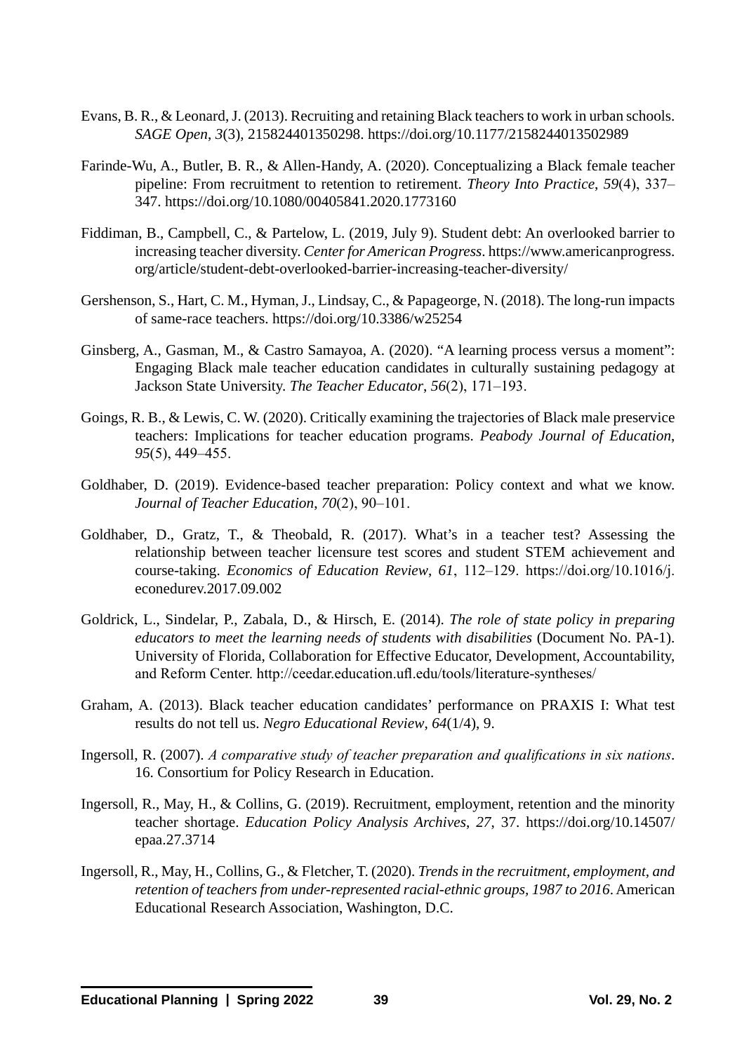Evans, B. R., & Leonard, J. (2013). Recruiting and retaining Black teachers to work in urban schools. *SAGE Open*, *3*(3), 215824401350298. https://doi.org/10.1177/2158244013502989

Farinde-Wu, A., Butler, B. R., & Allen-Handy, A. (2020). Conceptualizing a Black female teacher pipeline: From recruitment to retention to retirement. *Theory Into Practice*, *59*(4), 337–347. https://doi.org/10.1080/00405841.2020.1773160

Fiddiman, B., Campbell, C., & Partelow, L. (2019, July 9). Student debt: An overlooked barrier to increasing teacher diversity. *Center for American Progress*. https://www.americanprogress.org/article/student-debt-overlooked-barrier-increasing-teacher-diversity/

Gershenson, S., Hart, C. M., Hyman, J., Lindsay, C., & Papageorge, N. (2018). The long-run impacts of same-race teachers. https://doi.org/10.3386/w25254

Ginsberg, A., Gasman, M., & Castro Samayoa, A. (2020). "A learning process versus a moment": Engaging Black male teacher education candidates in culturally sustaining pedagogy at Jackson State University. *The Teacher Educator*, *56*(2), 171–193.

Goings, R. B., & Lewis, C. W. (2020). Critically examining the trajectories of Black male preservice teachers: Implications for teacher education programs. *Peabody Journal of Education*, *95*(5), 449–455.

Goldhaber, D. (2019). Evidence-based teacher preparation: Policy context and what we know. *Journal of Teacher Education*, *70*(2), 90–101.

Goldhaber, D., Gratz, T., & Theobald, R. (2017). What's in a teacher test? Assessing the relationship between teacher licensure test scores and student STEM achievement and course-taking. *Economics of Education Review*, *61*, 112–129. https://doi.org/10.1016/j.econedurev.2017.09.002

Goldrick, L., Sindelar, P., Zabala, D., & Hirsch, E. (2014). *The role of state policy in preparing educators to meet the learning needs of students with disabilities* (Document No. PA-1). University of Florida, Collaboration for Effective Educator, Development, Accountability, and Reform Center. http://ceedar.education.ufl.edu/tools/literature-syntheses/

Graham, A. (2013). Black teacher education candidates' performance on PRAXIS I: What test results do not tell us. *Negro Educational Review*, *64*(1/4), 9.

Ingersoll, R. (2007). *A comparative study of teacher preparation and qualifications in six nations*. 16. Consortium for Policy Research in Education.

Ingersoll, R., May, H., & Collins, G. (2019). Recruitment, employment, retention and the minority teacher shortage. *Education Policy Analysis Archives*, *27*, 37. https://doi.org/10.14507/epaa.27.3714

Ingersoll, R., May, H., Collins, G., & Fletcher, T. (2020). *Trends in the recruitment, employment, and retention of teachers from under-represented racial-ethnic groups, 1987 to 2016*. American Educational Research Association, Washington, D.C.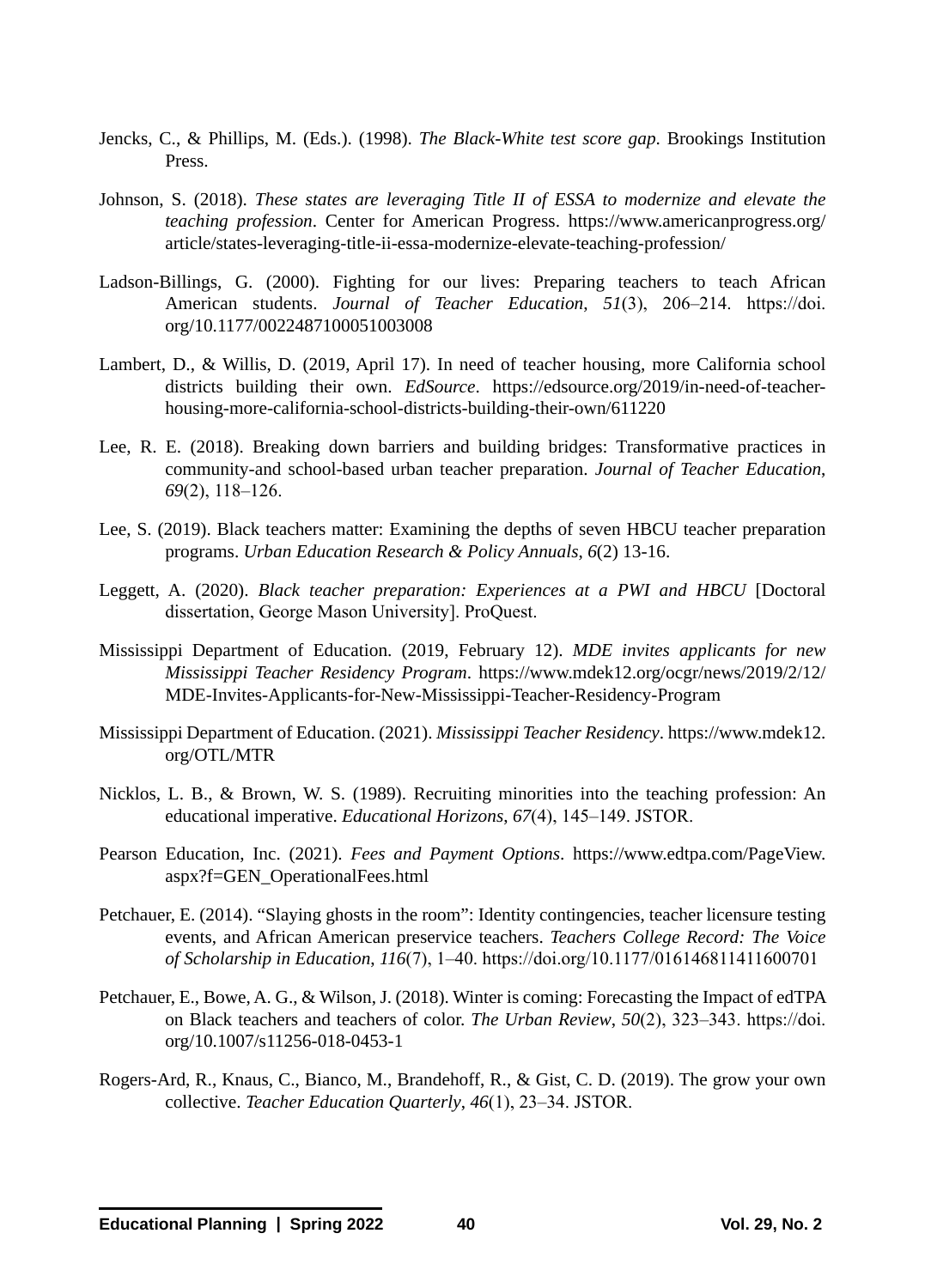Jencks, C., & Phillips, M. (Eds.). (1998). *The Black-White test score gap*. Brookings Institution Press.

Johnson, S. (2018). *These states are leveraging Title II of ESSA to modernize and elevate the teaching profession*. Center for American Progress. https://www.americanprogress.org/article/states-leveraging-title-ii-essa-modernize-elevate-teaching-profession/

Ladson-Billings, G. (2000). Fighting for our lives: Preparing teachers to teach African American students. *Journal of Teacher Education*, *51*(3), 206–214. https://doi.org/10.1177/0022487100051003008

Lambert, D., & Willis, D. (2019, April 17). In need of teacher housing, more California school districts building their own. *EdSource*. https://edsource.org/2019/in-need-of-teacher-housing-more-california-school-districts-building-their-own/611220

Lee, R. E. (2018). Breaking down barriers and building bridges: Transformative practices in community-and school-based urban teacher preparation. *Journal of Teacher Education*, *69*(2), 118–126.

Lee, S. (2019). Black teachers matter: Examining the depths of seven HBCU teacher preparation programs. *Urban Education Research & Policy Annuals*, *6*(2) 13-16.

Leggett, A. (2020). *Black teacher preparation: Experiences at a PWI and HBCU* [Doctoral dissertation, George Mason University]. ProQuest.

Mississippi Department of Education. (2019, February 12). *MDE invites applicants for new Mississippi Teacher Residency Program*. https://www.mdek12.org/ocgr/news/2019/2/12/MDE-Invites-Applicants-for-New-Mississippi-Teacher-Residency-Program

Mississippi Department of Education. (2021). *Mississippi Teacher Residency*. https://www.mdek12.org/OTL/MTR

Nicklos, L. B., & Brown, W. S. (1989). Recruiting minorities into the teaching profession: An educational imperative. *Educational Horizons*, *67*(4), 145–149. JSTOR.

Pearson Education, Inc. (2021). *Fees and Payment Options*. https://www.edtpa.com/PageView.aspx?f=GEN_OperationalFees.html

Petchauer, E. (2014). "Slaying ghosts in the room": Identity contingencies, teacher licensure testing events, and African American preservice teachers. *Teachers College Record: The Voice of Scholarship in Education*, *116*(7), 1–40. https://doi.org/10.1177/016146811411600701

Petchauer, E., Bowe, A. G., & Wilson, J. (2018). Winter is coming: Forecasting the Impact of edTPA on Black teachers and teachers of color. *The Urban Review*, *50*(2), 323–343. https://doi.org/10.1007/s11256-018-0453-1

Rogers-Ard, R., Knaus, C., Bianco, M., Brandehoff, R., & Gist, C. D. (2019). The grow your own collective. *Teacher Education Quarterly*, *46*(1), 23–34. JSTOR.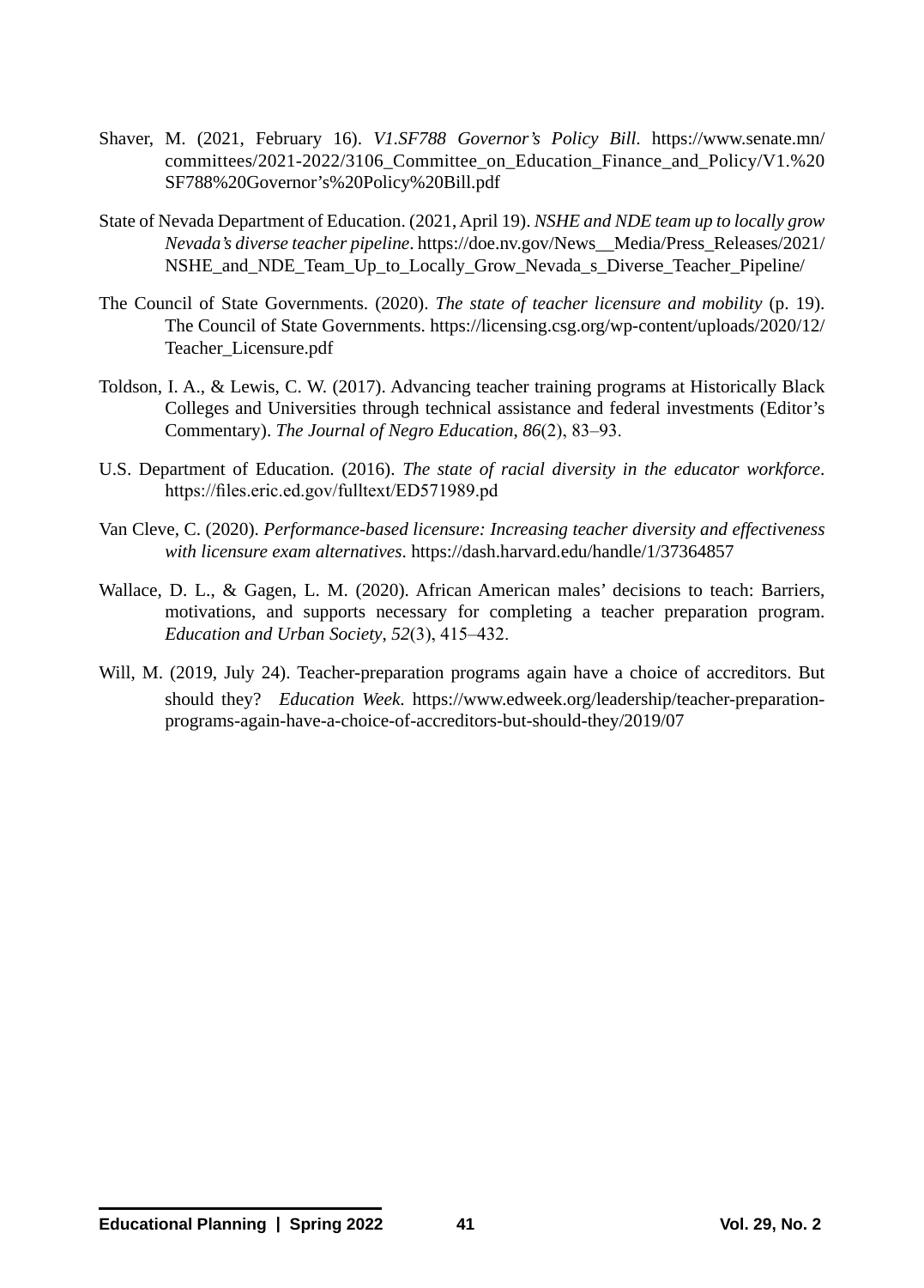Shaver, M. (2021, February 16). *V1.SF788 Governor's Policy Bill*. https://www.senate.mn/committees/2021-2022/3106_Committee_on_Education_Finance_and_Policy/V1.%20SF788%20Governor's%20Policy%20Bill.pdf

State of Nevada Department of Education. (2021, April 19). *NSHE and NDE team up to locally grow Nevada's diverse teacher pipeline*. https://doe.nv.gov/News__Media/Press_Releases/2021/NSHE_and_NDE_Team_Up_to_Locally_Grow_Nevada_s_Diverse_Teacher_Pipeline/

The Council of State Governments. (2020). *The state of teacher licensure and mobility* (p. 19). The Council of State Governments. https://licensing.csg.org/wp-content/uploads/2020/12/Teacher_Licensure.pdf

Toldson, I. A., & Lewis, C. W. (2017). Advancing teacher training programs at Historically Black Colleges and Universities through technical assistance and federal investments (Editor's Commentary). *The Journal of Negro Education*, *86*(2), 83–93.

U.S. Department of Education. (2016). *The state of racial diversity in the educator workforce*. https://files.eric.ed.gov/fulltext/ED571989.pd

Van Cleve, C. (2020). *Performance-based licensure: Increasing teacher diversity and effectiveness with licensure exam alternatives*. https://dash.harvard.edu/handle/1/37364857

Wallace, D. L., & Gagen, L. M. (2020). African American males' decisions to teach: Barriers, motivations, and supports necessary for completing a teacher preparation program. *Education and Urban Society*, *52*(3), 415–432.

Will, M. (2019, July 24). Teacher-preparation programs again have a choice of accreditors. But should they? *Education Week*. https://www.edweek.org/leadership/teacher-preparation-programs-again-have-a-choice-of-accreditors-but-should-they/2019/07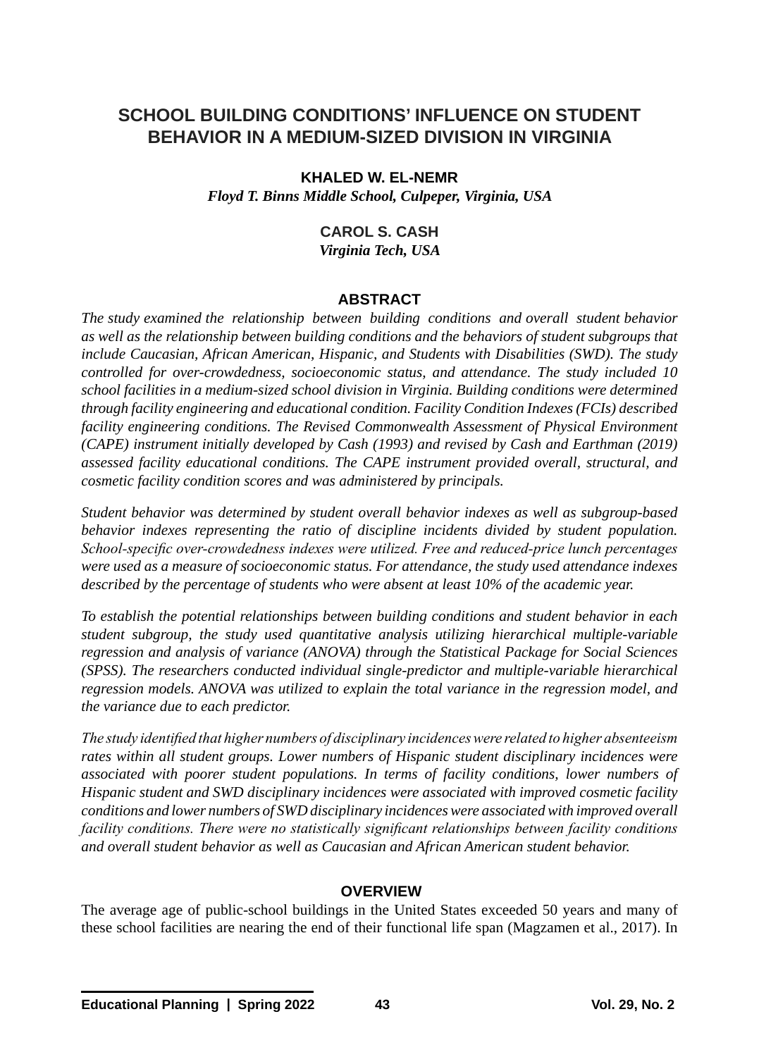# SCHOOL BUILDING CONDITIONS' INFLUENCE ON STUDENT BEHAVIOR IN A MEDIUM-SIZED DIVISION IN VIRGINIA

**KHALED W. EL-NEMR**
*Floyd T. Binns Middle School, Culpeper, Virginia, USA*

**CAROL S. CASH**
*Virginia Tech, USA*

## ABSTRACT

*The study examined the relationship between building conditions and overall student behavior as well as the relationship between building conditions and the behaviors of student subgroups that include Caucasian, African American, Hispanic, and Students with Disabilities (SWD). The study controlled for over-crowdedness, socioeconomic status, and attendance. The study included 10 school facilities in a medium-sized school division in Virginia. Building conditions were determined through facility engineering and educational condition. Facility Condition Indexes (FCIs) described facility engineering conditions. The Revised Commonwealth Assessment of Physical Environment (CAPE) instrument initially developed by Cash (1993) and revised by Cash and Earthman (2019) assessed facility educational conditions. The CAPE instrument provided overall, structural, and cosmetic facility condition scores and was administered by principals.*

*Student behavior was determined by student overall behavior indexes as well as subgroup-based behavior indexes representing the ratio of discipline incidents divided by student population. School-specific over-crowdedness indexes were utilized. Free and reduced-price lunch percentages were used as a measure of socioeconomic status. For attendance, the study used attendance indexes described by the percentage of students who were absent at least 10% of the academic year.*

*To establish the potential relationships between building conditions and student behavior in each student subgroup, the study used quantitative analysis utilizing hierarchical multiple-variable regression and analysis of variance (ANOVA) through the Statistical Package for Social Sciences (SPSS). The researchers conducted individual single-predictor and multiple-variable hierarchical regression models. ANOVA was utilized to explain the total variance in the regression model, and the variance due to each predictor.*

*The study identified that higher numbers of disciplinary incidences were related to higher absenteeism rates within all student groups. Lower numbers of Hispanic student disciplinary incidences were associated with poorer student populations. In terms of facility conditions, lower numbers of Hispanic student and SWD disciplinary incidences were associated with improved cosmetic facility conditions and lower numbers of SWD disciplinary incidences were associated with improved overall facility conditions. There were no statistically significant relationships between facility conditions and overall student behavior as well as Caucasian and African American student behavior.*

## OVERVIEW

The average age of public-school buildings in the United States exceeded 50 years and many of these school facilities are nearing the end of their functional life span (Magzamen et al., 2017). In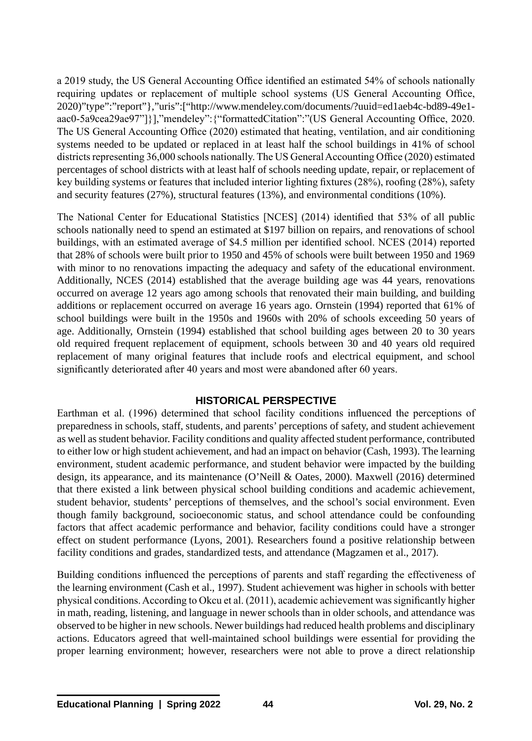a 2019 study, the US General Accounting Office identified an estimated 54% of schools nationally requiring updates or replacement of multiple school systems (US General Accounting Office, 2020)"type":"report"},"uris":["http://www.mendeley.com/documents/?uuid=ed1aeb4c-bd89-49e1-aac0-5a9cea29ae97"]}],"mendeley":{"formattedCitation":"(US General Accounting Office, 2020. The US General Accounting Office (2020) estimated that heating, ventilation, and air conditioning systems needed to be updated or replaced in at least half the school buildings in 41% of school districts representing 36,000 schools nationally. The US General Accounting Office (2020) estimated percentages of school districts with at least half of schools needing update, repair, or replacement of key building systems or features that included interior lighting fixtures (28%), roofing (28%), safety and security features (27%), structural features (13%), and environmental conditions (10%).

The National Center for Educational Statistics [NCES] (2014) identified that 53% of all public schools nationally need to spend an estimated at $197 billion on repairs, and renovations of school buildings, with an estimated average of $4.5 million per identified school. NCES (2014) reported that 28% of schools were built prior to 1950 and 45% of schools were built between 1950 and 1969 with minor to no renovations impacting the adequacy and safety of the educational environment. Additionally, NCES (2014) established that the average building age was 44 years, renovations occurred on average 12 years ago among schools that renovated their main building, and building additions or replacement occurred on average 16 years ago. Ornstein (1994) reported that 61% of school buildings were built in the 1950s and 1960s with 20% of schools exceeding 50 years of age. Additionally, Ornstein (1994) established that school building ages between 20 to 30 years old required frequent replacement of equipment, schools between 30 and 40 years old required replacement of many original features that include roofs and electrical equipment, and school significantly deteriorated after 40 years and most were abandoned after 60 years.

## HISTORICAL PERSPECTIVE

Earthman et al. (1996) determined that school facility conditions influenced the perceptions of preparedness in schools, staff, students, and parents' perceptions of safety, and student achievement as well as student behavior. Facility conditions and quality affected student performance, contributed to either low or high student achievement, and had an impact on behavior (Cash, 1993). The learning environment, student academic performance, and student behavior were impacted by the building design, its appearance, and its maintenance (O'Neill & Oates, 2000). Maxwell (2016) determined that there existed a link between physical school building conditions and academic achievement, student behavior, students' perceptions of themselves, and the school's social environment. Even though family background, socioeconomic status, and school attendance could be confounding factors that affect academic performance and behavior, facility conditions could have a stronger effect on student performance (Lyons, 2001). Researchers found a positive relationship between facility conditions and grades, standardized tests, and attendance (Magzamen et al., 2017).

Building conditions influenced the perceptions of parents and staff regarding the effectiveness of the learning environment (Cash et al., 1997). Student achievement was higher in schools with better physical conditions. According to Okcu et al. (2011), academic achievement was significantly higher in math, reading, listening, and language in newer schools than in older schools, and attendance was observed to be higher in new schools. Newer buildings had reduced health problems and disciplinary actions. Educators agreed that well-maintained school buildings were essential for providing the proper learning environment; however, researchers were not able to prove a direct relationship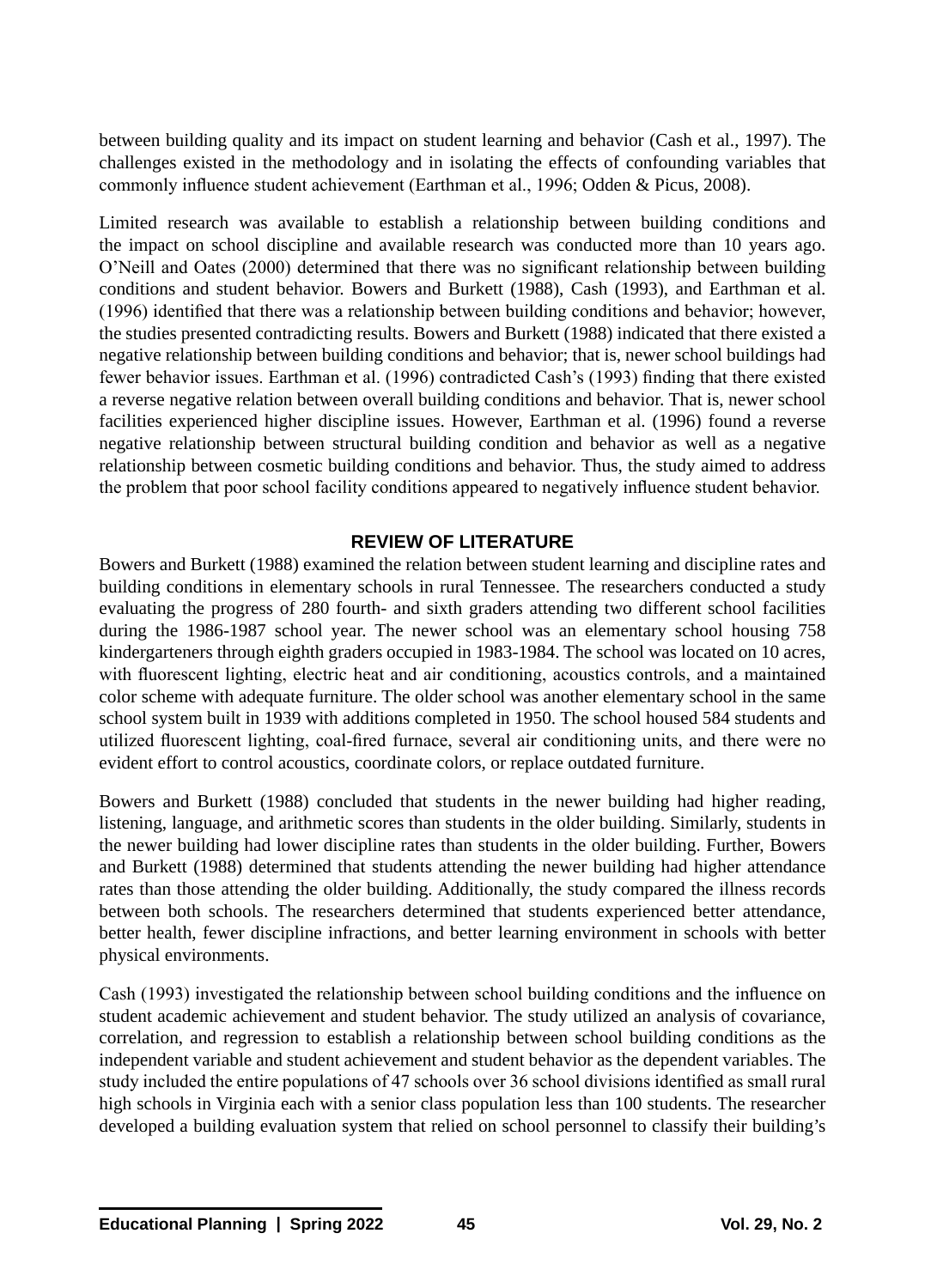between building quality and its impact on student learning and behavior (Cash et al., 1997). The challenges existed in the methodology and in isolating the effects of confounding variables that commonly influence student achievement (Earthman et al., 1996; Odden & Picus, 2008).

Limited research was available to establish a relationship between building conditions and the impact on school discipline and available research was conducted more than 10 years ago. O'Neill and Oates (2000) determined that there was no significant relationship between building conditions and student behavior. Bowers and Burkett (1988), Cash (1993), and Earthman et al. (1996) identified that there was a relationship between building conditions and behavior; however, the studies presented contradicting results. Bowers and Burkett (1988) indicated that there existed a negative relationship between building conditions and behavior; that is, newer school buildings had fewer behavior issues. Earthman et al. (1996) contradicted Cash's (1993) finding that there existed a reverse negative relation between overall building conditions and behavior. That is, newer school facilities experienced higher discipline issues. However, Earthman et al. (1996) found a reverse negative relationship between structural building condition and behavior as well as a negative relationship between cosmetic building conditions and behavior. Thus, the study aimed to address the problem that poor school facility conditions appeared to negatively influence student behavior.

## REVIEW OF LITERATURE

Bowers and Burkett (1988) examined the relation between student learning and discipline rates and building conditions in elementary schools in rural Tennessee. The researchers conducted a study evaluating the progress of 280 fourth- and sixth graders attending two different school facilities during the 1986-1987 school year. The newer school was an elementary school housing 758 kindergarteners through eighth graders occupied in 1983-1984. The school was located on 10 acres, with fluorescent lighting, electric heat and air conditioning, acoustics controls, and a maintained color scheme with adequate furniture. The older school was another elementary school in the same school system built in 1939 with additions completed in 1950. The school housed 584 students and utilized fluorescent lighting, coal-fired furnace, several air conditioning units, and there were no evident effort to control acoustics, coordinate colors, or replace outdated furniture.

Bowers and Burkett (1988) concluded that students in the newer building had higher reading, listening, language, and arithmetic scores than students in the older building. Similarly, students in the newer building had lower discipline rates than students in the older building. Further, Bowers and Burkett (1988) determined that students attending the newer building had higher attendance rates than those attending the older building. Additionally, the study compared the illness records between both schools. The researchers determined that students experienced better attendance, better health, fewer discipline infractions, and better learning environment in schools with better physical environments.

Cash (1993) investigated the relationship between school building conditions and the influence on student academic achievement and student behavior. The study utilized an analysis of covariance, correlation, and regression to establish a relationship between school building conditions as the independent variable and student achievement and student behavior as the dependent variables. The study included the entire populations of 47 schools over 36 school divisions identified as small rural high schools in Virginia each with a senior class population less than 100 students. The researcher developed a building evaluation system that relied on school personnel to classify their building's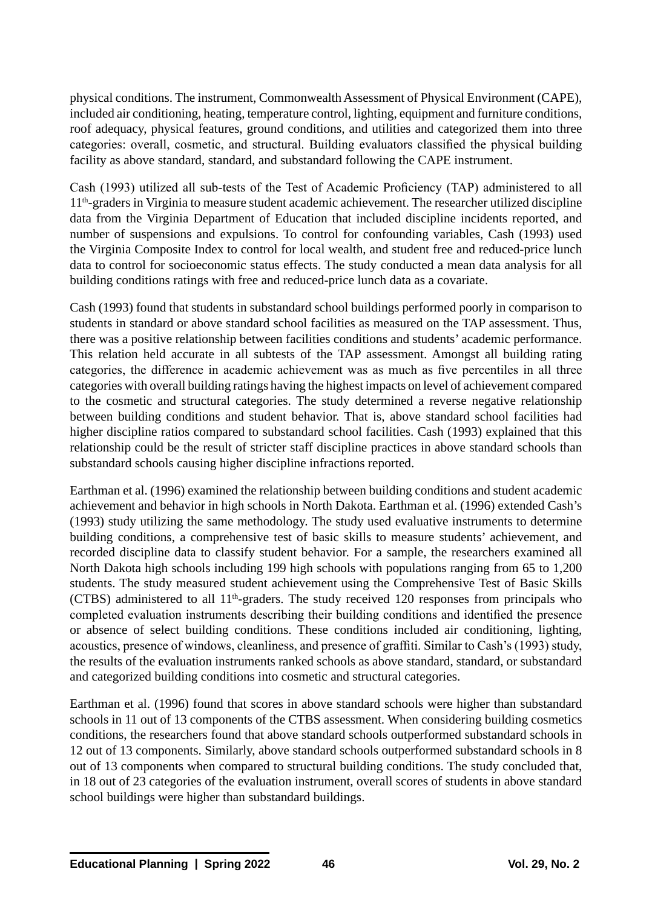physical conditions. The instrument, Commonwealth Assessment of Physical Environment (CAPE), included air conditioning, heating, temperature control, lighting, equipment and furniture conditions, roof adequacy, physical features, ground conditions, and utilities and categorized them into three categories: overall, cosmetic, and structural. Building evaluators classified the physical building facility as above standard, standard, and substandard following the CAPE instrument.

Cash (1993) utilized all sub-tests of the Test of Academic Proficiency (TAP) administered to all 11th-graders in Virginia to measure student academic achievement. The researcher utilized discipline data from the Virginia Department of Education that included discipline incidents reported, and number of suspensions and expulsions. To control for confounding variables, Cash (1993) used the Virginia Composite Index to control for local wealth, and student free and reduced-price lunch data to control for socioeconomic status effects. The study conducted a mean data analysis for all building conditions ratings with free and reduced-price lunch data as a covariate.

Cash (1993) found that students in substandard school buildings performed poorly in comparison to students in standard or above standard school facilities as measured on the TAP assessment. Thus, there was a positive relationship between facilities conditions and students' academic performance. This relation held accurate in all subtests of the TAP assessment. Amongst all building rating categories, the difference in academic achievement was as much as five percentiles in all three categories with overall building ratings having the highest impacts on level of achievement compared to the cosmetic and structural categories. The study determined a reverse negative relationship between building conditions and student behavior. That is, above standard school facilities had higher discipline ratios compared to substandard school facilities. Cash (1993) explained that this relationship could be the result of stricter staff discipline practices in above standard schools than substandard schools causing higher discipline infractions reported.

Earthman et al. (1996) examined the relationship between building conditions and student academic achievement and behavior in high schools in North Dakota. Earthman et al. (1996) extended Cash's (1993) study utilizing the same methodology. The study used evaluative instruments to determine building conditions, a comprehensive test of basic skills to measure students' achievement, and recorded discipline data to classify student behavior. For a sample, the researchers examined all North Dakota high schools including 199 high schools with populations ranging from 65 to 1,200 students. The study measured student achievement using the Comprehensive Test of Basic Skills (CTBS) administered to all 11th-graders. The study received 120 responses from principals who completed evaluation instruments describing their building conditions and identified the presence or absence of select building conditions. These conditions included air conditioning, lighting, acoustics, presence of windows, cleanliness, and presence of graffiti. Similar to Cash's (1993) study, the results of the evaluation instruments ranked schools as above standard, standard, or substandard and categorized building conditions into cosmetic and structural categories.

Earthman et al. (1996) found that scores in above standard schools were higher than substandard schools in 11 out of 13 components of the CTBS assessment. When considering building cosmetics conditions, the researchers found that above standard schools outperformed substandard schools in 12 out of 13 components. Similarly, above standard schools outperformed substandard schools in 8 out of 13 components when compared to structural building conditions. The study concluded that, in 18 out of 23 categories of the evaluation instrument, overall scores of students in above standard school buildings were higher than substandard buildings.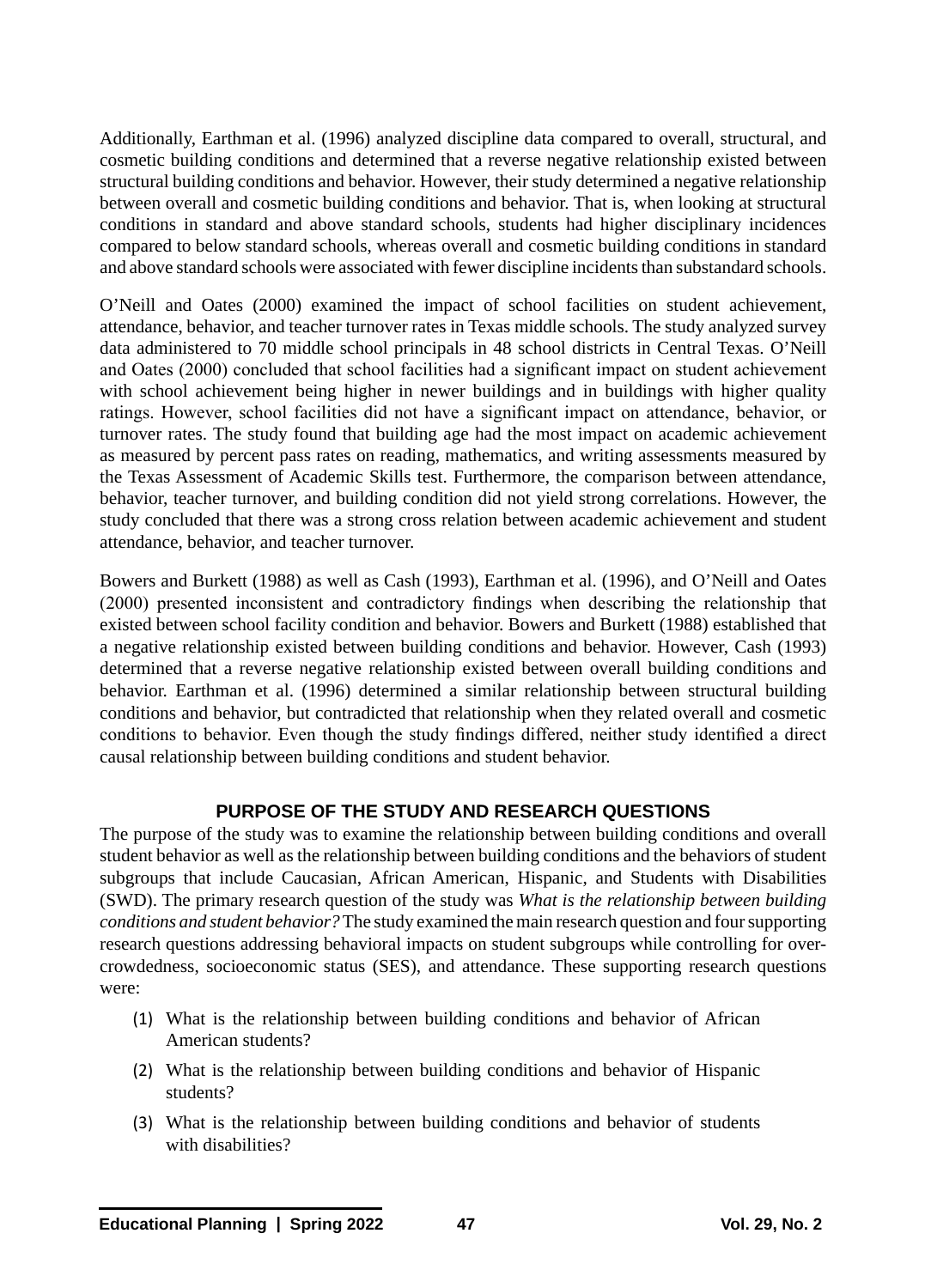Additionally, Earthman et al. (1996) analyzed discipline data compared to overall, structural, and cosmetic building conditions and determined that a reverse negative relationship existed between structural building conditions and behavior. However, their study determined a negative relationship between overall and cosmetic building conditions and behavior. That is, when looking at structural conditions in standard and above standard schools, students had higher disciplinary incidences compared to below standard schools, whereas overall and cosmetic building conditions in standard and above standard schools were associated with fewer discipline incidents than substandard schools.

O'Neill and Oates (2000) examined the impact of school facilities on student achievement, attendance, behavior, and teacher turnover rates in Texas middle schools. The study analyzed survey data administered to 70 middle school principals in 48 school districts in Central Texas. O'Neill and Oates (2000) concluded that school facilities had a significant impact on student achievement with school achievement being higher in newer buildings and in buildings with higher quality ratings. However, school facilities did not have a significant impact on attendance, behavior, or turnover rates. The study found that building age had the most impact on academic achievement as measured by percent pass rates on reading, mathematics, and writing assessments measured by the Texas Assessment of Academic Skills test. Furthermore, the comparison between attendance, behavior, teacher turnover, and building condition did not yield strong correlations. However, the study concluded that there was a strong cross relation between academic achievement and student attendance, behavior, and teacher turnover.

Bowers and Burkett (1988) as well as Cash (1993), Earthman et al. (1996), and O'Neill and Oates (2000) presented inconsistent and contradictory findings when describing the relationship that existed between school facility condition and behavior. Bowers and Burkett (1988) established that a negative relationship existed between building conditions and behavior. However, Cash (1993) determined that a reverse negative relationship existed between overall building conditions and behavior. Earthman et al. (1996) determined a similar relationship between structural building conditions and behavior, but contradicted that relationship when they related overall and cosmetic conditions to behavior. Even though the study findings differed, neither study identified a direct causal relationship between building conditions and student behavior.

## PURPOSE OF THE STUDY AND RESEARCH QUESTIONS

The purpose of the study was to examine the relationship between building conditions and overall student behavior as well as the relationship between building conditions and the behaviors of student subgroups that include Caucasian, African American, Hispanic, and Students with Disabilities (SWD). The primary research question of the study was *What is the relationship between building conditions and student behavior?* The study examined the main research question and four supporting research questions addressing behavioral impacts on student subgroups while controlling for over-crowdedness, socioeconomic status (SES), and attendance. These supporting research questions were:

(1) What is the relationship between building conditions and behavior of African American students?

(2) What is the relationship between building conditions and behavior of Hispanic students?

(3) What is the relationship between building conditions and behavior of students with disabilities?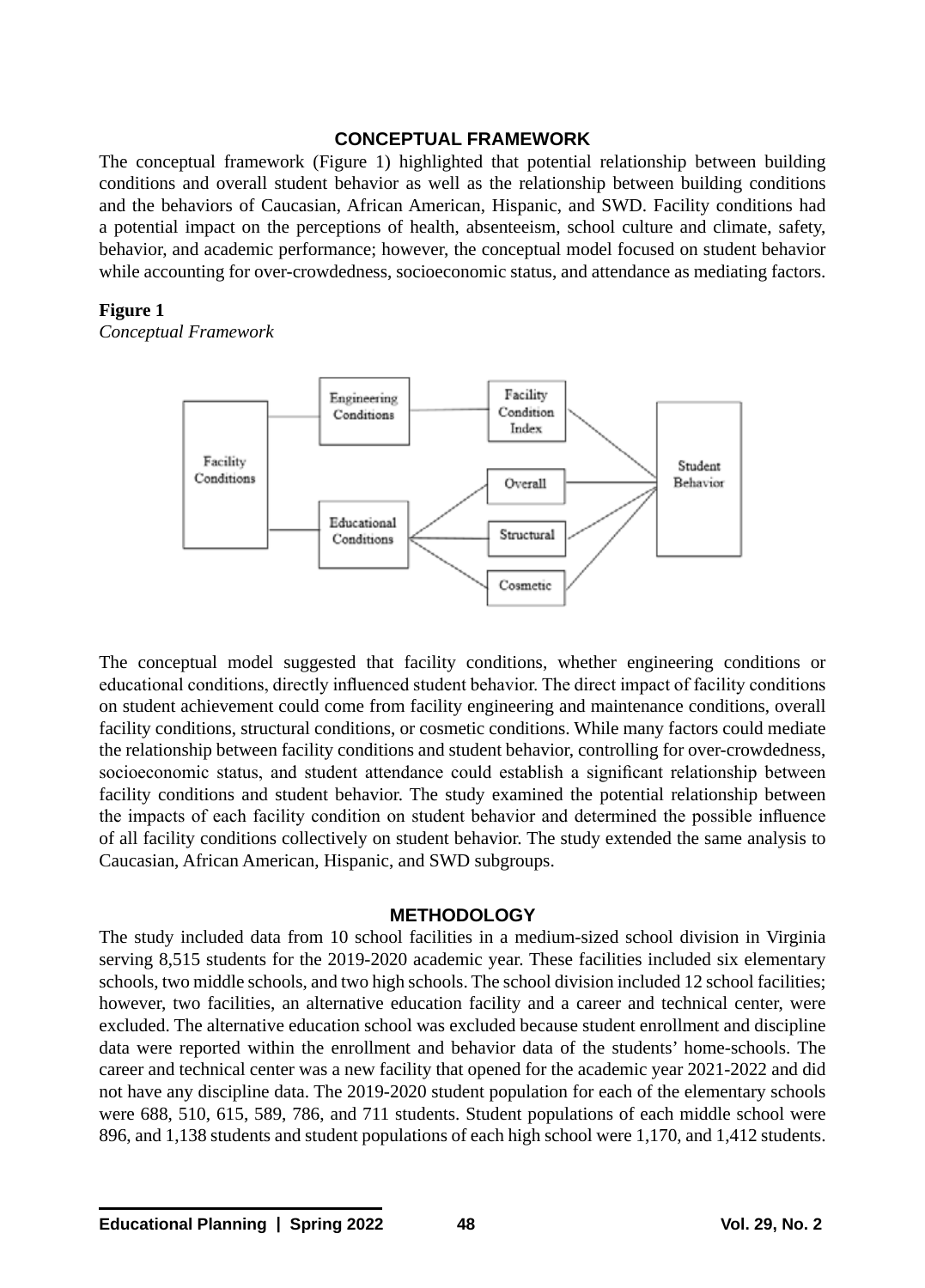## CONCEPTUAL FRAMEWORK

The conceptual framework (Figure 1) highlighted that potential relationship between building conditions and overall student behavior as well as the relationship between building conditions and the behaviors of Caucasian, African American, Hispanic, and SWD. Facility conditions had a potential impact on the perceptions of health, absenteeism, school culture and climate, safety, behavior, and academic performance; however, the conceptual model focused on student behavior while accounting for over-crowdedness, socioeconomic status, and attendance as mediating factors.

**Figure 1**

*Conceptual Framework*

Facility Conditions

Engineering Conditions

Educational Conditions

Facility Condition Index

Overall

Structural

Cosmetic

Student Behavior

The conceptual model suggested that facility conditions, whether engineering conditions or educational conditions, directly influenced student behavior. The direct impact of facility conditions on student achievement could come from facility engineering and maintenance conditions, overall facility conditions, structural conditions, or cosmetic conditions. While many factors could mediate the relationship between facility conditions and student behavior, controlling for over-crowdedness, socioeconomic status, and student attendance could establish a significant relationship between facility conditions and student behavior. The study examined the potential relationship between the impacts of each facility condition on student behavior and determined the possible influence of all facility conditions collectively on student behavior. The study extended the same analysis to Caucasian, African American, Hispanic, and SWD subgroups.

## METHODOLOGY

The study included data from 10 school facilities in a medium-sized school division in Virginia serving 8,515 students for the 2019-2020 academic year. These facilities included six elementary schools, two middle schools, and two high schools. The school division included 12 school facilities; however, two facilities, an alternative education facility and a career and technical center, were excluded. The alternative education school was excluded because student enrollment and discipline data were reported within the enrollment and behavior data of the students' home-schools. The career and technical center was a new facility that opened for the academic year 2021-2022 and did not have any discipline data. The 2019-2020 student population for each of the elementary schools were 688, 510, 615, 589, 786, and 711 students. Student populations of each middle school were 896, and 1,138 students and student populations of each high school were 1,170, and 1,412 students.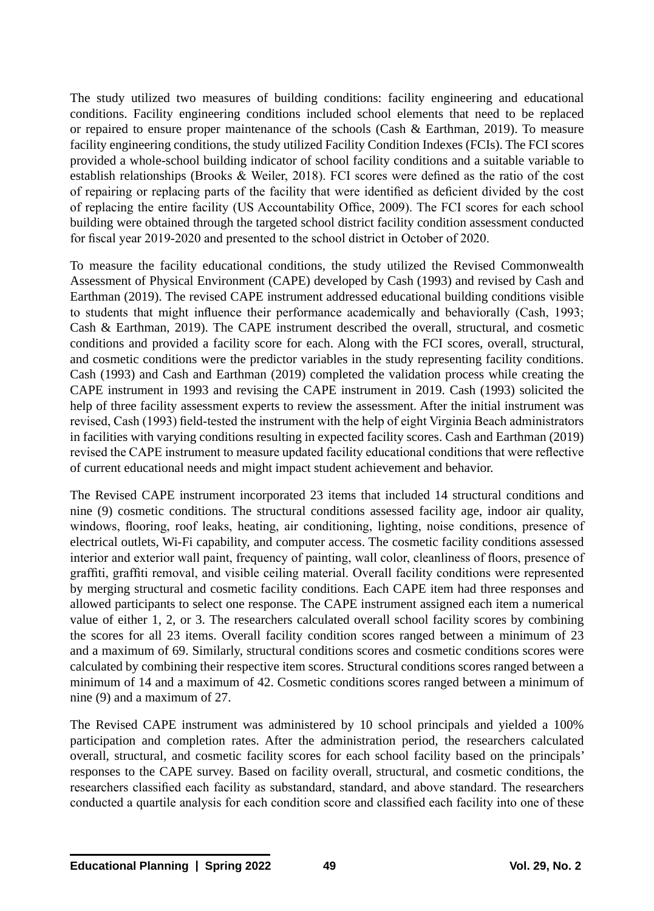The study utilized two measures of building conditions: facility engineering and educational conditions. Facility engineering conditions included school elements that need to be replaced or repaired to ensure proper maintenance of the schools (Cash & Earthman, 2019). To measure facility engineering conditions, the study utilized Facility Condition Indexes (FCIs). The FCI scores provided a whole-school building indicator of school facility conditions and a suitable variable to establish relationships (Brooks & Weiler, 2018). FCI scores were defined as the ratio of the cost of repairing or replacing parts of the facility that were identified as deficient divided by the cost of replacing the entire facility (US Accountability Office, 2009). The FCI scores for each school building were obtained through the targeted school district facility condition assessment conducted for fiscal year 2019-2020 and presented to the school district in October of 2020.

To measure the facility educational conditions, the study utilized the Revised Commonwealth Assessment of Physical Environment (CAPE) developed by Cash (1993) and revised by Cash and Earthman (2019). The revised CAPE instrument addressed educational building conditions visible to students that might influence their performance academically and behaviorally (Cash, 1993; Cash & Earthman, 2019). The CAPE instrument described the overall, structural, and cosmetic conditions and provided a facility score for each. Along with the FCI scores, overall, structural, and cosmetic conditions were the predictor variables in the study representing facility conditions. Cash (1993) and Cash and Earthman (2019) completed the validation process while creating the CAPE instrument in 1993 and revising the CAPE instrument in 2019. Cash (1993) solicited the help of three facility assessment experts to review the assessment. After the initial instrument was revised, Cash (1993) field-tested the instrument with the help of eight Virginia Beach administrators in facilities with varying conditions resulting in expected facility scores. Cash and Earthman (2019) revised the CAPE instrument to measure updated facility educational conditions that were reflective of current educational needs and might impact student achievement and behavior.

The Revised CAPE instrument incorporated 23 items that included 14 structural conditions and nine (9) cosmetic conditions. The structural conditions assessed facility age, indoor air quality, windows, flooring, roof leaks, heating, air conditioning, lighting, noise conditions, presence of electrical outlets, Wi-Fi capability, and computer access. The cosmetic facility conditions assessed interior and exterior wall paint, frequency of painting, wall color, cleanliness of floors, presence of graffiti, graffiti removal, and visible ceiling material. Overall facility conditions were represented by merging structural and cosmetic facility conditions. Each CAPE item had three responses and allowed participants to select one response. The CAPE instrument assigned each item a numerical value of either 1, 2, or 3. The researchers calculated overall school facility scores by combining the scores for all 23 items. Overall facility condition scores ranged between a minimum of 23 and a maximum of 69. Similarly, structural conditions scores and cosmetic conditions scores were calculated by combining their respective item scores. Structural conditions scores ranged between a minimum of 14 and a maximum of 42. Cosmetic conditions scores ranged between a minimum of nine (9) and a maximum of 27.

The Revised CAPE instrument was administered by 10 school principals and yielded a 100% participation and completion rates. After the administration period, the researchers calculated overall, structural, and cosmetic facility scores for each school facility based on the principals' responses to the CAPE survey. Based on facility overall, structural, and cosmetic conditions, the researchers classified each facility as substandard, standard, and above standard. The researchers conducted a quartile analysis for each condition score and classified each facility into one of these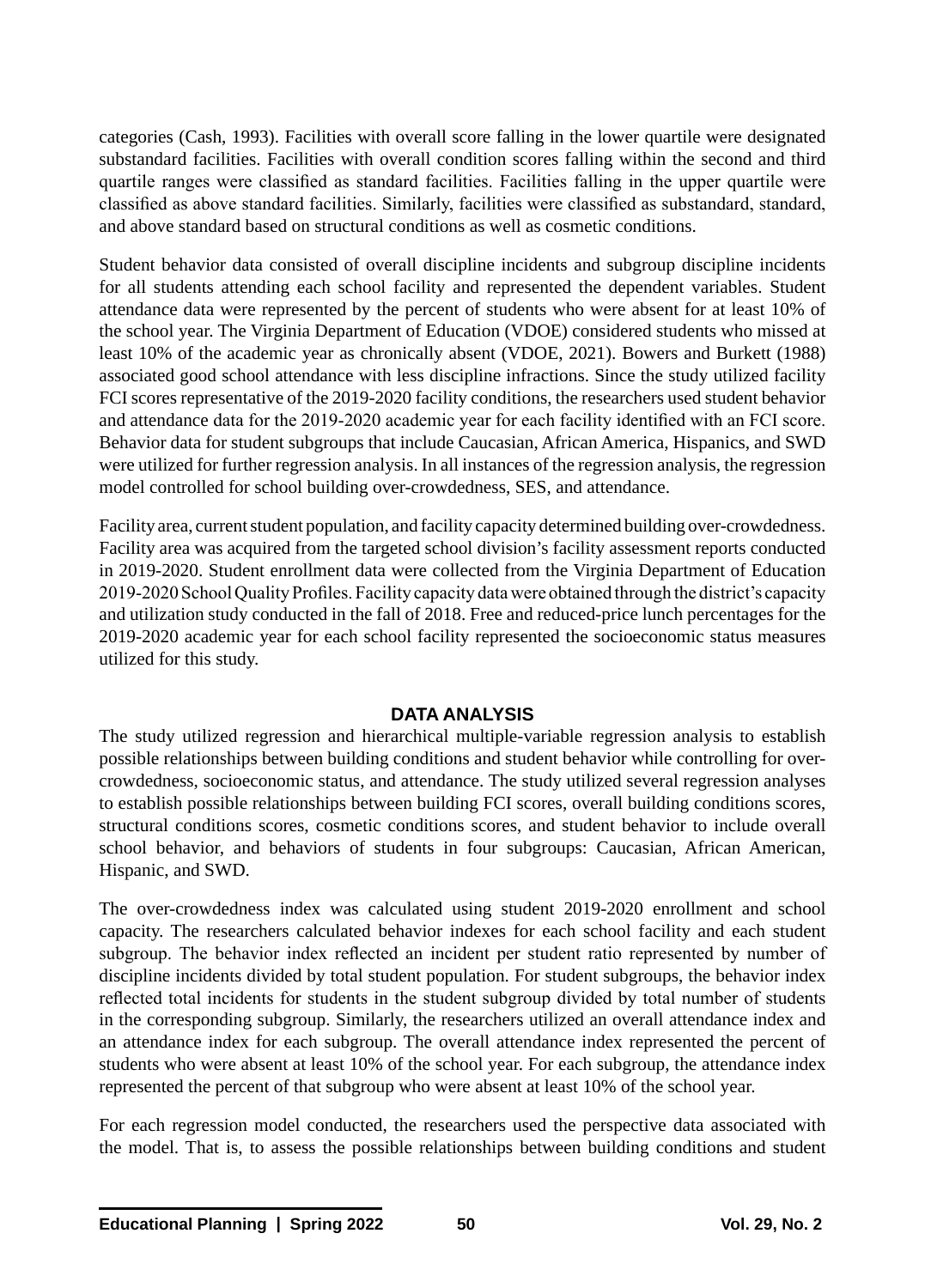categories (Cash, 1993). Facilities with overall score falling in the lower quartile were designated substandard facilities. Facilities with overall condition scores falling within the second and third quartile ranges were classified as standard facilities. Facilities falling in the upper quartile were classified as above standard facilities. Similarly, facilities were classified as substandard, standard, and above standard based on structural conditions as well as cosmetic conditions.

Student behavior data consisted of overall discipline incidents and subgroup discipline incidents for all students attending each school facility and represented the dependent variables. Student attendance data were represented by the percent of students who were absent for at least 10% of the school year. The Virginia Department of Education (VDOE) considered students who missed at least 10% of the academic year as chronically absent (VDOE, 2021). Bowers and Burkett (1988) associated good school attendance with less discipline infractions. Since the study utilized facility FCI scores representative of the 2019-2020 facility conditions, the researchers used student behavior and attendance data for the 2019-2020 academic year for each facility identified with an FCI score. Behavior data for student subgroups that include Caucasian, African America, Hispanics, and SWD were utilized for further regression analysis. In all instances of the regression analysis, the regression model controlled for school building over-crowdedness, SES, and attendance.

Facility area, current student population, and facility capacity determined building over-crowdedness. Facility area was acquired from the targeted school division's facility assessment reports conducted in 2019-2020. Student enrollment data were collected from the Virginia Department of Education 2019-2020 School Quality Profiles. Facility capacity data were obtained through the district's capacity and utilization study conducted in the fall of 2018. Free and reduced-price lunch percentages for the 2019-2020 academic year for each school facility represented the socioeconomic status measures utilized for this study.

## DATA ANALYSIS

The study utilized regression and hierarchical multiple-variable regression analysis to establish possible relationships between building conditions and student behavior while controlling for over-crowdedness, socioeconomic status, and attendance. The study utilized several regression analyses to establish possible relationships between building FCI scores, overall building conditions scores, structural conditions scores, cosmetic conditions scores, and student behavior to include overall school behavior, and behaviors of students in four subgroups: Caucasian, African American, Hispanic, and SWD.

The over-crowdedness index was calculated using student 2019-2020 enrollment and school capacity. The researchers calculated behavior indexes for each school facility and each student subgroup. The behavior index reflected an incident per student ratio represented by number of discipline incidents divided by total student population. For student subgroups, the behavior index reflected total incidents for students in the student subgroup divided by total number of students in the corresponding subgroup. Similarly, the researchers utilized an overall attendance index and an attendance index for each subgroup. The overall attendance index represented the percent of students who were absent at least 10% of the school year. For each subgroup, the attendance index represented the percent of that subgroup who were absent at least 10% of the school year.

For each regression model conducted, the researchers used the perspective data associated with the model. That is, to assess the possible relationships between building conditions and student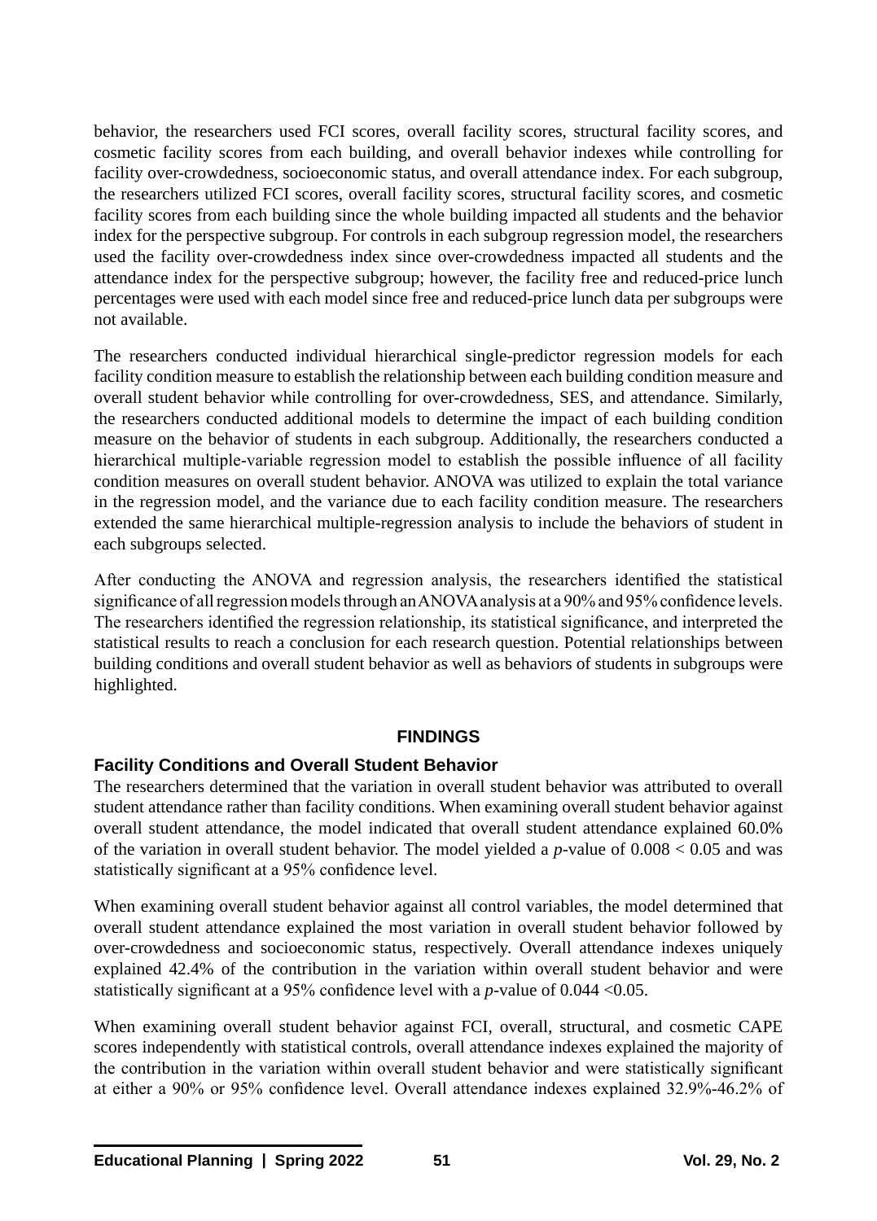behavior, the researchers used FCI scores, overall facility scores, structural facility scores, and cosmetic facility scores from each building, and overall behavior indexes while controlling for facility over-crowdedness, socioeconomic status, and overall attendance index. For each subgroup, the researchers utilized FCI scores, overall facility scores, structural facility scores, and cosmetic facility scores from each building since the whole building impacted all students and the behavior index for the perspective subgroup. For controls in each subgroup regression model, the researchers used the facility over-crowdedness index since over-crowdedness impacted all students and the attendance index for the perspective subgroup; however, the facility free and reduced-price lunch percentages were used with each model since free and reduced-price lunch data per subgroups were not available.

The researchers conducted individual hierarchical single-predictor regression models for each facility condition measure to establish the relationship between each building condition measure and overall student behavior while controlling for over-crowdedness, SES, and attendance. Similarly, the researchers conducted additional models to determine the impact of each building condition measure on the behavior of students in each subgroup. Additionally, the researchers conducted a hierarchical multiple-variable regression model to establish the possible influence of all facility condition measures on overall student behavior. ANOVA was utilized to explain the total variance in the regression model, and the variance due to each facility condition measure. The researchers extended the same hierarchical multiple-regression analysis to include the behaviors of student in each subgroups selected.

After conducting the ANOVA and regression analysis, the researchers identified the statistical significance of all regression models through an ANOVA analysis at a 90% and 95% confidence levels. The researchers identified the regression relationship, its statistical significance, and interpreted the statistical results to reach a conclusion for each research question. Potential relationships between building conditions and overall student behavior as well as behaviors of students in subgroups were highlighted.

## FINDINGS

### Facility Conditions and Overall Student Behavior

The researchers determined that the variation in overall student behavior was attributed to overall student attendance rather than facility conditions. When examining overall student behavior against overall student attendance, the model indicated that overall student attendance explained 60.0% of the variation in overall student behavior. The model yielded a *p*-value of $0.008 < 0.05$ and was statistically significant at a 95% confidence level.

When examining overall student behavior against all control variables, the model determined that overall student attendance explained the most variation in overall student behavior followed by over-crowdedness and socioeconomic status, respectively. Overall attendance indexes uniquely explained 42.4% of the contribution in the variation within overall student behavior and were statistically significant at a 95% confidence level with a *p*-value of $0.044 < 0.05$.

When examining overall student behavior against FCI, overall, structural, and cosmetic CAPE scores independently with statistical controls, overall attendance indexes explained the majority of the contribution in the variation within overall student behavior and were statistically significant at either a 90% or 95% confidence level. Overall attendance indexes explained 32.9%-46.2% of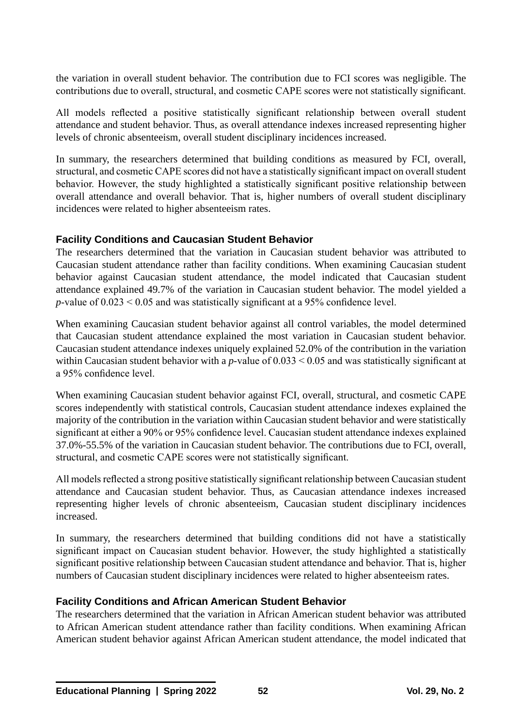the variation in overall student behavior. The contribution due to FCI scores was negligible. The contributions due to overall, structural, and cosmetic CAPE scores were not statistically significant.

All models reflected a positive statistically significant relationship between overall student attendance and student behavior. Thus, as overall attendance indexes increased representing higher levels of chronic absenteeism, overall student disciplinary incidences increased.

In summary, the researchers determined that building conditions as measured by FCI, overall, structural, and cosmetic CAPE scores did not have a statistically significant impact on overall student behavior. However, the study highlighted a statistically significant positive relationship between overall attendance and overall behavior. That is, higher numbers of overall student disciplinary incidences were related to higher absenteeism rates.

### Facility Conditions and Caucasian Student Behavior

The researchers determined that the variation in Caucasian student behavior was attributed to Caucasian student attendance rather than facility conditions. When examining Caucasian student behavior against Caucasian student attendance, the model indicated that Caucasian student attendance explained 49.7% of the variation in Caucasian student behavior. The model yielded a $p$-value of $0.023 < 0.05$ and was statistically significant at a 95% confidence level.

When examining Caucasian student behavior against all control variables, the model determined that Caucasian student attendance explained the most variation in Caucasian student behavior. Caucasian student attendance indexes uniquely explained 52.0% of the contribution in the variation within Caucasian student behavior with a $p$-value of $0.033 < 0.05$ and was statistically significant at a 95% confidence level.

When examining Caucasian student behavior against FCI, overall, structural, and cosmetic CAPE scores independently with statistical controls, Caucasian student attendance indexes explained the majority of the contribution in the variation within Caucasian student behavior and were statistically significant at either a 90% or 95% confidence level. Caucasian student attendance indexes explained 37.0%-55.5% of the variation in Caucasian student behavior. The contributions due to FCI, overall, structural, and cosmetic CAPE scores were not statistically significant.

All models reflected a strong positive statistically significant relationship between Caucasian student attendance and Caucasian student behavior. Thus, as Caucasian attendance indexes increased representing higher levels of chronic absenteeism, Caucasian student disciplinary incidences increased.

In summary, the researchers determined that building conditions did not have a statistically significant impact on Caucasian student behavior. However, the study highlighted a statistically significant positive relationship between Caucasian student attendance and behavior. That is, higher numbers of Caucasian student disciplinary incidences were related to higher absenteeism rates.

### Facility Conditions and African American Student Behavior

The researchers determined that the variation in African American student behavior was attributed to African American student attendance rather than facility conditions. When examining African American student behavior against African American student attendance, the model indicated that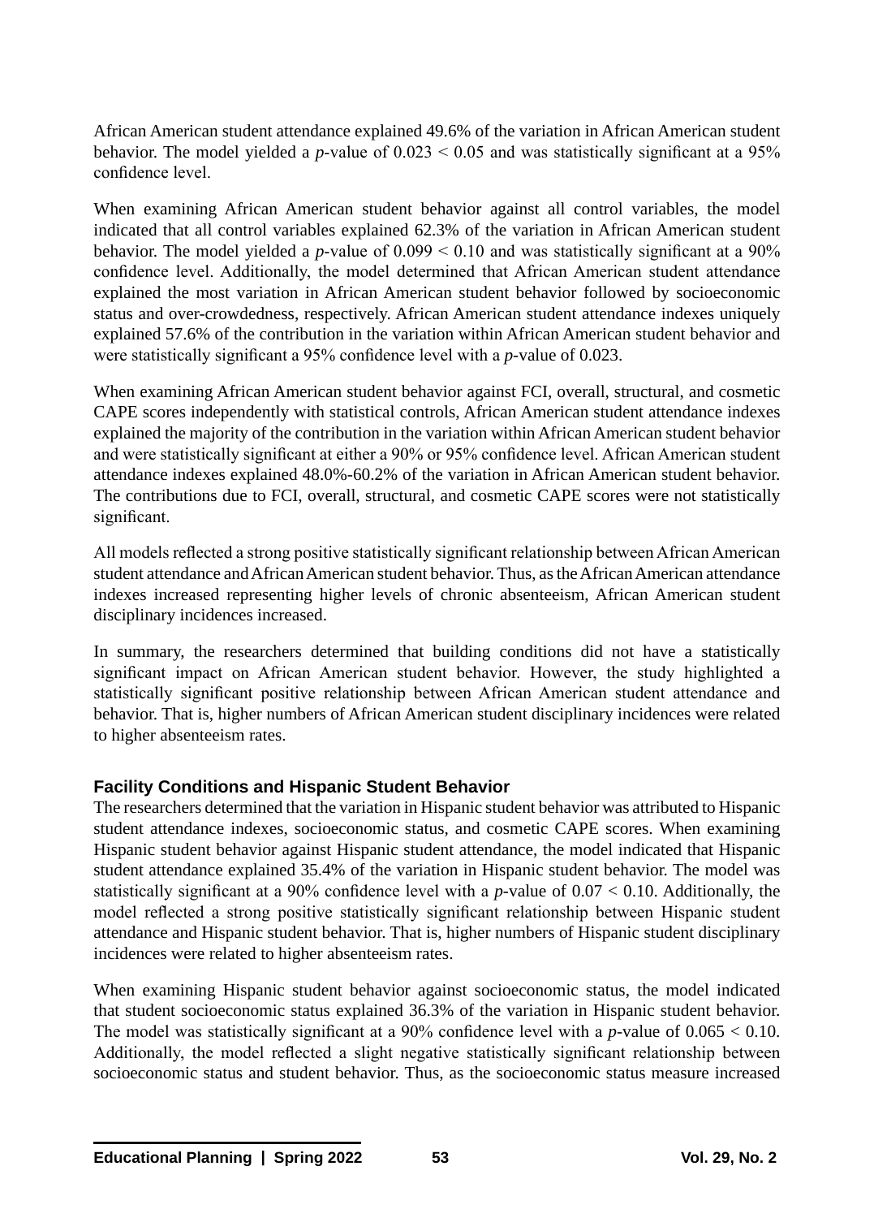African American student attendance explained 49.6% of the variation in African American student behavior. The model yielded a *p*-value of $0.023 < 0.05$ and was statistically significant at a 95% confidence level.

When examining African American student behavior against all control variables, the model indicated that all control variables explained 62.3% of the variation in African American student behavior. The model yielded a *p*-value of $0.099 < 0.10$ and was statistically significant at a 90% confidence level. Additionally, the model determined that African American student attendance explained the most variation in African American student behavior followed by socioeconomic status and over-crowdedness, respectively. African American student attendance indexes uniquely explained 57.6% of the contribution in the variation within African American student behavior and were statistically significant a 95% confidence level with a *p*-value of 0.023.

When examining African American student behavior against FCI, overall, structural, and cosmetic CAPE scores independently with statistical controls, African American student attendance indexes explained the majority of the contribution in the variation within African American student behavior and were statistically significant at either a 90% or 95% confidence level. African American student attendance indexes explained 48.0%-60.2% of the variation in African American student behavior. The contributions due to FCI, overall, structural, and cosmetic CAPE scores were not statistically significant.

All models reflected a strong positive statistically significant relationship between African American student attendance and African American student behavior. Thus, as the African American attendance indexes increased representing higher levels of chronic absenteeism, African American student disciplinary incidences increased.

In summary, the researchers determined that building conditions did not have a statistically significant impact on African American student behavior. However, the study highlighted a statistically significant positive relationship between African American student attendance and behavior. That is, higher numbers of African American student disciplinary incidences were related to higher absenteeism rates.

### Facility Conditions and Hispanic Student Behavior

The researchers determined that the variation in Hispanic student behavior was attributed to Hispanic student attendance indexes, socioeconomic status, and cosmetic CAPE scores. When examining Hispanic student behavior against Hispanic student attendance, the model indicated that Hispanic student attendance explained 35.4% of the variation in Hispanic student behavior. The model was statistically significant at a 90% confidence level with a *p*-value of $0.07 < 0.10$. Additionally, the model reflected a strong positive statistically significant relationship between Hispanic student attendance and Hispanic student behavior. That is, higher numbers of Hispanic student disciplinary incidences were related to higher absenteeism rates.

When examining Hispanic student behavior against socioeconomic status, the model indicated that student socioeconomic status explained 36.3% of the variation in Hispanic student behavior. The model was statistically significant at a 90% confidence level with a *p*-value of $0.065 < 0.10$. Additionally, the model reflected a slight negative statistically significant relationship between socioeconomic status and student behavior. Thus, as the socioeconomic status measure increased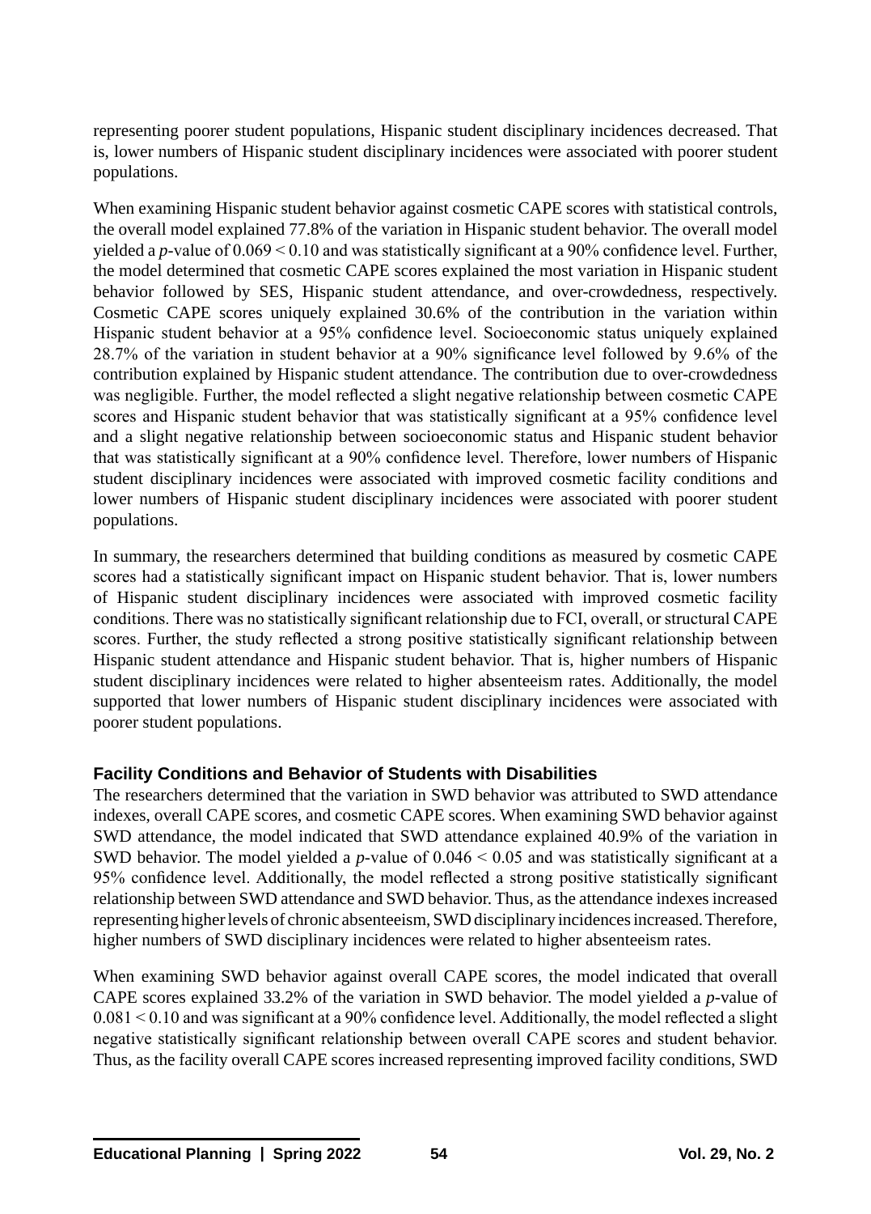representing poorer student populations, Hispanic student disciplinary incidences decreased. That is, lower numbers of Hispanic student disciplinary incidences were associated with poorer student populations.

When examining Hispanic student behavior against cosmetic CAPE scores with statistical controls, the overall model explained 77.8% of the variation in Hispanic student behavior. The overall model yielded a *p*-value of $0.069 < 0.10$ and was statistically significant at a 90% confidence level. Further, the model determined that cosmetic CAPE scores explained the most variation in Hispanic student behavior followed by SES, Hispanic student attendance, and over-crowdedness, respectively. Cosmetic CAPE scores uniquely explained 30.6% of the contribution in the variation within Hispanic student behavior at a 95% confidence level. Socioeconomic status uniquely explained 28.7% of the variation in student behavior at a 90% significance level followed by 9.6% of the contribution explained by Hispanic student attendance. The contribution due to over-crowdedness was negligible. Further, the model reflected a slight negative relationship between cosmetic CAPE scores and Hispanic student behavior that was statistically significant at a 95% confidence level and a slight negative relationship between socioeconomic status and Hispanic student behavior that was statistically significant at a 90% confidence level. Therefore, lower numbers of Hispanic student disciplinary incidences were associated with improved cosmetic facility conditions and lower numbers of Hispanic student disciplinary incidences were associated with poorer student populations.

In summary, the researchers determined that building conditions as measured by cosmetic CAPE scores had a statistically significant impact on Hispanic student behavior. That is, lower numbers of Hispanic student disciplinary incidences were associated with improved cosmetic facility conditions. There was no statistically significant relationship due to FCI, overall, or structural CAPE scores. Further, the study reflected a strong positive statistically significant relationship between Hispanic student attendance and Hispanic student behavior. That is, higher numbers of Hispanic student disciplinary incidences were related to higher absenteeism rates. Additionally, the model supported that lower numbers of Hispanic student disciplinary incidences were associated with poorer student populations.

### Facility Conditions and Behavior of Students with Disabilities

The researchers determined that the variation in SWD behavior was attributed to SWD attendance indexes, overall CAPE scores, and cosmetic CAPE scores. When examining SWD behavior against SWD attendance, the model indicated that SWD attendance explained 40.9% of the variation in SWD behavior. The model yielded a *p*-value of $0.046 < 0.05$ and was statistically significant at a 95% confidence level. Additionally, the model reflected a strong positive statistically significant relationship between SWD attendance and SWD behavior. Thus, as the attendance indexes increased representing higher levels of chronic absenteeism, SWD disciplinary incidences increased. Therefore, higher numbers of SWD disciplinary incidences were related to higher absenteeism rates.

When examining SWD behavior against overall CAPE scores, the model indicated that overall CAPE scores explained 33.2% of the variation in SWD behavior. The model yielded a *p*-value of $0.081 < 0.10$ and was significant at a 90% confidence level. Additionally, the model reflected a slight negative statistically significant relationship between overall CAPE scores and student behavior. Thus, as the facility overall CAPE scores increased representing improved facility conditions, SWD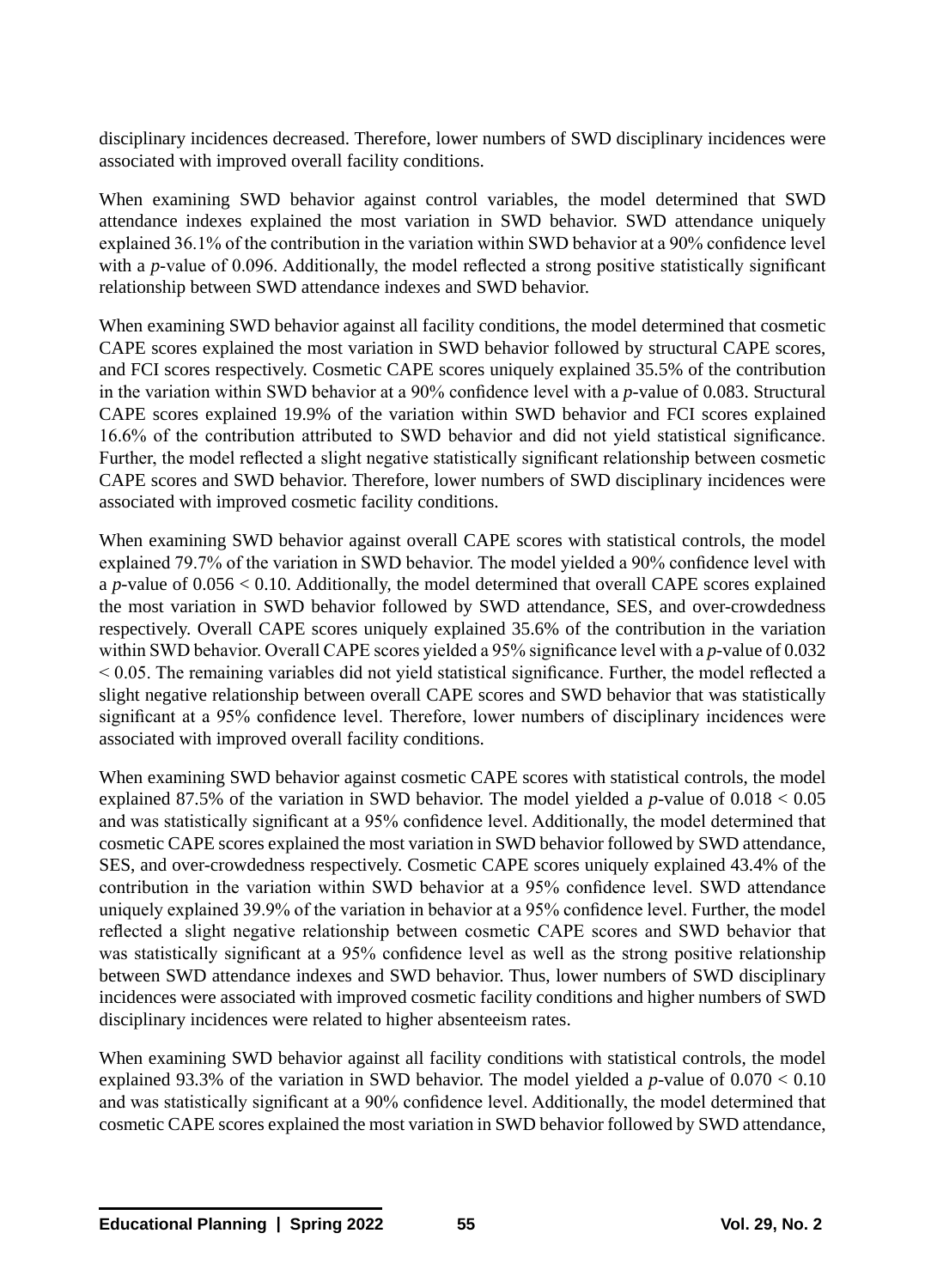disciplinary incidences decreased. Therefore, lower numbers of SWD disciplinary incidences were associated with improved overall facility conditions.

When examining SWD behavior against control variables, the model determined that SWD attendance indexes explained the most variation in SWD behavior. SWD attendance uniquely explained 36.1% of the contribution in the variation within SWD behavior at a 90% confidence level with a *p*-value of 0.096. Additionally, the model reflected a strong positive statistically significant relationship between SWD attendance indexes and SWD behavior.

When examining SWD behavior against all facility conditions, the model determined that cosmetic CAPE scores explained the most variation in SWD behavior followed by structural CAPE scores, and FCI scores respectively. Cosmetic CAPE scores uniquely explained 35.5% of the contribution in the variation within SWD behavior at a 90% confidence level with a *p*-value of 0.083. Structural CAPE scores explained 19.9% of the variation within SWD behavior and FCI scores explained 16.6% of the contribution attributed to SWD behavior and did not yield statistical significance. Further, the model reflected a slight negative statistically significant relationship between cosmetic CAPE scores and SWD behavior. Therefore, lower numbers of SWD disciplinary incidences were associated with improved cosmetic facility conditions.

When examining SWD behavior against overall CAPE scores with statistical controls, the model explained 79.7% of the variation in SWD behavior. The model yielded a 90% confidence level with a *p*-value of $0.056 < 0.10$. Additionally, the model determined that overall CAPE scores explained the most variation in SWD behavior followed by SWD attendance, SES, and over-crowdedness respectively. Overall CAPE scores uniquely explained 35.6% of the contribution in the variation within SWD behavior. Overall CAPE scores yielded a 95% significance level with a *p*-value of $0.032 < 0.05$. The remaining variables did not yield statistical significance. Further, the model reflected a slight negative relationship between overall CAPE scores and SWD behavior that was statistically significant at a 95% confidence level. Therefore, lower numbers of disciplinary incidences were associated with improved overall facility conditions.

When examining SWD behavior against cosmetic CAPE scores with statistical controls, the model explained 87.5% of the variation in SWD behavior. The model yielded a *p*-value of $0.018 < 0.05$ and was statistically significant at a 95% confidence level. Additionally, the model determined that cosmetic CAPE scores explained the most variation in SWD behavior followed by SWD attendance, SES, and over-crowdedness respectively. Cosmetic CAPE scores uniquely explained 43.4% of the contribution in the variation within SWD behavior at a 95% confidence level. SWD attendance uniquely explained 39.9% of the variation in behavior at a 95% confidence level. Further, the model reflected a slight negative relationship between cosmetic CAPE scores and SWD behavior that was statistically significant at a 95% confidence level as well as the strong positive relationship between SWD attendance indexes and SWD behavior. Thus, lower numbers of SWD disciplinary incidences were associated with improved cosmetic facility conditions and higher numbers of SWD disciplinary incidences were related to higher absenteeism rates.

When examining SWD behavior against all facility conditions with statistical controls, the model explained 93.3% of the variation in SWD behavior. The model yielded a *p*-value of $0.070 < 0.10$ and was statistically significant at a 90% confidence level. Additionally, the model determined that cosmetic CAPE scores explained the most variation in SWD behavior followed by SWD attendance,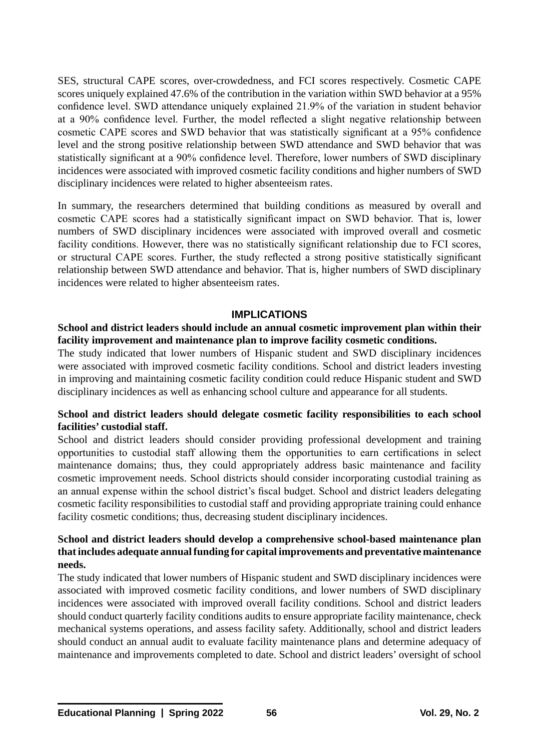SES, structural CAPE scores, over-crowdedness, and FCI scores respectively. Cosmetic CAPE scores uniquely explained 47.6% of the contribution in the variation within SWD behavior at a 95% confidence level. SWD attendance uniquely explained 21.9% of the variation in student behavior at a 90% confidence level. Further, the model reflected a slight negative relationship between cosmetic CAPE scores and SWD behavior that was statistically significant at a 95% confidence level and the strong positive relationship between SWD attendance and SWD behavior that was statistically significant at a 90% confidence level. Therefore, lower numbers of SWD disciplinary incidences were associated with improved cosmetic facility conditions and higher numbers of SWD disciplinary incidences were related to higher absenteeism rates.

In summary, the researchers determined that building conditions as measured by overall and cosmetic CAPE scores had a statistically significant impact on SWD behavior. That is, lower numbers of SWD disciplinary incidences were associated with improved overall and cosmetic facility conditions. However, there was no statistically significant relationship due to FCI scores, or structural CAPE scores. Further, the study reflected a strong positive statistically significant relationship between SWD attendance and behavior. That is, higher numbers of SWD disciplinary incidences were related to higher absenteeism rates.

## IMPLICATIONS

**School and district leaders should include an annual cosmetic improvement plan within their facility improvement and maintenance plan to improve facility cosmetic conditions.**

The study indicated that lower numbers of Hispanic student and SWD disciplinary incidences were associated with improved cosmetic facility conditions. School and district leaders investing in improving and maintaining cosmetic facility condition could reduce Hispanic student and SWD disciplinary incidences as well as enhancing school culture and appearance for all students.

**School and district leaders should delegate cosmetic facility responsibilities to each school facilities' custodial staff.**

School and district leaders should consider providing professional development and training opportunities to custodial staff allowing them the opportunities to earn certifications in select maintenance domains; thus, they could appropriately address basic maintenance and facility cosmetic improvement needs. School districts should consider incorporating custodial training as an annual expense within the school district's fiscal budget. School and district leaders delegating cosmetic facility responsibilities to custodial staff and providing appropriate training could enhance facility cosmetic conditions; thus, decreasing student disciplinary incidences.

**School and district leaders should develop a comprehensive school-based maintenance plan that includes adequate annual funding for capital improvements and preventative maintenance needs.**

The study indicated that lower numbers of Hispanic student and SWD disciplinary incidences were associated with improved cosmetic facility conditions, and lower numbers of SWD disciplinary incidences were associated with improved overall facility conditions. School and district leaders should conduct quarterly facility conditions audits to ensure appropriate facility maintenance, check mechanical systems operations, and assess facility safety. Additionally, school and district leaders should conduct an annual audit to evaluate facility maintenance plans and determine adequacy of maintenance and improvements completed to date. School and district leaders' oversight of school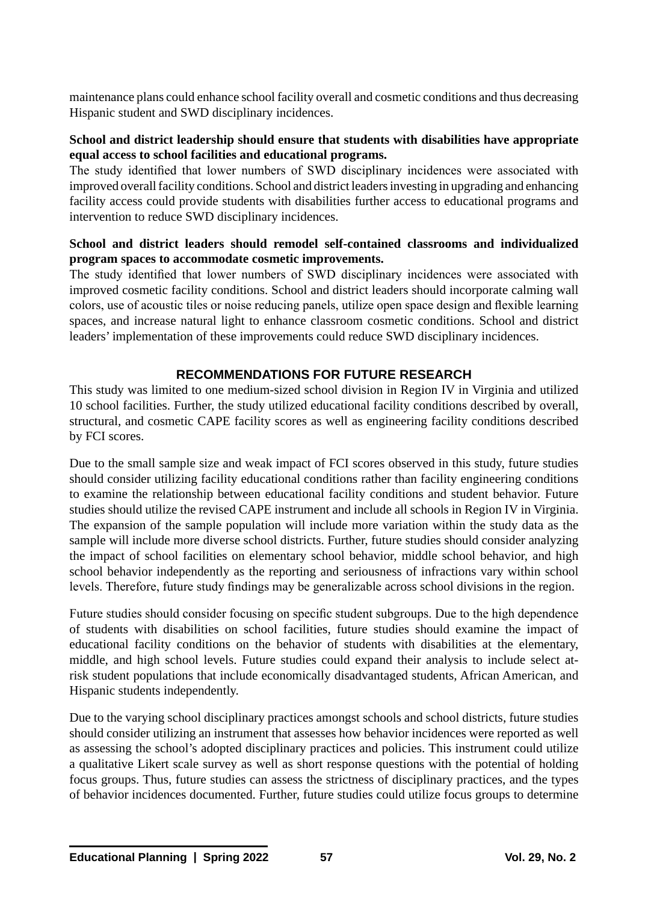maintenance plans could enhance school facility overall and cosmetic conditions and thus decreasing Hispanic student and SWD disciplinary incidences.

**School and district leadership should ensure that students with disabilities have appropriate equal access to school facilities and educational programs.**

The study identified that lower numbers of SWD disciplinary incidences were associated with improved overall facility conditions. School and district leaders investing in upgrading and enhancing facility access could provide students with disabilities further access to educational programs and intervention to reduce SWD disciplinary incidences.

**School and district leaders should remodel self-contained classrooms and individualized program spaces to accommodate cosmetic improvements.**

The study identified that lower numbers of SWD disciplinary incidences were associated with improved cosmetic facility conditions. School and district leaders should incorporate calming wall colors, use of acoustic tiles or noise reducing panels, utilize open space design and flexible learning spaces, and increase natural light to enhance classroom cosmetic conditions. School and district leaders' implementation of these improvements could reduce SWD disciplinary incidences.

## RECOMMENDATIONS FOR FUTURE RESEARCH

This study was limited to one medium-sized school division in Region IV in Virginia and utilized 10 school facilities. Further, the study utilized educational facility conditions described by overall, structural, and cosmetic CAPE facility scores as well as engineering facility conditions described by FCI scores.

Due to the small sample size and weak impact of FCI scores observed in this study, future studies should consider utilizing facility educational conditions rather than facility engineering conditions to examine the relationship between educational facility conditions and student behavior. Future studies should utilize the revised CAPE instrument and include all schools in Region IV in Virginia. The expansion of the sample population will include more variation within the study data as the sample will include more diverse school districts. Further, future studies should consider analyzing the impact of school facilities on elementary school behavior, middle school behavior, and high school behavior independently as the reporting and seriousness of infractions vary within school levels. Therefore, future study findings may be generalizable across school divisions in the region.

Future studies should consider focusing on specific student subgroups. Due to the high dependence of students with disabilities on school facilities, future studies should examine the impact of educational facility conditions on the behavior of students with disabilities at the elementary, middle, and high school levels. Future studies could expand their analysis to include select at-risk student populations that include economically disadvantaged students, African American, and Hispanic students independently.

Due to the varying school disciplinary practices amongst schools and school districts, future studies should consider utilizing an instrument that assesses how behavior incidences were reported as well as assessing the school's adopted disciplinary practices and policies. This instrument could utilize a qualitative Likert scale survey as well as short response questions with the potential of holding focus groups. Thus, future studies can assess the strictness of disciplinary practices, and the types of behavior incidences documented. Further, future studies could utilize focus groups to determine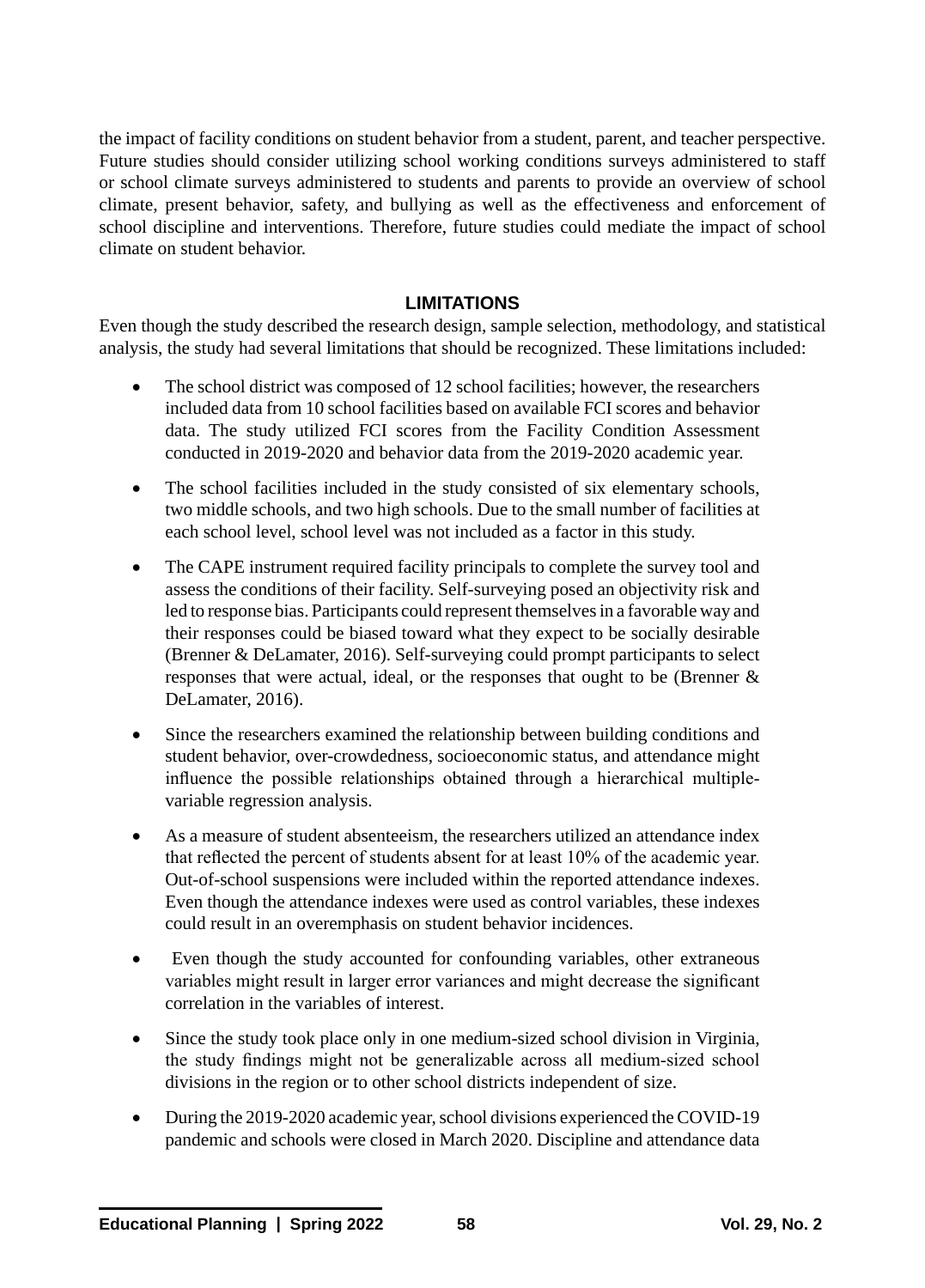the impact of facility conditions on student behavior from a student, parent, and teacher perspective. Future studies should consider utilizing school working conditions surveys administered to staff or school climate surveys administered to students and parents to provide an overview of school climate, present behavior, safety, and bullying as well as the effectiveness and enforcement of school discipline and interventions. Therefore, future studies could mediate the impact of school climate on student behavior.

## LIMITATIONS

Even though the study described the research design, sample selection, methodology, and statistical analysis, the study had several limitations that should be recognized. These limitations included:

- The school district was composed of 12 school facilities; however, the researchers included data from 10 school facilities based on available FCI scores and behavior data. The study utilized FCI scores from the Facility Condition Assessment conducted in 2019-2020 and behavior data from the 2019-2020 academic year.
- The school facilities included in the study consisted of six elementary schools, two middle schools, and two high schools. Due to the small number of facilities at each school level, school level was not included as a factor in this study.
- The CAPE instrument required facility principals to complete the survey tool and assess the conditions of their facility. Self-surveying posed an objectivity risk and led to response bias. Participants could represent themselves in a favorable way and their responses could be biased toward what they expect to be socially desirable (Brenner & DeLamater, 2016). Self-surveying could prompt participants to select responses that were actual, ideal, or the responses that ought to be (Brenner & DeLamater, 2016).
- Since the researchers examined the relationship between building conditions and student behavior, over-crowdedness, socioeconomic status, and attendance might influence the possible relationships obtained through a hierarchical multiple-variable regression analysis.
- As a measure of student absenteeism, the researchers utilized an attendance index that reflected the percent of students absent for at least 10% of the academic year. Out-of-school suspensions were included within the reported attendance indexes. Even though the attendance indexes were used as control variables, these indexes could result in an overemphasis on student behavior incidences.
- Even though the study accounted for confounding variables, other extraneous variables might result in larger error variances and might decrease the significant correlation in the variables of interest.
- Since the study took place only in one medium-sized school division in Virginia, the study findings might not be generalizable across all medium-sized school divisions in the region or to other school districts independent of size.
- During the 2019-2020 academic year, school divisions experienced the COVID-19 pandemic and schools were closed in March 2020. Discipline and attendance data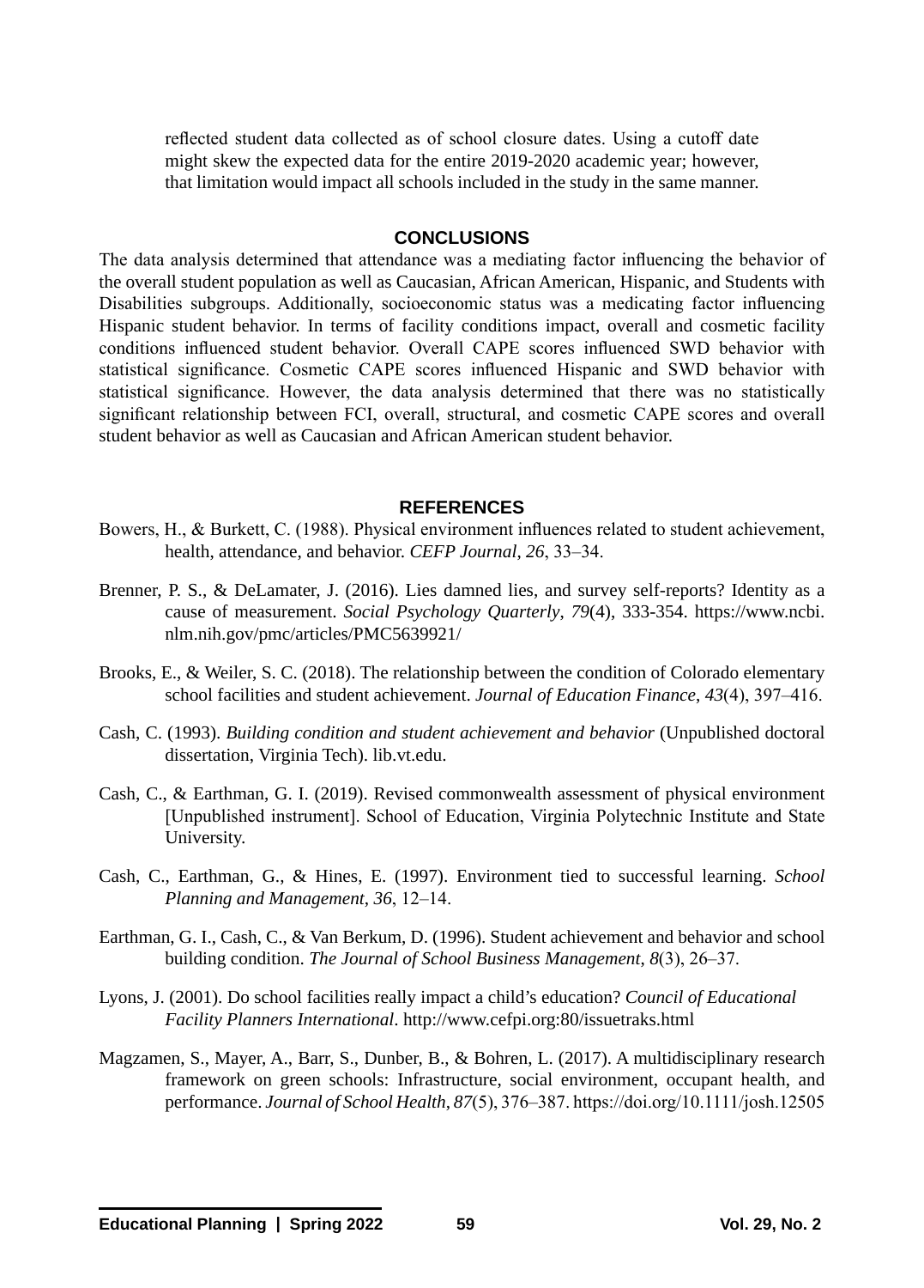reflected student data collected as of school closure dates. Using a cutoff date might skew the expected data for the entire 2019-2020 academic year; however, that limitation would impact all schools included in the study in the same manner.

## CONCLUSIONS

The data analysis determined that attendance was a mediating factor influencing the behavior of the overall student population as well as Caucasian, African American, Hispanic, and Students with Disabilities subgroups. Additionally, socioeconomic status was a medicating factor influencing Hispanic student behavior. In terms of facility conditions impact, overall and cosmetic facility conditions influenced student behavior. Overall CAPE scores influenced SWD behavior with statistical significance. Cosmetic CAPE scores influenced Hispanic and SWD behavior with statistical significance. However, the data analysis determined that there was no statistically significant relationship between FCI, overall, structural, and cosmetic CAPE scores and overall student behavior as well as Caucasian and African American student behavior.

## REFERENCES

Bowers, H., & Burkett, C. (1988). Physical environment influences related to student achievement, health, attendance, and behavior. *CEFP Journal*, *26*, 33–34.

Brenner, P. S., & DeLamater, J. (2016). Lies damned lies, and survey self-reports? Identity as a cause of measurement. *Social Psychology Quarterly*, *79*(4), 333-354. https://www.ncbi.nlm.nih.gov/pmc/articles/PMC5639921/

Brooks, E., & Weiler, S. C. (2018). The relationship between the condition of Colorado elementary school facilities and student achievement. *Journal of Education Finance*, *43*(4), 397–416.

Cash, C. (1993). *Building condition and student achievement and behavior* (Unpublished doctoral dissertation, Virginia Tech). lib.vt.edu.

Cash, C., & Earthman, G. I. (2019). Revised commonwealth assessment of physical environment [Unpublished instrument]. School of Education, Virginia Polytechnic Institute and State University.

Cash, C., Earthman, G., & Hines, E. (1997). Environment tied to successful learning. *School Planning and Management*, *36*, 12–14.

Earthman, G. I., Cash, C., & Van Berkum, D. (1996). Student achievement and behavior and school building condition. *The Journal of School Business Management*, *8*(3), 26–37.

Lyons, J. (2001). Do school facilities really impact a child's education? *Council of Educational Facility Planners International*. http://www.cefpi.org:80/issuetraks.html

Magzamen, S., Mayer, A., Barr, S., Dunber, B., & Bohren, L. (2017). A multidisciplinary research framework on green schools: Infrastructure, social environment, occupant health, and performance. *Journal of School Health*, *87*(5), 376–387. https://doi.org/10.1111/josh.12505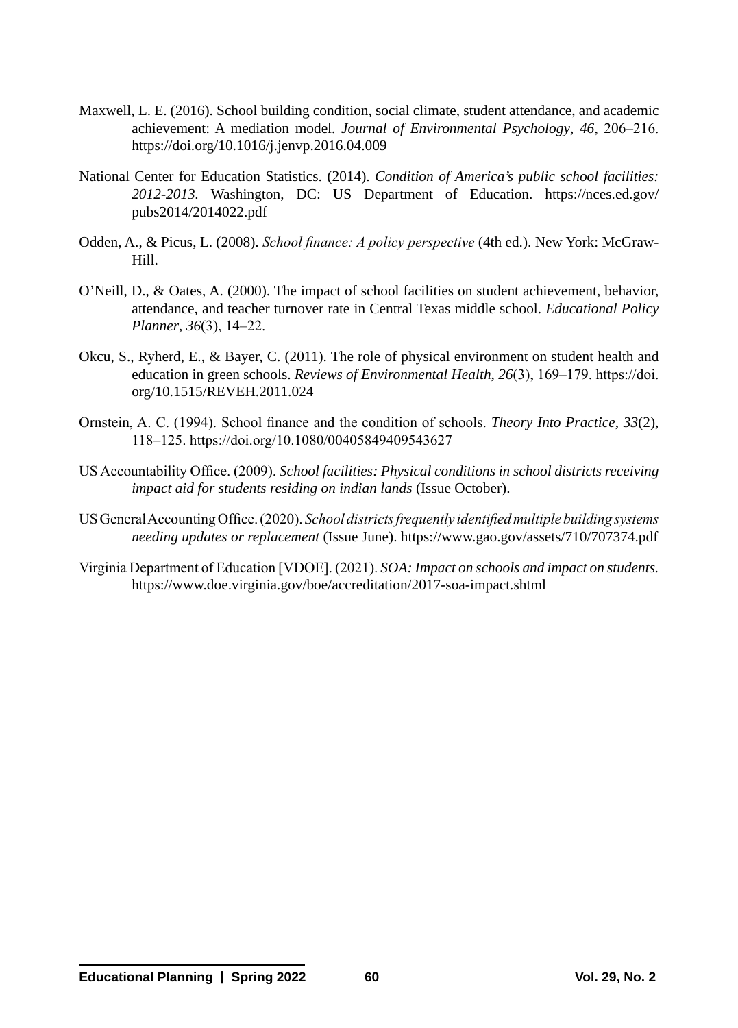Maxwell, L. E. (2016). School building condition, social climate, student attendance, and academic achievement: A mediation model. *Journal of Environmental Psychology*, *46*, 206–216. https://doi.org/10.1016/j.jenvp.2016.04.009

National Center for Education Statistics. (2014). *Condition of America's public school facilities: 2012-2013.* Washington, DC: US Department of Education. https://nces.ed.gov/pubs2014/2014022.pdf

Odden, A., & Picus, L. (2008). *School finance: A policy perspective* (4th ed.). New York: McGraw-Hill.

O'Neill, D., & Oates, A. (2000). The impact of school facilities on student achievement, behavior, attendance, and teacher turnover rate in Central Texas middle school. *Educational Policy Planner*, *36*(3), 14–22.

Okcu, S., Ryherd, E., & Bayer, C. (2011). The role of physical environment on student health and education in green schools. *Reviews of Environmental Health*, *26*(3), 169–179. https://doi.org/10.1515/REVEH.2011.024

Ornstein, A. C. (1994). School finance and the condition of schools. *Theory Into Practice*, *33*(2), 118–125. https://doi.org/10.1080/00405849409543627

US Accountability Office. (2009). *School facilities: Physical conditions in school districts receiving impact aid for students residing on indian lands* (Issue October).

US General Accounting Office. (2020). *School districts frequently identified multiple building systems needing updates or replacement* (Issue June). https://www.gao.gov/assets/710/707374.pdf

Virginia Department of Education [VDOE]. (2021). *SOA: Impact on schools and impact on students.* https://www.doe.virginia.gov/boe/accreditation/2017-soa-impact.shtml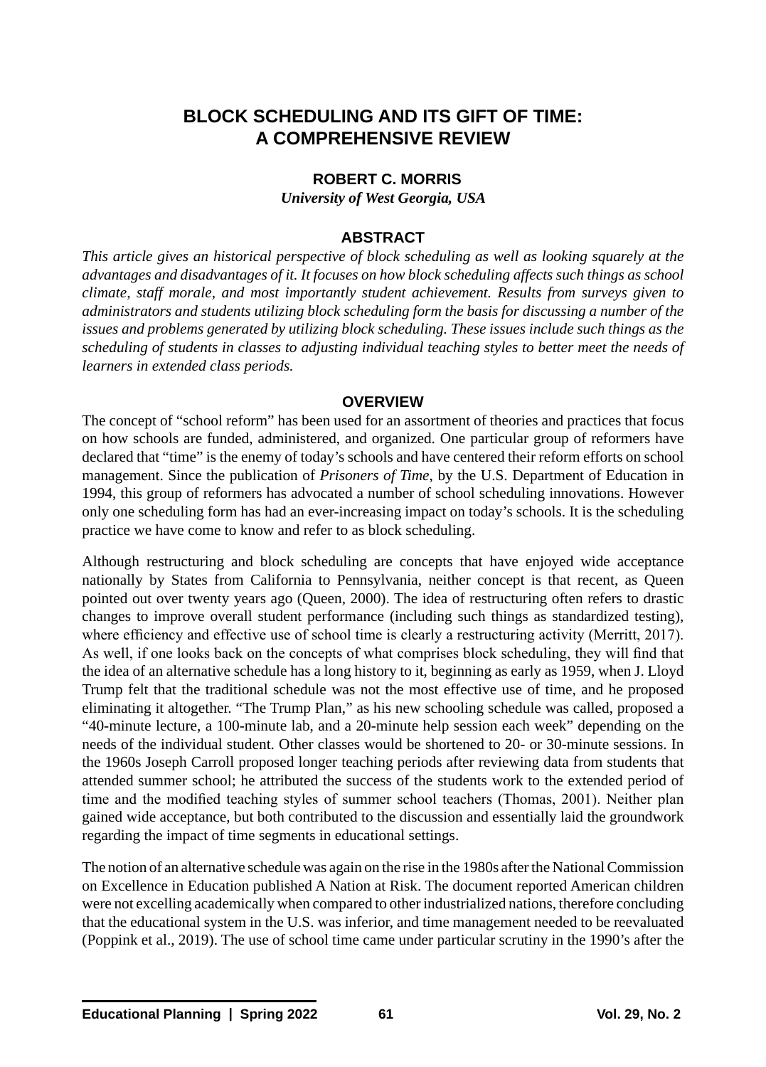# BLOCK SCHEDULING AND ITS GIFT OF TIME: A COMPREHENSIVE REVIEW

**ROBERT C. MORRIS**
*University of West Georgia, USA*

## ABSTRACT

*This article gives an historical perspective of block scheduling as well as looking squarely at the advantages and disadvantages of it. It focuses on how block scheduling affects such things as school climate, staff morale, and most importantly student achievement. Results from surveys given to administrators and students utilizing block scheduling form the basis for discussing a number of the issues and problems generated by utilizing block scheduling. These issues include such things as the scheduling of students in classes to adjusting individual teaching styles to better meet the needs of learners in extended class periods.*

## OVERVIEW

The concept of "school reform" has been used for an assortment of theories and practices that focus on how schools are funded, administered, and organized. One particular group of reformers have declared that "time" is the enemy of today's schools and have centered their reform efforts on school management. Since the publication of *Prisoners of Time*, by the U.S. Department of Education in 1994, this group of reformers has advocated a number of school scheduling innovations. However only one scheduling form has had an ever-increasing impact on today's schools. It is the scheduling practice we have come to know and refer to as block scheduling.

Although restructuring and block scheduling are concepts that have enjoyed wide acceptance nationally by States from California to Pennsylvania, neither concept is that recent, as Queen pointed out over twenty years ago (Queen, 2000). The idea of restructuring often refers to drastic changes to improve overall student performance (including such things as standardized testing), where efficiency and effective use of school time is clearly a restructuring activity (Merritt, 2017). As well, if one looks back on the concepts of what comprises block scheduling, they will find that the idea of an alternative schedule has a long history to it, beginning as early as 1959, when J. Lloyd Trump felt that the traditional schedule was not the most effective use of time, and he proposed eliminating it altogether. "The Trump Plan," as his new schooling schedule was called, proposed a "40-minute lecture, a 100-minute lab, and a 20-minute help session each week" depending on the needs of the individual student. Other classes would be shortened to 20- or 30-minute sessions. In the 1960s Joseph Carroll proposed longer teaching periods after reviewing data from students that attended summer school; he attributed the success of the students work to the extended period of time and the modified teaching styles of summer school teachers (Thomas, 2001). Neither plan gained wide acceptance, but both contributed to the discussion and essentially laid the groundwork regarding the impact of time segments in educational settings.

The notion of an alternative schedule was again on the rise in the 1980s after the National Commission on Excellence in Education published A Nation at Risk. The document reported American children were not excelling academically when compared to other industrialized nations, therefore concluding that the educational system in the U.S. was inferior, and time management needed to be reevaluated (Poppink et al., 2019). The use of school time came under particular scrutiny in the 1990's after the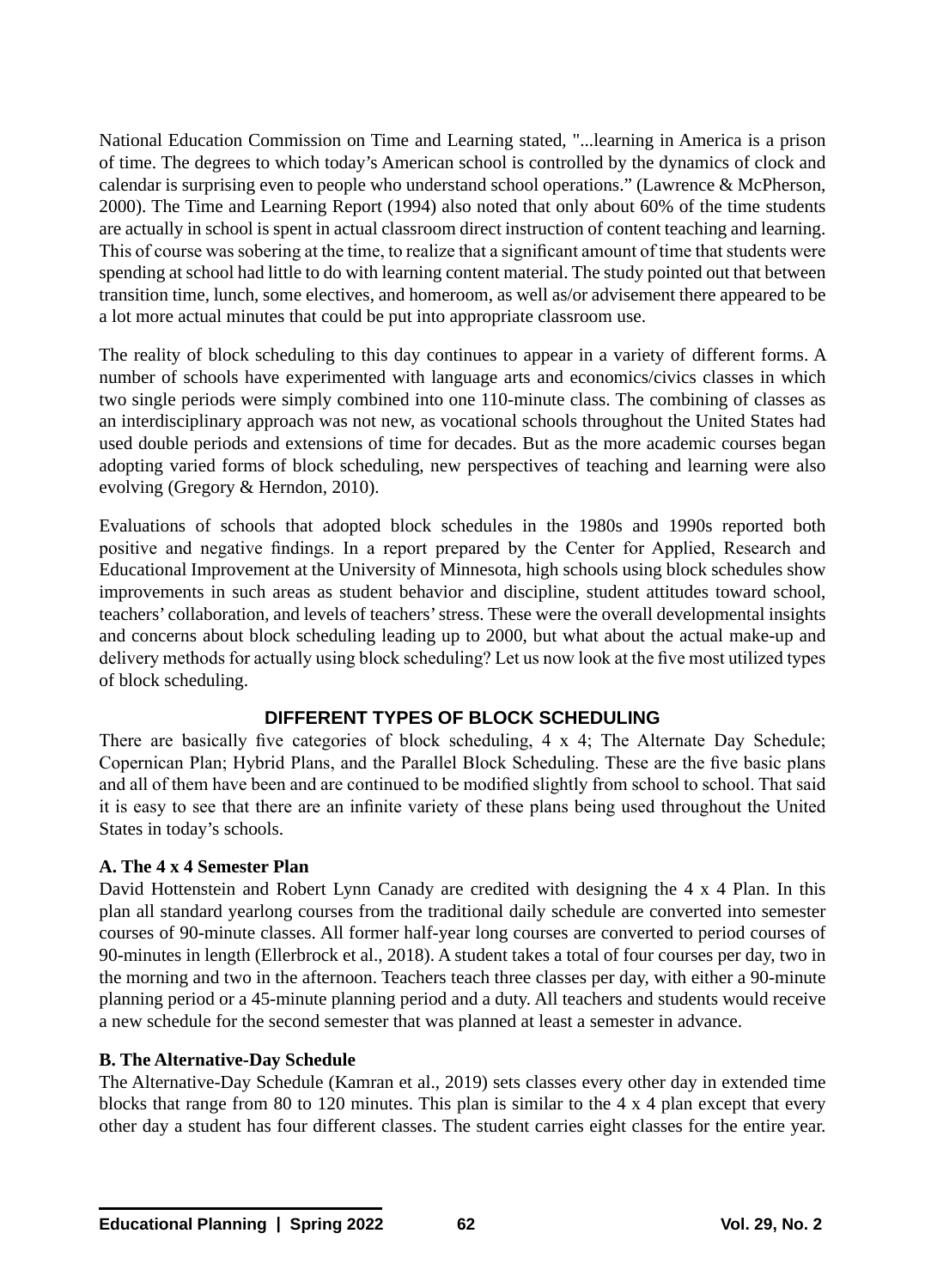National Education Commission on Time and Learning stated, "...learning in America is a prison of time. The degrees to which today's American school is controlled by the dynamics of clock and calendar is surprising even to people who understand school operations." (Lawrence & McPherson, 2000). The Time and Learning Report (1994) also noted that only about 60% of the time students are actually in school is spent in actual classroom direct instruction of content teaching and learning. This of course was sobering at the time, to realize that a significant amount of time that students were spending at school had little to do with learning content material. The study pointed out that between transition time, lunch, some electives, and homeroom, as well as/or advisement there appeared to be a lot more actual minutes that could be put into appropriate classroom use.

The reality of block scheduling to this day continues to appear in a variety of different forms. A number of schools have experimented with language arts and economics/civics classes in which two single periods were simply combined into one 110-minute class. The combining of classes as an interdisciplinary approach was not new, as vocational schools throughout the United States had used double periods and extensions of time for decades. But as the more academic courses began adopting varied forms of block scheduling, new perspectives of teaching and learning were also evolving (Gregory & Herndon, 2010).

Evaluations of schools that adopted block schedules in the 1980s and 1990s reported both positive and negative findings. In a report prepared by the Center for Applied, Research and Educational Improvement at the University of Minnesota, high schools using block schedules show improvements in such areas as student behavior and discipline, student attitudes toward school, teachers' collaboration, and levels of teachers' stress. These were the overall developmental insights and concerns about block scheduling leading up to 2000, but what about the actual make-up and delivery methods for actually using block scheduling? Let us now look at the five most utilized types of block scheduling.

## DIFFERENT TYPES OF BLOCK SCHEDULING

There are basically five categories of block scheduling, 4 x 4; The Alternate Day Schedule; Copernican Plan; Hybrid Plans, and the Parallel Block Scheduling. These are the five basic plans and all of them have been and are continued to be modified slightly from school to school. That said it is easy to see that there are an infinite variety of these plans being used throughout the United States in today's schools.

### A. The 4 x 4 Semester Plan

David Hottenstein and Robert Lynn Canady are credited with designing the 4 x 4 Plan. In this plan all standard yearlong courses from the traditional daily schedule are converted into semester courses of 90-minute classes. All former half-year long courses are converted to period courses of 90-minutes in length (Ellerbrock et al., 2018). A student takes a total of four courses per day, two in the morning and two in the afternoon. Teachers teach three classes per day, with either a 90-minute planning period or a 45-minute planning period and a duty. All teachers and students would receive a new schedule for the second semester that was planned at least a semester in advance.

### B. The Alternative-Day Schedule

The Alternative-Day Schedule (Kamran et al., 2019) sets classes every other day in extended time blocks that range from 80 to 120 minutes. This plan is similar to the 4 x 4 plan except that every other day a student has four different classes. The student carries eight classes for the entire year.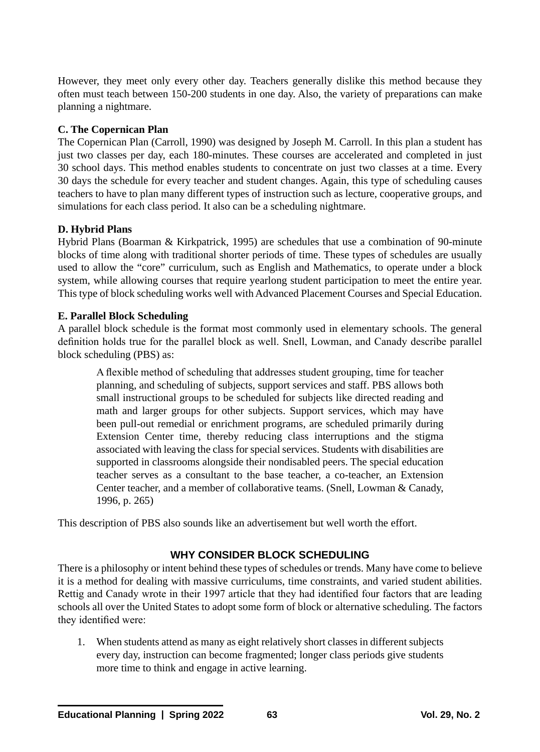However, they meet only every other day. Teachers generally dislike this method because they often must teach between 150-200 students in one day. Also, the variety of preparations can make planning a nightmare.

### C. The Copernican Plan

The Copernican Plan (Carroll, 1990) was designed by Joseph M. Carroll. In this plan a student has just two classes per day, each 180-minutes. These courses are accelerated and completed in just 30 school days. This method enables students to concentrate on just two classes at a time. Every 30 days the schedule for every teacher and student changes. Again, this type of scheduling causes teachers to have to plan many different types of instruction such as lecture, cooperative groups, and simulations for each class period. It also can be a scheduling nightmare.

### D. Hybrid Plans

Hybrid Plans (Boarman & Kirkpatrick, 1995) are schedules that use a combination of 90-minute blocks of time along with traditional shorter periods of time. These types of schedules are usually used to allow the "core" curriculum, such as English and Mathematics, to operate under a block system, while allowing courses that require yearlong student participation to meet the entire year. This type of block scheduling works well with Advanced Placement Courses and Special Education.

### E. Parallel Block Scheduling

A parallel block schedule is the format most commonly used in elementary schools. The general definition holds true for the parallel block as well. Snell, Lowman, and Canady describe parallel block scheduling (PBS) as:

> A flexible method of scheduling that addresses student grouping, time for teacher planning, and scheduling of subjects, support services and staff. PBS allows both small instructional groups to be scheduled for subjects like directed reading and math and larger groups for other subjects. Support services, which may have been pull-out remedial or enrichment programs, are scheduled primarily during Extension Center time, thereby reducing class interruptions and the stigma associated with leaving the class for special services. Students with disabilities are supported in classrooms alongside their nondisabled peers. The special education teacher serves as a consultant to the base teacher, a co-teacher, an Extension Center teacher, and a member of collaborative teams. (Snell, Lowman & Canady, 1996, p. 265)

This description of PBS also sounds like an advertisement but well worth the effort.

## WHY CONSIDER BLOCK SCHEDULING

There is a philosophy or intent behind these types of schedules or trends. Many have come to believe it is a method for dealing with massive curriculums, time constraints, and varied student abilities. Rettig and Canady wrote in their 1997 article that they had identified four factors that are leading schools all over the United States to adopt some form of block or alternative scheduling. The factors they identified were:

1. When students attend as many as eight relatively short classes in different subjects every day, instruction can become fragmented; longer class periods give students more time to think and engage in active learning.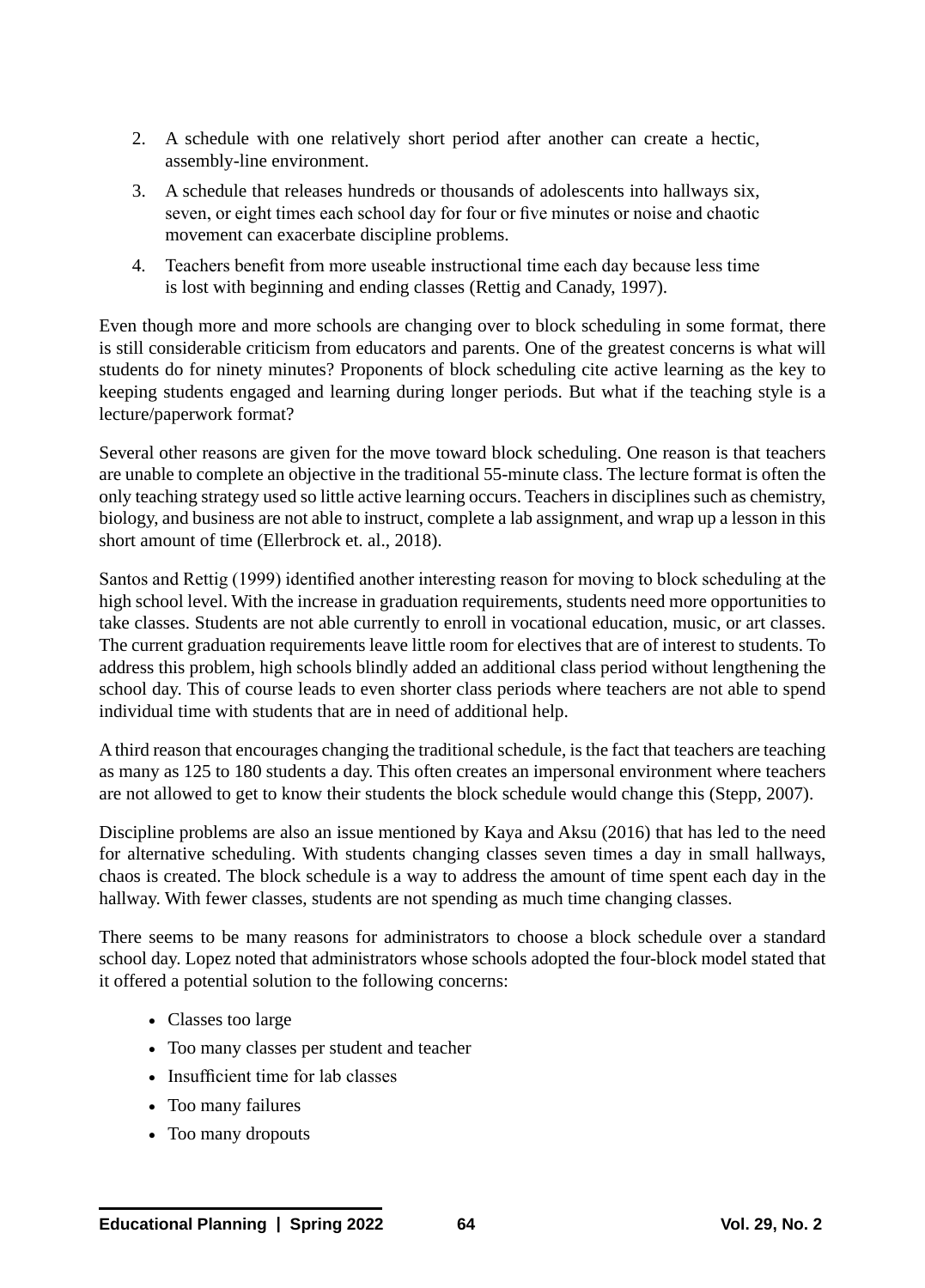2. A schedule with one relatively short period after another can create a hectic, assembly-line environment.
3. A schedule that releases hundreds or thousands of adolescents into hallways six, seven, or eight times each school day for four or five minutes or noise and chaotic movement can exacerbate discipline problems.
4. Teachers benefit from more useable instructional time each day because less time is lost with beginning and ending classes (Rettig and Canady, 1997).

Even though more and more schools are changing over to block scheduling in some format, there is still considerable criticism from educators and parents. One of the greatest concerns is what will students do for ninety minutes? Proponents of block scheduling cite active learning as the key to keeping students engaged and learning during longer periods. But what if the teaching style is a lecture/paperwork format?

Several other reasons are given for the move toward block scheduling. One reason is that teachers are unable to complete an objective in the traditional 55-minute class. The lecture format is often the only teaching strategy used so little active learning occurs. Teachers in disciplines such as chemistry, biology, and business are not able to instruct, complete a lab assignment, and wrap up a lesson in this short amount of time (Ellerbrock et. al., 2018).

Santos and Rettig (1999) identified another interesting reason for moving to block scheduling at the high school level. With the increase in graduation requirements, students need more opportunities to take classes. Students are not able currently to enroll in vocational education, music, or art classes. The current graduation requirements leave little room for electives that are of interest to students. To address this problem, high schools blindly added an additional class period without lengthening the school day. This of course leads to even shorter class periods where teachers are not able to spend individual time with students that are in need of additional help.

A third reason that encourages changing the traditional schedule, is the fact that teachers are teaching as many as 125 to 180 students a day. This often creates an impersonal environment where teachers are not allowed to get to know their students the block schedule would change this (Stepp, 2007).

Discipline problems are also an issue mentioned by Kaya and Aksu (2016) that has led to the need for alternative scheduling. With students changing classes seven times a day in small hallways, chaos is created. The block schedule is a way to address the amount of time spent each day in the hallway. With fewer classes, students are not spending as much time changing classes.

There seems to be many reasons for administrators to choose a block schedule over a standard school day. Lopez noted that administrators whose schools adopted the four-block model stated that it offered a potential solution to the following concerns:

- Classes too large
- Too many classes per student and teacher
- Insufficient time for lab classes
- Too many failures
- Too many dropouts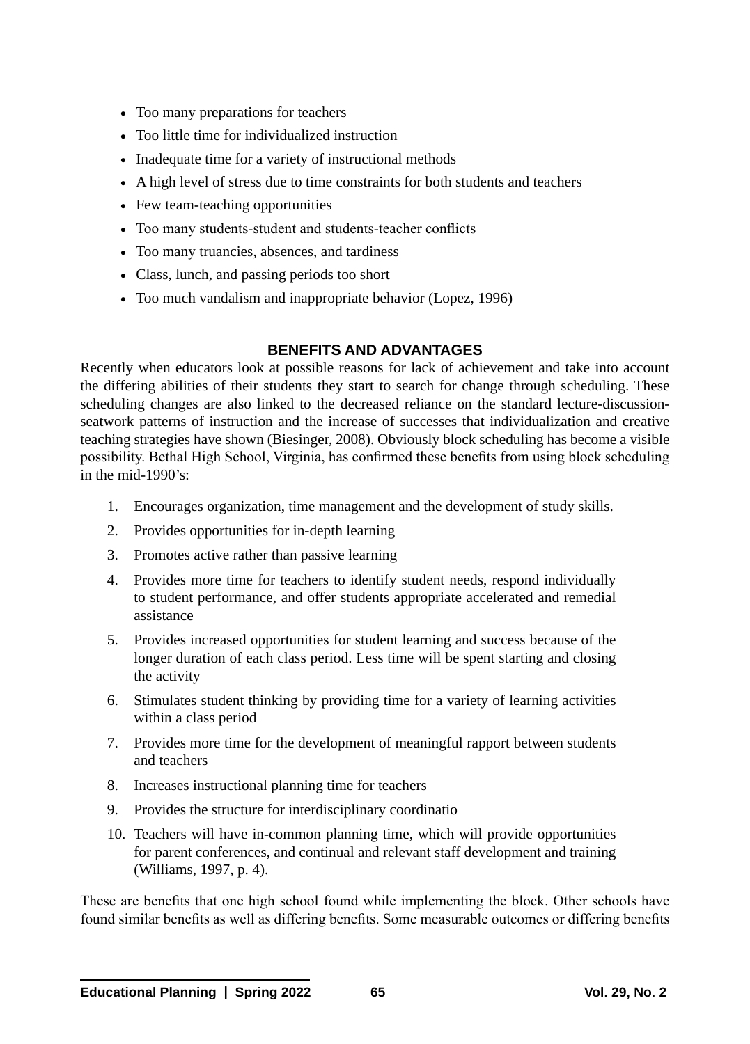- Too many preparations for teachers
- Too little time for individualized instruction
- Inadequate time for a variety of instructional methods
- A high level of stress due to time constraints for both students and teachers
- Few team-teaching opportunities
- Too many students-student and students-teacher conflicts
- Too many truancies, absences, and tardiness
- Class, lunch, and passing periods too short
- Too much vandalism and inappropriate behavior (Lopez, 1996)

## BENEFITS AND ADVANTAGES

Recently when educators look at possible reasons for lack of achievement and take into account the differing abilities of their students they start to search for change through scheduling. These scheduling changes are also linked to the decreased reliance on the standard lecture-discussion-seatwork patterns of instruction and the increase of successes that individualization and creative teaching strategies have shown (Biesinger, 2008). Obviously block scheduling has become a visible possibility. Bethal High School, Virginia, has confirmed these benefits from using block scheduling in the mid-1990's:

1. Encourages organization, time management and the development of study skills.
2. Provides opportunities for in-depth learning
3. Promotes active rather than passive learning
4. Provides more time for teachers to identify student needs, respond individually to student performance, and offer students appropriate accelerated and remedial assistance
5. Provides increased opportunities for student learning and success because of the longer duration of each class period. Less time will be spent starting and closing the activity
6. Stimulates student thinking by providing time for a variety of learning activities within a class period
7. Provides more time for the development of meaningful rapport between students and teachers
8. Increases instructional planning time for teachers
9. Provides the structure for interdisciplinary coordinatio
10. Teachers will have in-common planning time, which will provide opportunities for parent conferences, and continual and relevant staff development and training (Williams, 1997, p. 4).

These are benefits that one high school found while implementing the block. Other schools have found similar benefits as well as differing benefits. Some measurable outcomes or differing benefits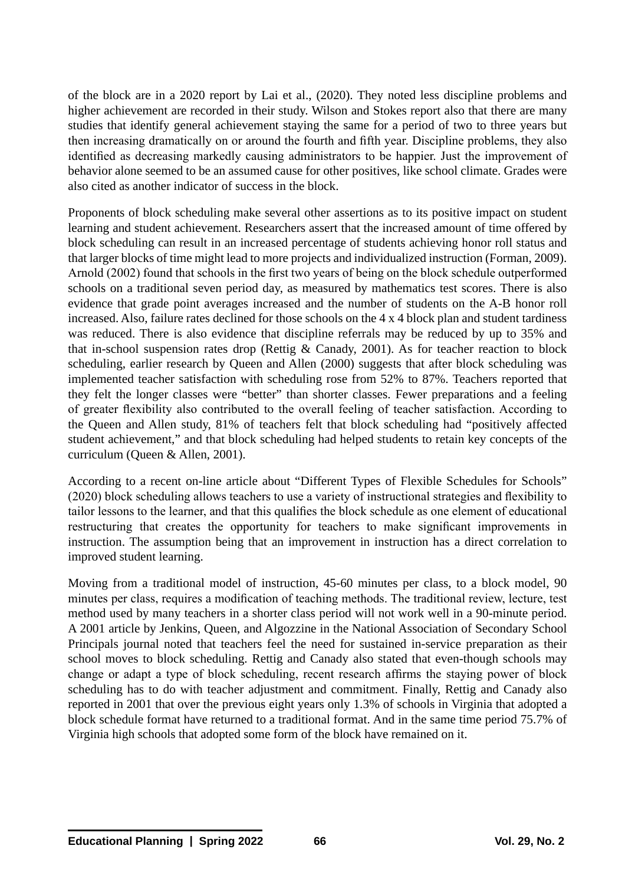of the block are in a 2020 report by Lai et al., (2020). They noted less discipline problems and higher achievement are recorded in their study. Wilson and Stokes report also that there are many studies that identify general achievement staying the same for a period of two to three years but then increasing dramatically on or around the fourth and fifth year. Discipline problems, they also identified as decreasing markedly causing administrators to be happier. Just the improvement of behavior alone seemed to be an assumed cause for other positives, like school climate. Grades were also cited as another indicator of success in the block.

Proponents of block scheduling make several other assertions as to its positive impact on student learning and student achievement. Researchers assert that the increased amount of time offered by block scheduling can result in an increased percentage of students achieving honor roll status and that larger blocks of time might lead to more projects and individualized instruction (Forman, 2009). Arnold (2002) found that schools in the first two years of being on the block schedule outperformed schools on a traditional seven period day, as measured by mathematics test scores. There is also evidence that grade point averages increased and the number of students on the A-B honor roll increased. Also, failure rates declined for those schools on the 4 x 4 block plan and student tardiness was reduced. There is also evidence that discipline referrals may be reduced by up to 35% and that in-school suspension rates drop (Rettig & Canady, 2001). As for teacher reaction to block scheduling, earlier research by Queen and Allen (2000) suggests that after block scheduling was implemented teacher satisfaction with scheduling rose from 52% to 87%. Teachers reported that they felt the longer classes were "better" than shorter classes. Fewer preparations and a feeling of greater flexibility also contributed to the overall feeling of teacher satisfaction. According to the Queen and Allen study, 81% of teachers felt that block scheduling had "positively affected student achievement," and that block scheduling had helped students to retain key concepts of the curriculum (Queen & Allen, 2001).

According to a recent on-line article about "Different Types of Flexible Schedules for Schools" (2020) block scheduling allows teachers to use a variety of instructional strategies and flexibility to tailor lessons to the learner, and that this qualifies the block schedule as one element of educational restructuring that creates the opportunity for teachers to make significant improvements in instruction. The assumption being that an improvement in instruction has a direct correlation to improved student learning.

Moving from a traditional model of instruction, 45-60 minutes per class, to a block model, 90 minutes per class, requires a modification of teaching methods. The traditional review, lecture, test method used by many teachers in a shorter class period will not work well in a 90-minute period. A 2001 article by Jenkins, Queen, and Algozzine in the National Association of Secondary School Principals journal noted that teachers feel the need for sustained in-service preparation as their school moves to block scheduling. Rettig and Canady also stated that even-though schools may change or adapt a type of block scheduling, recent research affirms the staying power of block scheduling has to do with teacher adjustment and commitment. Finally, Rettig and Canady also reported in 2001 that over the previous eight years only 1.3% of schools in Virginia that adopted a block schedule format have returned to a traditional format. And in the same time period 75.7% of Virginia high schools that adopted some form of the block have remained on it.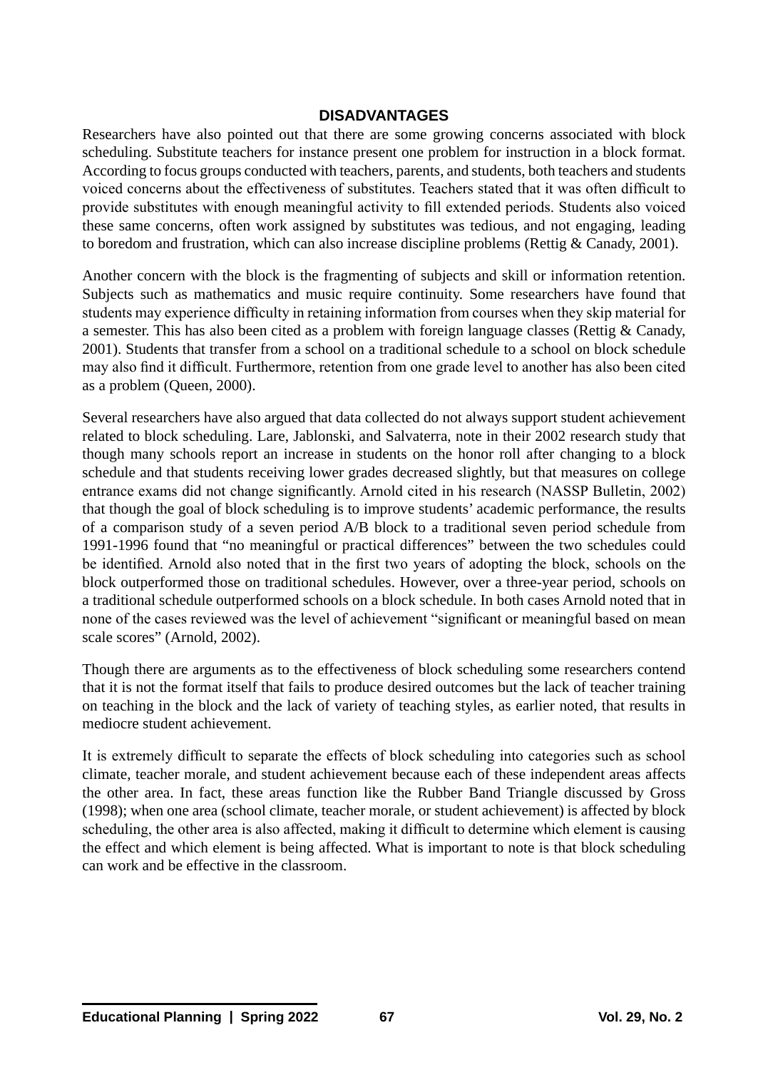## DISADVANTAGES

Researchers have also pointed out that there are some growing concerns associated with block scheduling. Substitute teachers for instance present one problem for instruction in a block format. According to focus groups conducted with teachers, parents, and students, both teachers and students voiced concerns about the effectiveness of substitutes. Teachers stated that it was often difficult to provide substitutes with enough meaningful activity to fill extended periods. Students also voiced these same concerns, often work assigned by substitutes was tedious, and not engaging, leading to boredom and frustration, which can also increase discipline problems (Rettig & Canady, 2001).

Another concern with the block is the fragmenting of subjects and skill or information retention. Subjects such as mathematics and music require continuity. Some researchers have found that students may experience difficulty in retaining information from courses when they skip material for a semester. This has also been cited as a problem with foreign language classes (Rettig & Canady, 2001). Students that transfer from a school on a traditional schedule to a school on block schedule may also find it difficult. Furthermore, retention from one grade level to another has also been cited as a problem (Queen, 2000).

Several researchers have also argued that data collected do not always support student achievement related to block scheduling. Lare, Jablonski, and Salvaterra, note in their 2002 research study that though many schools report an increase in students on the honor roll after changing to a block schedule and that students receiving lower grades decreased slightly, but that measures on college entrance exams did not change significantly. Arnold cited in his research (NASSP Bulletin, 2002) that though the goal of block scheduling is to improve students' academic performance, the results of a comparison study of a seven period A/B block to a traditional seven period schedule from 1991-1996 found that "no meaningful or practical differences" between the two schedules could be identified. Arnold also noted that in the first two years of adopting the block, schools on the block outperformed those on traditional schedules. However, over a three-year period, schools on a traditional schedule outperformed schools on a block schedule. In both cases Arnold noted that in none of the cases reviewed was the level of achievement "significant or meaningful based on mean scale scores" (Arnold, 2002).

Though there are arguments as to the effectiveness of block scheduling some researchers contend that it is not the format itself that fails to produce desired outcomes but the lack of teacher training on teaching in the block and the lack of variety of teaching styles, as earlier noted, that results in mediocre student achievement.

It is extremely difficult to separate the effects of block scheduling into categories such as school climate, teacher morale, and student achievement because each of these independent areas affects the other area. In fact, these areas function like the Rubber Band Triangle discussed by Gross (1998); when one area (school climate, teacher morale, or student achievement) is affected by block scheduling, the other area is also affected, making it difficult to determine which element is causing the effect and which element is being affected. What is important to note is that block scheduling can work and be effective in the classroom.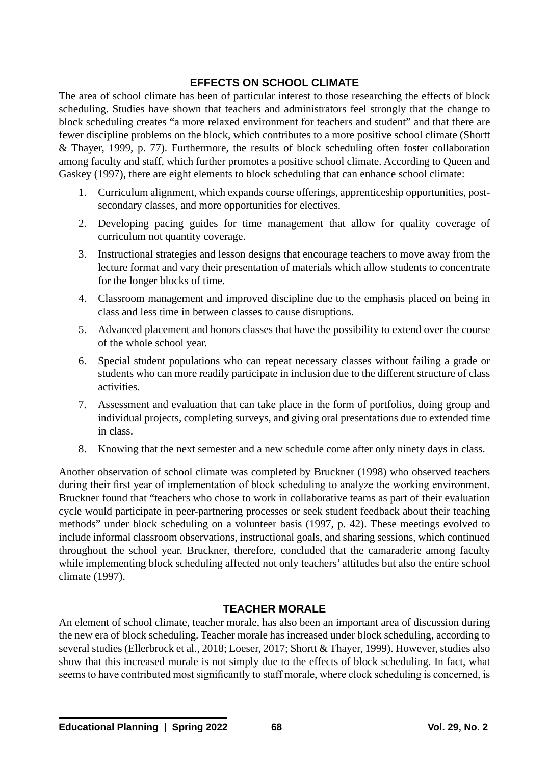## EFFECTS ON SCHOOL CLIMATE

The area of school climate has been of particular interest to those researching the effects of block scheduling. Studies have shown that teachers and administrators feel strongly that the change to block scheduling creates "a more relaxed environment for teachers and student" and that there are fewer discipline problems on the block, which contributes to a more positive school climate (Shortt & Thayer, 1999, p. 77). Furthermore, the results of block scheduling often foster collaboration among faculty and staff, which further promotes a positive school climate. According to Queen and Gaskey (1997), there are eight elements to block scheduling that can enhance school climate:

1. Curriculum alignment, which expands course offerings, apprenticeship opportunities, post-secondary classes, and more opportunities for electives.
2. Developing pacing guides for time management that allow for quality coverage of curriculum not quantity coverage.
3. Instructional strategies and lesson designs that encourage teachers to move away from the lecture format and vary their presentation of materials which allow students to concentrate for the longer blocks of time.
4. Classroom management and improved discipline due to the emphasis placed on being in class and less time in between classes to cause disruptions.
5. Advanced placement and honors classes that have the possibility to extend over the course of the whole school year.
6. Special student populations who can repeat necessary classes without failing a grade or students who can more readily participate in inclusion due to the different structure of class activities.
7. Assessment and evaluation that can take place in the form of portfolios, doing group and individual projects, completing surveys, and giving oral presentations due to extended time in class.
8. Knowing that the next semester and a new schedule come after only ninety days in class.

Another observation of school climate was completed by Bruckner (1998) who observed teachers during their first year of implementation of block scheduling to analyze the working environment. Bruckner found that "teachers who chose to work in collaborative teams as part of their evaluation cycle would participate in peer-partnering processes or seek student feedback about their teaching methods" under block scheduling on a volunteer basis (1997, p. 42). These meetings evolved to include informal classroom observations, instructional goals, and sharing sessions, which continued throughout the school year. Bruckner, therefore, concluded that the camaraderie among faculty while implementing block scheduling affected not only teachers' attitudes but also the entire school climate (1997).

## TEACHER MORALE

An element of school climate, teacher morale, has also been an important area of discussion during the new era of block scheduling. Teacher morale has increased under block scheduling, according to several studies (Ellerbrock et al., 2018; Loeser, 2017; Shortt & Thayer, 1999). However, studies also show that this increased morale is not simply due to the effects of block scheduling. In fact, what seems to have contributed most significantly to staff morale, where clock scheduling is concerned, is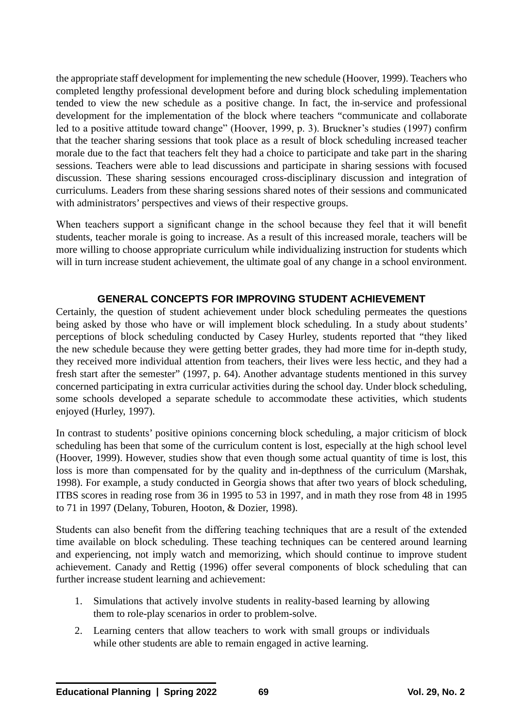the appropriate staff development for implementing the new schedule (Hoover, 1999). Teachers who completed lengthy professional development before and during block scheduling implementation tended to view the new schedule as a positive change. In fact, the in-service and professional development for the implementation of the block where teachers "communicate and collaborate led to a positive attitude toward change" (Hoover, 1999, p. 3). Bruckner's studies (1997) confirm that the teacher sharing sessions that took place as a result of block scheduling increased teacher morale due to the fact that teachers felt they had a choice to participate and take part in the sharing sessions. Teachers were able to lead discussions and participate in sharing sessions with focused discussion. These sharing sessions encouraged cross-disciplinary discussion and integration of curriculums. Leaders from these sharing sessions shared notes of their sessions and communicated with administrators' perspectives and views of their respective groups.

When teachers support a significant change in the school because they feel that it will benefit students, teacher morale is going to increase. As a result of this increased morale, teachers will be more willing to choose appropriate curriculum while individualizing instruction for students which will in turn increase student achievement, the ultimate goal of any change in a school environment.

## GENERAL CONCEPTS FOR IMPROVING STUDENT ACHIEVEMENT

Certainly, the question of student achievement under block scheduling permeates the questions being asked by those who have or will implement block scheduling. In a study about students' perceptions of block scheduling conducted by Casey Hurley, students reported that "they liked the new schedule because they were getting better grades, they had more time for in-depth study, they received more individual attention from teachers, their lives were less hectic, and they had a fresh start after the semester" (1997, p. 64). Another advantage students mentioned in this survey concerned participating in extra curricular activities during the school day. Under block scheduling, some schools developed a separate schedule to accommodate these activities, which students enjoyed (Hurley, 1997).

In contrast to students' positive opinions concerning block scheduling, a major criticism of block scheduling has been that some of the curriculum content is lost, especially at the high school level (Hoover, 1999). However, studies show that even though some actual quantity of time is lost, this loss is more than compensated for by the quality and in-depthness of the curriculum (Marshak, 1998). For example, a study conducted in Georgia shows that after two years of block scheduling, ITBS scores in reading rose from 36 in 1995 to 53 in 1997, and in math they rose from 48 in 1995 to 71 in 1997 (Delany, Toburen, Hooton, & Dozier, 1998).

Students can also benefit from the differing teaching techniques that are a result of the extended time available on block scheduling. These teaching techniques can be centered around learning and experiencing, not imply watch and memorizing, which should continue to improve student achievement. Canady and Rettig (1996) offer several components of block scheduling that can further increase student learning and achievement:

1. Simulations that actively involve students in reality-based learning by allowing them to role-play scenarios in order to problem-solve.
2. Learning centers that allow teachers to work with small groups or individuals while other students are able to remain engaged in active learning.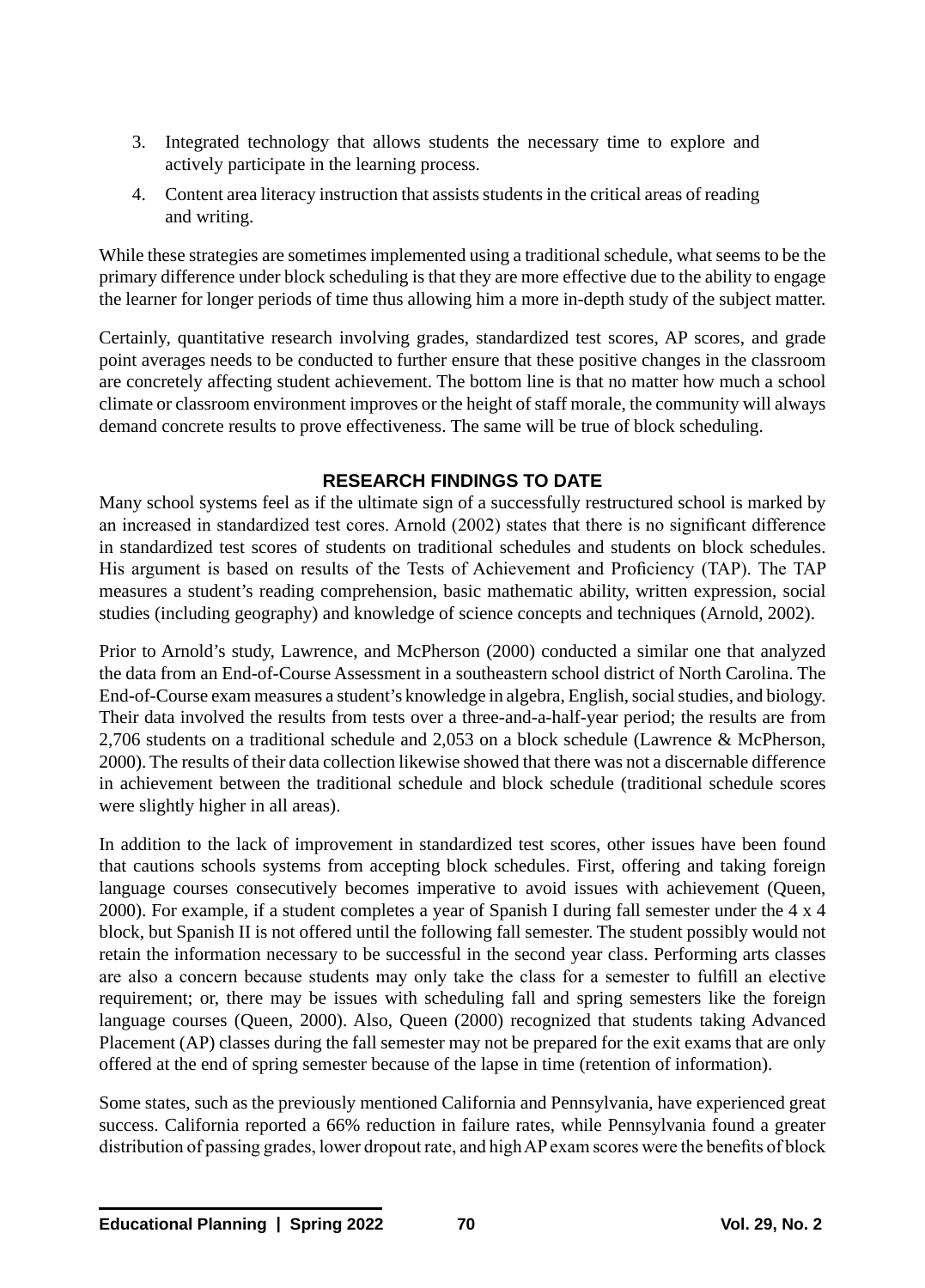3. Integrated technology that allows students the necessary time to explore and actively participate in the learning process.
4. Content area literacy instruction that assists students in the critical areas of reading and writing.

While these strategies are sometimes implemented using a traditional schedule, what seems to be the primary difference under block scheduling is that they are more effective due to the ability to engage the learner for longer periods of time thus allowing him a more in-depth study of the subject matter.

Certainly, quantitative research involving grades, standardized test scores, AP scores, and grade point averages needs to be conducted to further ensure that these positive changes in the classroom are concretely affecting student achievement. The bottom line is that no matter how much a school climate or classroom environment improves or the height of staff morale, the community will always demand concrete results to prove effectiveness. The same will be true of block scheduling.

## RESEARCH FINDINGS TO DATE

Many school systems feel as if the ultimate sign of a successfully restructured school is marked by an increased in standardized test cores. Arnold (2002) states that there is no significant difference in standardized test scores of students on traditional schedules and students on block schedules. His argument is based on results of the Tests of Achievement and Proficiency (TAP). The TAP measures a student's reading comprehension, basic mathematic ability, written expression, social studies (including geography) and knowledge of science concepts and techniques (Arnold, 2002).

Prior to Arnold's study, Lawrence, and McPherson (2000) conducted a similar one that analyzed the data from an End-of-Course Assessment in a southeastern school district of North Carolina. The End-of-Course exam measures a student's knowledge in algebra, English, social studies, and biology. Their data involved the results from tests over a three-and-a-half-year period; the results are from 2,706 students on a traditional schedule and 2,053 on a block schedule (Lawrence & McPherson, 2000). The results of their data collection likewise showed that there was not a discernable difference in achievement between the traditional schedule and block schedule (traditional schedule scores were slightly higher in all areas).

In addition to the lack of improvement in standardized test scores, other issues have been found that cautions schools systems from accepting block schedules. First, offering and taking foreign language courses consecutively becomes imperative to avoid issues with achievement (Queen, 2000). For example, if a student completes a year of Spanish I during fall semester under the 4 x 4 block, but Spanish II is not offered until the following fall semester. The student possibly would not retain the information necessary to be successful in the second year class. Performing arts classes are also a concern because students may only take the class for a semester to fulfill an elective requirement; or, there may be issues with scheduling fall and spring semesters like the foreign language courses (Queen, 2000). Also, Queen (2000) recognized that students taking Advanced Placement (AP) classes during the fall semester may not be prepared for the exit exams that are only offered at the end of spring semester because of the lapse in time (retention of information).

Some states, such as the previously mentioned California and Pennsylvania, have experienced great success. California reported a 66% reduction in failure rates, while Pennsylvania found a greater distribution of passing grades, lower dropout rate, and high AP exam scores were the benefits of block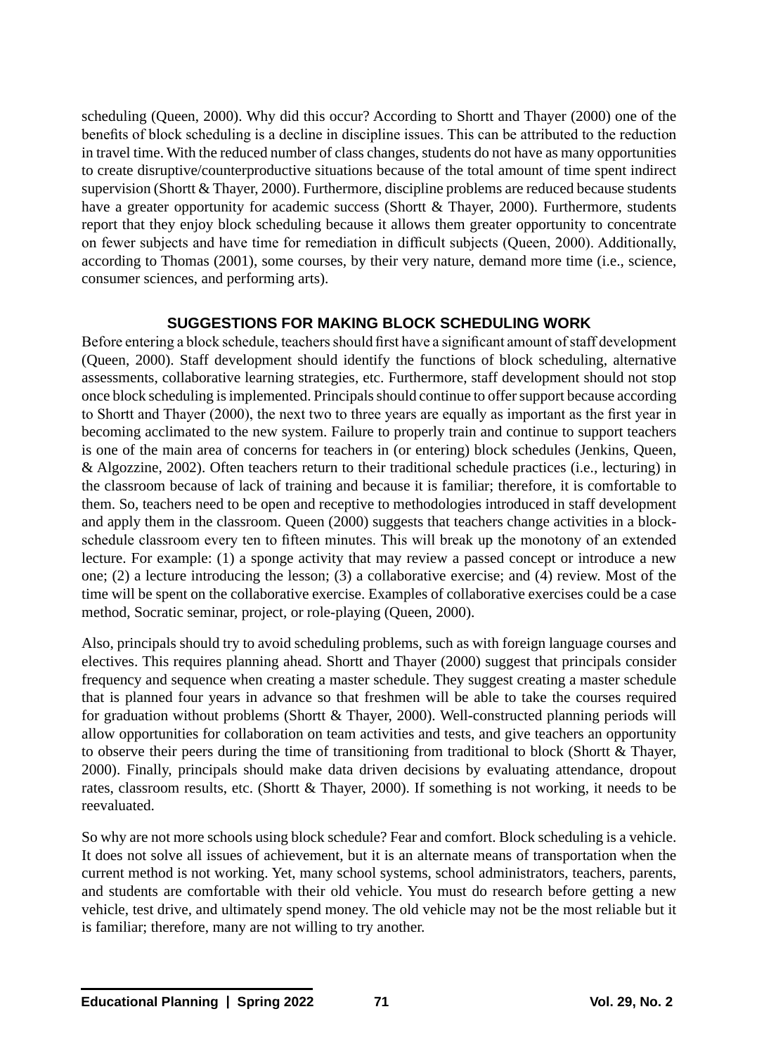scheduling (Queen, 2000). Why did this occur? According to Shortt and Thayer (2000) one of the benefits of block scheduling is a decline in discipline issues. This can be attributed to the reduction in travel time. With the reduced number of class changes, students do not have as many opportunities to create disruptive/counterproductive situations because of the total amount of time spent indirect supervision (Shortt & Thayer, 2000). Furthermore, discipline problems are reduced because students have a greater opportunity for academic success (Shortt & Thayer, 2000). Furthermore, students report that they enjoy block scheduling because it allows them greater opportunity to concentrate on fewer subjects and have time for remediation in difficult subjects (Queen, 2000). Additionally, according to Thomas (2001), some courses, by their very nature, demand more time (i.e., science, consumer sciences, and performing arts).

## SUGGESTIONS FOR MAKING BLOCK SCHEDULING WORK

Before entering a block schedule, teachers should first have a significant amount of staff development (Queen, 2000). Staff development should identify the functions of block scheduling, alternative assessments, collaborative learning strategies, etc. Furthermore, staff development should not stop once block scheduling is implemented. Principals should continue to offer support because according to Shortt and Thayer (2000), the next two to three years are equally as important as the first year in becoming acclimated to the new system. Failure to properly train and continue to support teachers is one of the main area of concerns for teachers in (or entering) block schedules (Jenkins, Queen, & Algozzine, 2002). Often teachers return to their traditional schedule practices (i.e., lecturing) in the classroom because of lack of training and because it is familiar; therefore, it is comfortable to them. So, teachers need to be open and receptive to methodologies introduced in staff development and apply them in the classroom. Queen (2000) suggests that teachers change activities in a block-schedule classroom every ten to fifteen minutes. This will break up the monotony of an extended lecture. For example: (1) a sponge activity that may review a passed concept or introduce a new one; (2) a lecture introducing the lesson; (3) a collaborative exercise; and (4) review. Most of the time will be spent on the collaborative exercise. Examples of collaborative exercises could be a case method, Socratic seminar, project, or role-playing (Queen, 2000).

Also, principals should try to avoid scheduling problems, such as with foreign language courses and electives. This requires planning ahead. Shortt and Thayer (2000) suggest that principals consider frequency and sequence when creating a master schedule. They suggest creating a master schedule that is planned four years in advance so that freshmen will be able to take the courses required for graduation without problems (Shortt & Thayer, 2000). Well-constructed planning periods will allow opportunities for collaboration on team activities and tests, and give teachers an opportunity to observe their peers during the time of transitioning from traditional to block (Shortt & Thayer, 2000). Finally, principals should make data driven decisions by evaluating attendance, dropout rates, classroom results, etc. (Shortt & Thayer, 2000). If something is not working, it needs to be reevaluated.

So why are not more schools using block schedule? Fear and comfort. Block scheduling is a vehicle. It does not solve all issues of achievement, but it is an alternate means of transportation when the current method is not working. Yet, many school systems, school administrators, teachers, parents, and students are comfortable with their old vehicle. You must do research before getting a new vehicle, test drive, and ultimately spend money. The old vehicle may not be the most reliable but it is familiar; therefore, many are not willing to try another.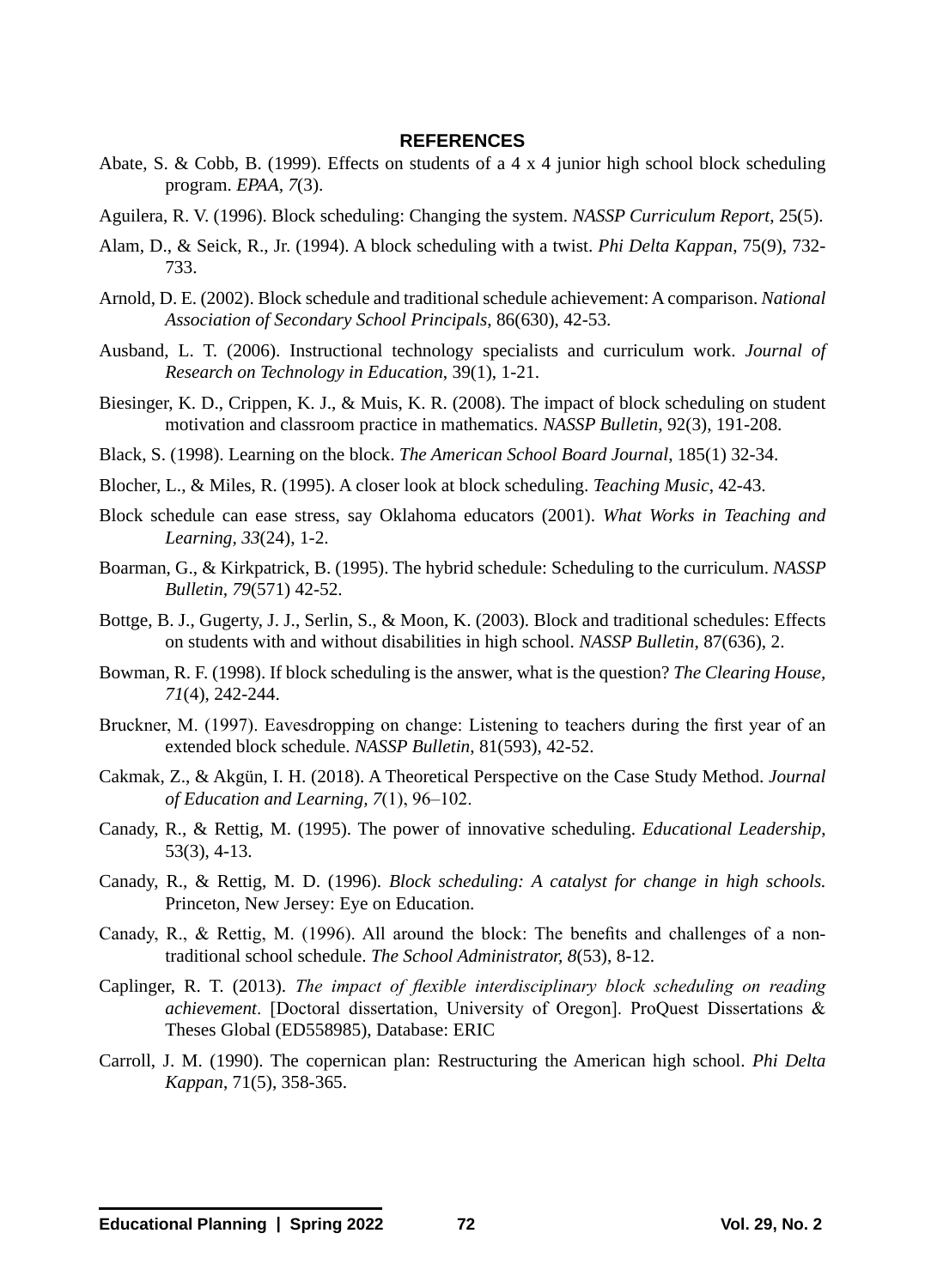## REFERENCES

Abate, S. & Cobb, B. (1999). Effects on students of a 4 x 4 junior high school block scheduling program. *EPAA, 7*(3).

Aguilera, R. V. (1996). Block scheduling: Changing the system. *NASSP Curriculum Report*, 25(5).

Alam, D., & Seick, R., Jr. (1994). A block scheduling with a twist. *Phi Delta Kappan*, 75(9), 732-733.

Arnold, D. E. (2002). Block schedule and traditional schedule achievement: A comparison. *National Association of Secondary School Principals*, 86(630), 42-53.

Ausband, L. T. (2006). Instructional technology specialists and curriculum work. *Journal of Research on Technology in Education*, 39(1), 1-21.

Biesinger, K. D., Crippen, K. J., & Muis, K. R. (2008). The impact of block scheduling on student motivation and classroom practice in mathematics. *NASSP Bulletin*, 92(3), 191-208.

Black, S. (1998). Learning on the block. *The American School Board Journal*, 185(1) 32-34.

Blocher, L., & Miles, R. (1995). A closer look at block scheduling. *Teaching Music*, 42-43.

Block schedule can ease stress, say Oklahoma educators (2001). *What Works in Teaching and Learning, 33*(24), 1-2.

Boarman, G., & Kirkpatrick, B. (1995). The hybrid schedule: Scheduling to the curriculum. *NASSP Bulletin*, *79*(571) 42-52.

Bottge, B. J., Gugerty, J. J., Serlin, S., & Moon, K. (2003). Block and traditional schedules: Effects on students with and without disabilities in high school. *NASSP Bulletin*, 87(636), 2.

Bowman, R. F. (1998). If block scheduling is the answer, what is the question? *The Clearing House, 71*(4), 242-244.

Bruckner, M. (1997). Eavesdropping on change: Listening to teachers during the first year of an extended block schedule. *NASSP Bulletin*, 81(593), 42-52.

Cakmak, Z., & Akgün, I. H. (2018). A Theoretical Perspective on the Case Study Method. *Journal of Education and Learning*, *7*(1), 96–102.

Canady, R., & Rettig, M. (1995). The power of innovative scheduling. *Educational Leadership*, 53(3), 4-13.

Canady, R., & Rettig, M. D. (1996). *Block scheduling: A catalyst for change in high schools.* Princeton, New Jersey: Eye on Education.

Canady, R., & Rettig, M. (1996). All around the block: The benefits and challenges of a non-traditional school schedule. *The School Administrator, 8*(53), 8-12.

Caplinger, R. T. (2013). *The impact of flexible interdisciplinary block scheduling on reading achievement*. [Doctoral dissertation, University of Oregon]. ProQuest Dissertations & Theses Global (ED558985), Database: ERIC

Carroll, J. M. (1990). The copernican plan: Restructuring the American high school. *Phi Delta Kappan*, 71(5), 358-365.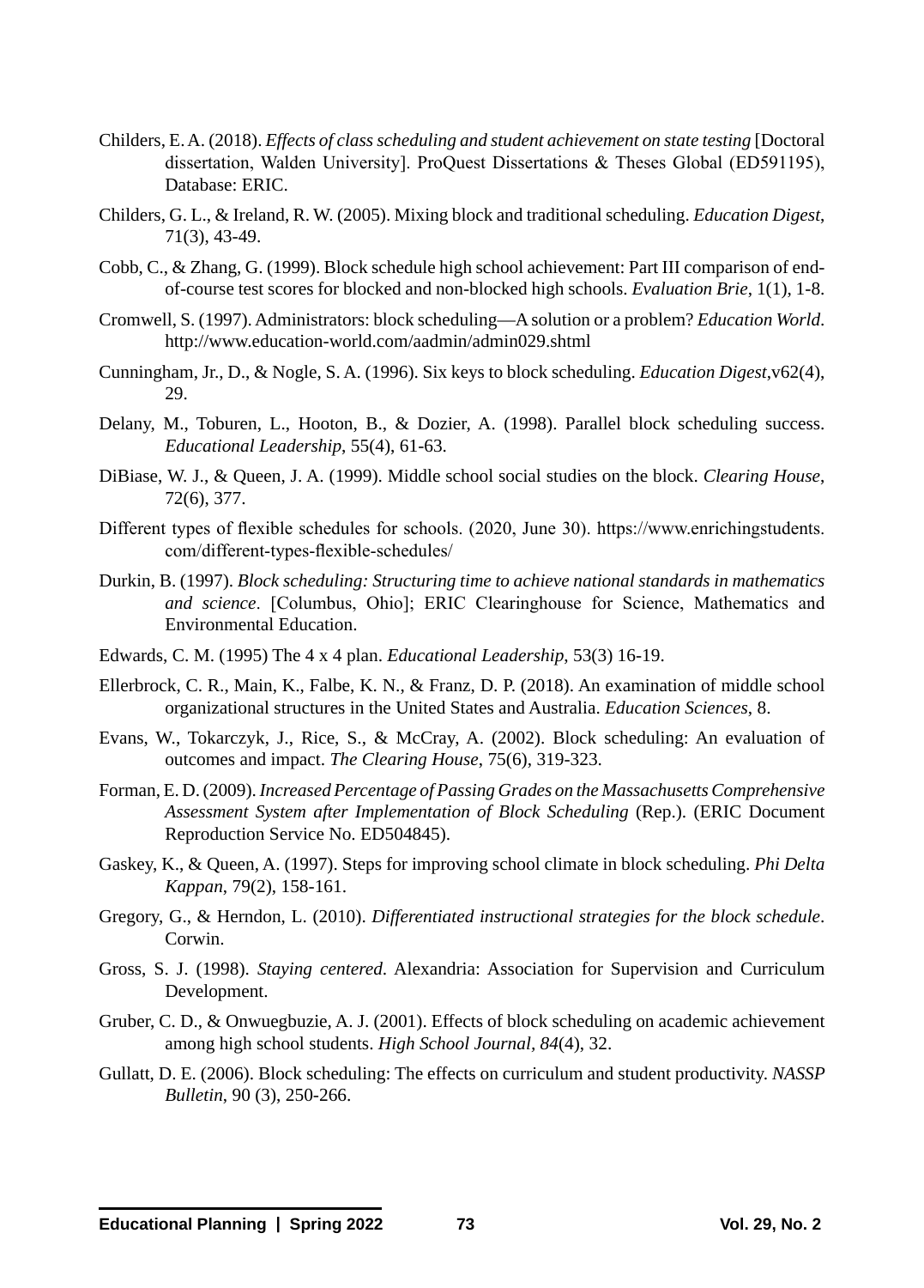Childers, E. A. (2018). *Effects of class scheduling and student achievement on state testing* [Doctoral dissertation, Walden University]. ProQuest Dissertations & Theses Global (ED591195), Database: ERIC.

Childers, G. L., & Ireland, R. W. (2005). Mixing block and traditional scheduling. *Education Digest*, 71(3), 43-49.

Cobb, C., & Zhang, G. (1999). Block schedule high school achievement: Part III comparison of end-of-course test scores for blocked and non-blocked high schools. *Evaluation Brie*, 1(1), 1-8.

Cromwell, S. (1997). Administrators: block scheduling—A solution or a problem? *Education World*. http://www.education-world.com/aadmin/admin029.shtml

Cunningham, Jr., D., & Nogle, S. A. (1996). Six keys to block scheduling. *Education Digest*,v62(4), 29.

Delany, M., Toburen, L., Hooton, B., & Dozier, A. (1998). Parallel block scheduling success. *Educational Leadership*, 55(4), 61-63.

DiBiase, W. J., & Queen, J. A. (1999). Middle school social studies on the block. *Clearing House*, 72(6), 377.

Different types of flexible schedules for schools. (2020, June 30). https://www.enrichingstudents.com/different-types-flexible-schedules/

Durkin, B. (1997). *Block scheduling: Structuring time to achieve national standards in mathematics and science*. [Columbus, Ohio]; ERIC Clearinghouse for Science, Mathematics and Environmental Education.

Edwards, C. M. (1995) The 4 x 4 plan. *Educational Leadership*, 53(3) 16-19.

Ellerbrock, C. R., Main, K., Falbe, K. N., & Franz, D. P. (2018). An examination of middle school organizational structures in the United States and Australia. *Education Sciences*, 8.

Evans, W., Tokarczyk, J., Rice, S., & McCray, A. (2002). Block scheduling: An evaluation of outcomes and impact. *The Clearing House*, 75(6), 319-323.

Forman, E. D. (2009). *Increased Percentage of Passing Grades on the Massachusetts Comprehensive Assessment System after Implementation of Block Scheduling* (Rep.). (ERIC Document Reproduction Service No. ED504845).

Gaskey, K., & Queen, A. (1997). Steps for improving school climate in block scheduling. *Phi Delta Kappan*, 79(2), 158-161.

Gregory, G., & Herndon, L. (2010). *Differentiated instructional strategies for the block schedule*. Corwin.

Gross, S. J. (1998). *Staying centered*. Alexandria: Association for Supervision and Curriculum Development.

Gruber, C. D., & Onwuegbuzie, A. J. (2001). Effects of block scheduling on academic achievement among high school students. *High School Journal*, *84*(4), 32.

Gullatt, D. E. (2006). Block scheduling: The effects on curriculum and student productivity. *NASSP Bulletin*, 90 (3), 250-266.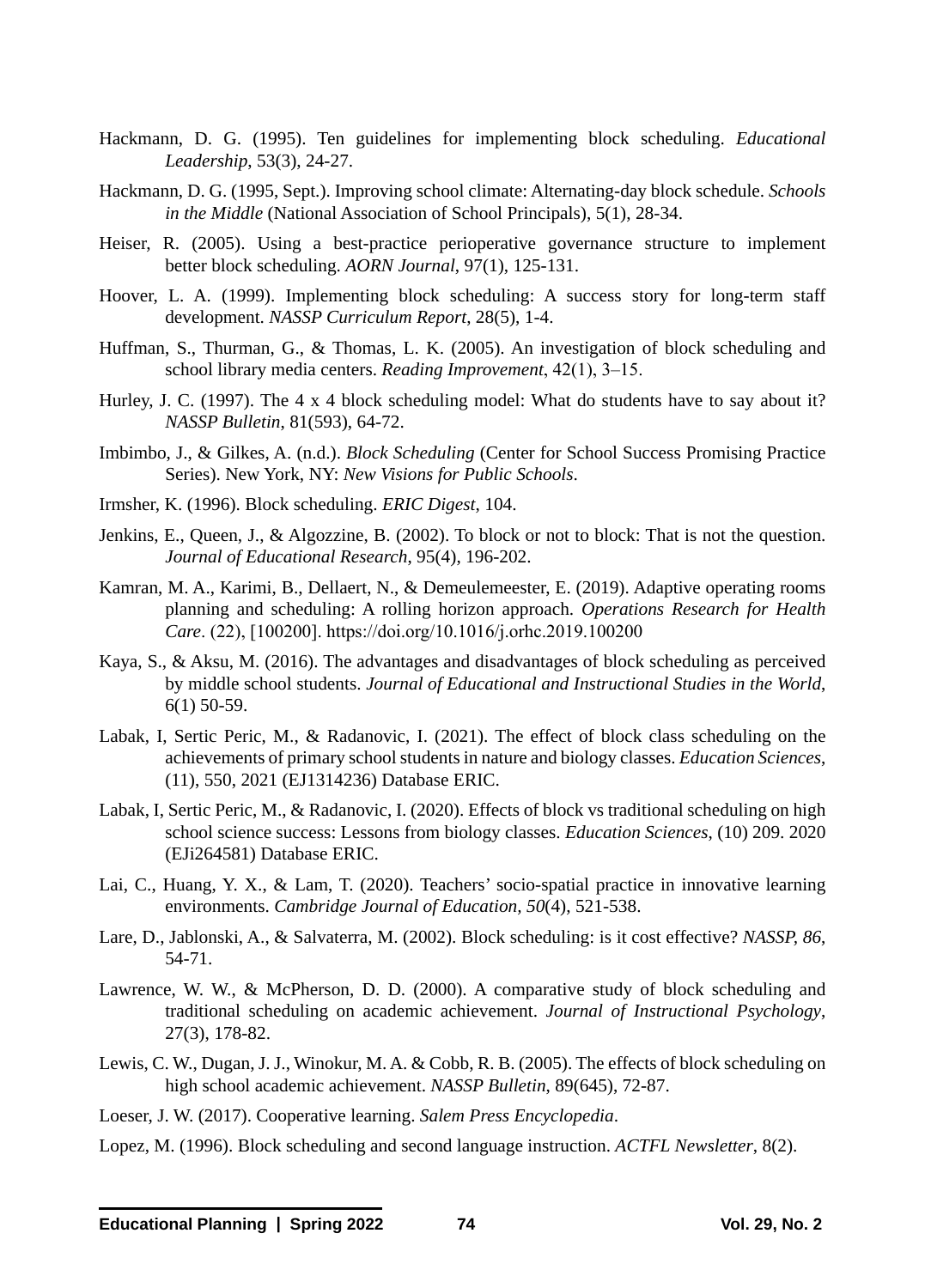Hackmann, D. G. (1995). Ten guidelines for implementing block scheduling. *Educational Leadership*, 53(3), 24-27.

Hackmann, D. G. (1995, Sept.). Improving school climate: Alternating-day block schedule. *Schools in the Middle* (National Association of School Principals), 5(1), 28-34.

Heiser, R. (2005). Using a best-practice perioperative governance structure to implement better block scheduling. *AORN Journal*, 97(1), 125-131.

Hoover, L. A. (1999). Implementing block scheduling: A success story for long-term staff development. *NASSP Curriculum Report*, 28(5), 1-4.

Huffman, S., Thurman, G., & Thomas, L. K. (2005). An investigation of block scheduling and school library media centers. *Reading Improvement*, 42(1), 3–15.

Hurley, J. C. (1997). The 4 x 4 block scheduling model: What do students have to say about it? *NASSP Bulletin*, 81(593), 64-72.

Imbimbo, J., & Gilkes, A. (n.d.). *Block Scheduling* (Center for School Success Promising Practice Series). New York, NY: *New Visions for Public Schools*.

Irmsher, K. (1996). Block scheduling. *ERIC Digest*, 104.

Jenkins, E., Queen, J., & Algozzine, B. (2002). To block or not to block: That is not the question. *Journal of Educational Research*, 95(4), 196-202.

Kamran, M. A., Karimi, B., Dellaert, N., & Demeulemeester, E. (2019). Adaptive operating rooms planning and scheduling: A rolling horizon approach. *Operations Research for Health Care*. (22), [100200]. https://doi.org/10.1016/j.orhc.2019.100200

Kaya, S., & Aksu, M. (2016). The advantages and disadvantages of block scheduling as perceived by middle school students. *Journal of Educational and Instructional Studies in the World*, 6(1) 50-59.

Labak, I, Sertic Peric, M., & Radanovic, I. (2021). The effect of block class scheduling on the achievements of primary school students in nature and biology classes. *Education Sciences*, (11), 550, 2021 (EJ1314236) Database ERIC.

Labak, I, Sertic Peric, M., & Radanovic, I. (2020). Effects of block vs traditional scheduling on high school science success: Lessons from biology classes. *Education Sciences*, (10) 209. 2020 (EJi264581) Database ERIC.

Lai, C., Huang, Y. X., & Lam, T. (2020). Teachers' socio-spatial practice in innovative learning environments. *Cambridge Journal of Education*, *50*(4), 521-538.

Lare, D., Jablonski, A., & Salvaterra, M. (2002). Block scheduling: is it cost effective? *NASSP*, *86*, 54-71.

Lawrence, W. W., & McPherson, D. D. (2000). A comparative study of block scheduling and traditional scheduling on academic achievement. *Journal of Instructional Psychology*, 27(3), 178-82.

Lewis, C. W., Dugan, J. J., Winokur, M. A. & Cobb, R. B. (2005). The effects of block scheduling on high school academic achievement. *NASSP Bulletin*, 89(645), 72-87.

Loeser, J. W. (2017). Cooperative learning. *Salem Press Encyclopedia*.

Lopez, M. (1996). Block scheduling and second language instruction. *ACTFL Newsletter*, 8(2).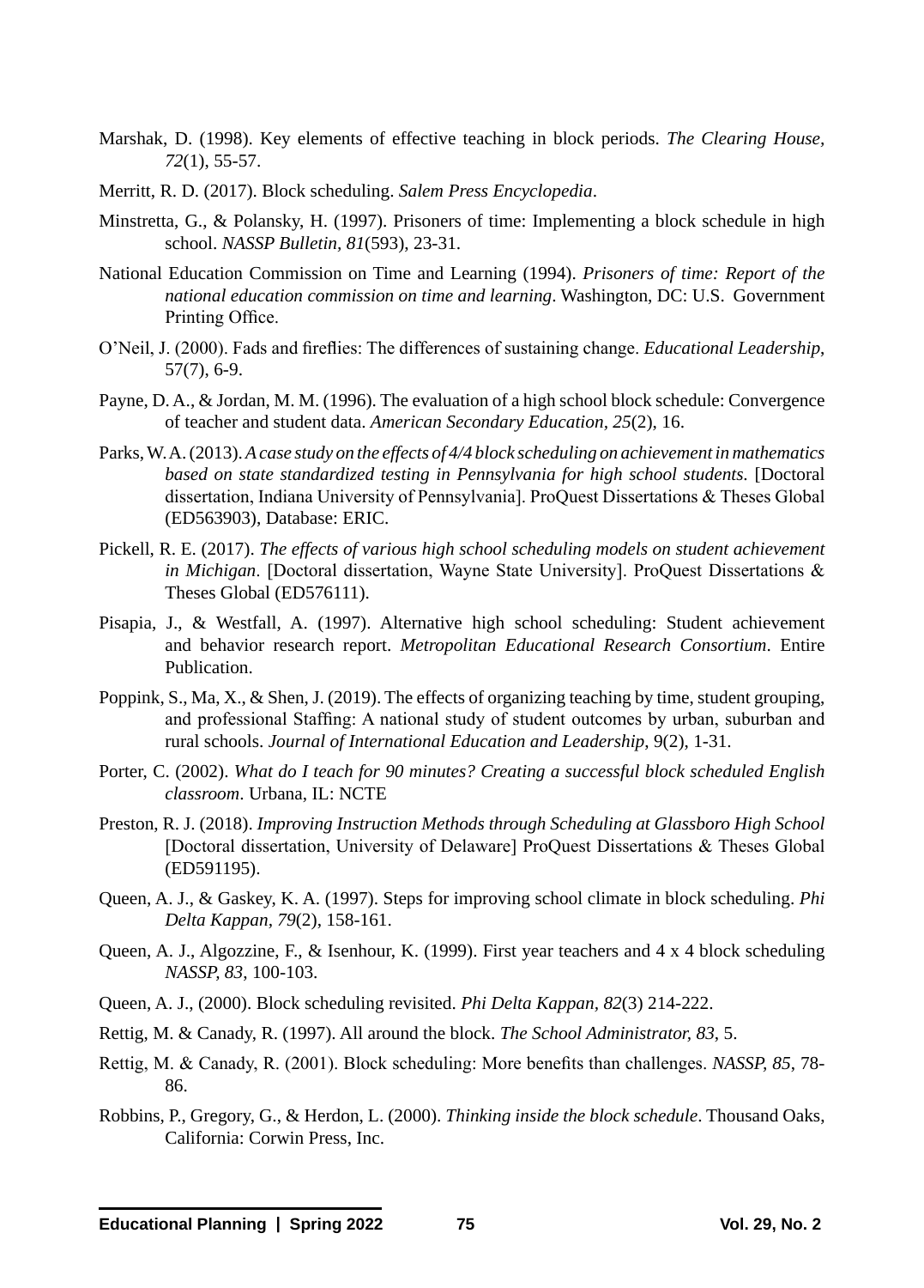Marshak, D. (1998). Key elements of effective teaching in block periods. *The Clearing House, 72*(1), 55-57.

Merritt, R. D. (2017). Block scheduling. *Salem Press Encyclopedia*.

Minstretta, G., & Polansky, H. (1997). Prisoners of time: Implementing a block schedule in high school. *NASSP Bulletin, 81*(593), 23-31.

National Education Commission on Time and Learning (1994). *Prisoners of time: Report of the national education commission on time and learning*. Washington, DC: U.S. Government Printing Office.

O'Neil, J. (2000). Fads and fireflies: The differences of sustaining change. *Educational Leadership*, 57(7), 6-9.

Payne, D. A., & Jordan, M. M. (1996). The evaluation of a high school block schedule: Convergence of teacher and student data. *American Secondary Education, 25*(2), 16.

Parks, W. A. (2013). *A case study on the effects of 4/4 block scheduling on achievement in mathematics based on state standardized testing in Pennsylvania for high school students.* [Doctoral dissertation, Indiana University of Pennsylvania]. ProQuest Dissertations & Theses Global (ED563903), Database: ERIC.

Pickell, R. E. (2017). *The effects of various high school scheduling models on student achievement in Michigan*. [Doctoral dissertation, Wayne State University]. ProQuest Dissertations & Theses Global (ED576111).

Pisapia, J., & Westfall, A. (1997). Alternative high school scheduling: Student achievement and behavior research report. *Metropolitan Educational Research Consortium*. Entire Publication.

Poppink, S., Ma, X., & Shen, J. (2019). The effects of organizing teaching by time, student grouping, and professional Staffing: A national study of student outcomes by urban, suburban and rural schools. *Journal of International Education and Leadership*, 9(2), 1-31.

Porter, C. (2002). *What do I teach for 90 minutes? Creating a successful block scheduled English classroom*. Urbana, IL: NCTE

Preston, R. J. (2018). *Improving Instruction Methods through Scheduling at Glassboro High School* [Doctoral dissertation, University of Delaware] ProQuest Dissertations & Theses Global (ED591195).

Queen, A. J., & Gaskey, K. A. (1997). Steps for improving school climate in block scheduling. *Phi Delta Kappan, 79*(2), 158-161.

Queen, A. J., Algozzine, F., & Isenhour, K. (1999). First year teachers and 4 x 4 block scheduling *NASSP, 83*, 100-103.

Queen, A. J., (2000). Block scheduling revisited. *Phi Delta Kappan, 82*(3) 214-222.

Rettig, M. & Canady, R. (1997). All around the block. *The School Administrator, 83*, 5.

Rettig, M. & Canady, R. (2001). Block scheduling: More benefits than challenges. *NASSP, 85*, 78-86.

Robbins, P., Gregory, G., & Herdon, L. (2000). *Thinking inside the block schedule*. Thousand Oaks, California: Corwin Press, Inc.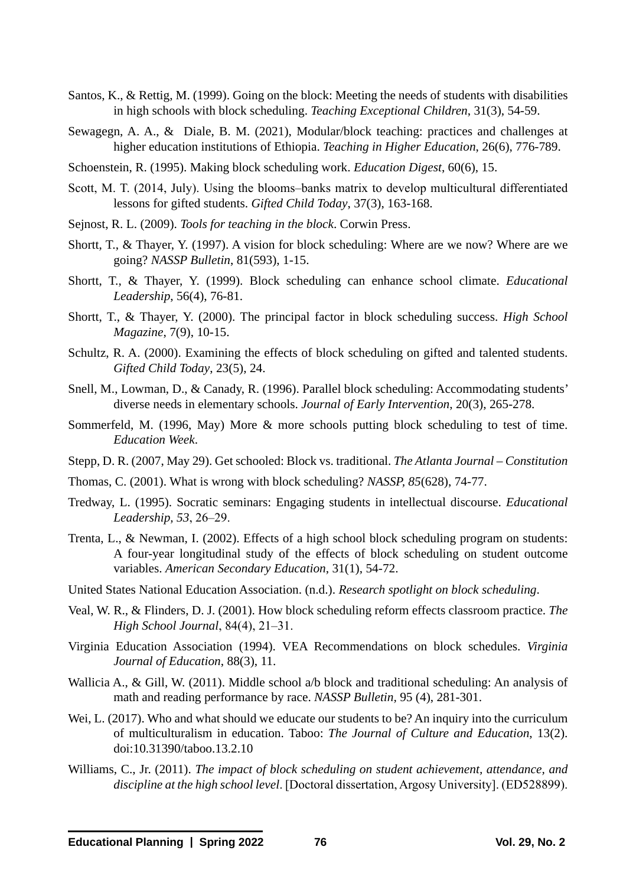Santos, K., & Rettig, M. (1999). Going on the block: Meeting the needs of students with disabilities in high schools with block scheduling. *Teaching Exceptional Children*, 31(3), 54-59.

Sewagegn, A. A., & Diale, B. M. (2021), Modular/block teaching: practices and challenges at higher education institutions of Ethiopia. *Teaching in Higher Education*, 26(6), 776-789.

Schoenstein, R. (1995). Making block scheduling work. *Education Digest*, 60(6), 15.

Scott, M. T. (2014, July). Using the blooms–banks matrix to develop multicultural differentiated lessons for gifted students. *Gifted Child Today*, 37(3), 163-168.

Sejnost, R. L. (2009). *Tools for teaching in the block*. Corwin Press.

Shortt, T., & Thayer, Y. (1997). A vision for block scheduling: Where are we now? Where are we going? *NASSP Bulletin*, 81(593), 1-15.

Shortt, T., & Thayer, Y. (1999). Block scheduling can enhance school climate. *Educational Leadership*, 56(4), 76-81.

Shortt, T., & Thayer, Y. (2000). The principal factor in block scheduling success. *High School Magazine*, 7(9), 10-15.

Schultz, R. A. (2000). Examining the effects of block scheduling on gifted and talented students. *Gifted Child Today*, 23(5), 24.

Snell, M., Lowman, D., & Canady, R. (1996). Parallel block scheduling: Accommodating students' diverse needs in elementary schools. *Journal of Early Intervention*, 20(3), 265-278.

Sommerfeld, M. (1996, May) More & more schools putting block scheduling to test of time. *Education Week*.

Stepp, D. R. (2007, May 29). Get schooled: Block vs. traditional. *The Atlanta Journal – Constitution*

Thomas, C. (2001). What is wrong with block scheduling? *NASSP*, *85*(628), 74-77.

Tredway, L. (1995). Socratic seminars: Engaging students in intellectual discourse. *Educational Leadership*, *53*, 26–29.

Trenta, L., & Newman, I. (2002). Effects of a high school block scheduling program on students: A four-year longitudinal study of the effects of block scheduling on student outcome variables. *American Secondary Education*, 31(1), 54-72.

United States National Education Association. (n.d.). *Research spotlight on block scheduling*.

Veal, W. R., & Flinders, D. J. (2001). How block scheduling reform effects classroom practice. *The High School Journal*, 84(4), 21–31.

Virginia Education Association (1994). VEA Recommendations on block schedules. *Virginia Journal of Education*, 88(3), 11.

Wallicia A., & Gill, W. (2011). Middle school a/b block and traditional scheduling: An analysis of math and reading performance by race. *NASSP Bulletin*, 95 (4), 281-301.

Wei, L. (2017). Who and what should we educate our students to be? An inquiry into the curriculum of multiculturalism in education. Taboo: *The Journal of Culture and Education*, 13(2). doi:10.31390/taboo.13.2.10

Williams, C., Jr. (2011). *The impact of block scheduling on student achievement, attendance, and discipline at the high school level*. [Doctoral dissertation, Argosy University]. (ED528899).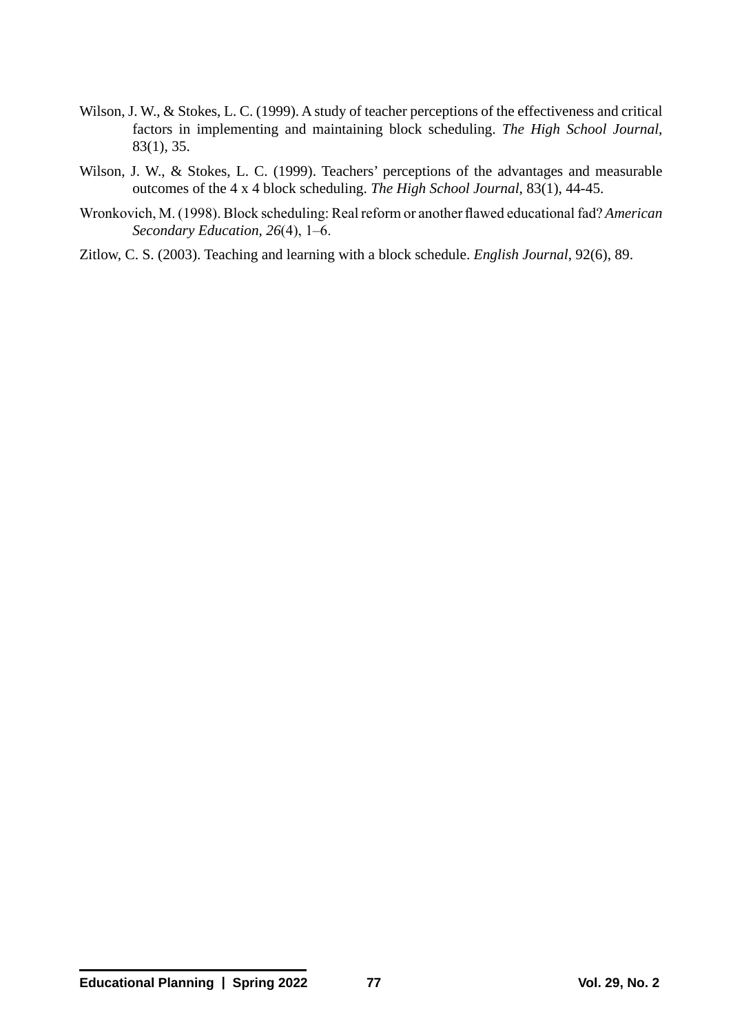Wilson, J. W., & Stokes, L. C. (1999). A study of teacher perceptions of the effectiveness and critical factors in implementing and maintaining block scheduling. *The High School Journal*, 83(1), 35.

Wilson, J. W., & Stokes, L. C. (1999). Teachers' perceptions of the advantages and measurable outcomes of the 4 x 4 block scheduling. *The High School Journal,* 83(1), 44-45.

Wronkovich, M. (1998). Block scheduling: Real reform or another flawed educational fad? *American Secondary Education, 26*(4), 1–6.

Zitlow, C. S. (2003). Teaching and learning with a block schedule. *English Journal*, 92(6), 89.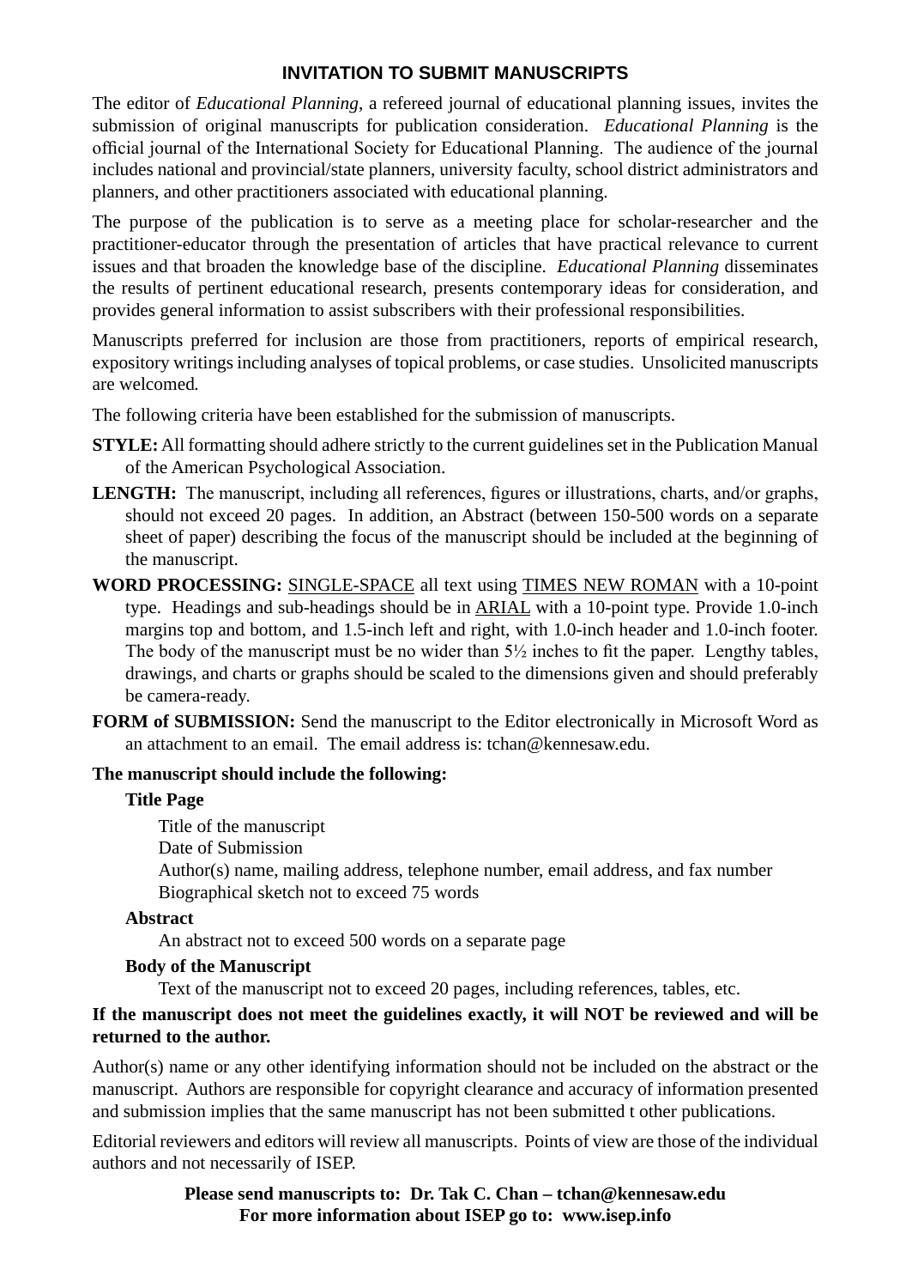## INVITATION TO SUBMIT MANUSCRIPTS

The editor of *Educational Planning*, a refereed journal of educational planning issues, invites the submission of original manuscripts for publication consideration. *Educational Planning* is the official journal of the International Society for Educational Planning. The audience of the journal includes national and provincial/state planners, university faculty, school district administrators and planners, and other practitioners associated with educational planning.

The purpose of the publication is to serve as a meeting place for scholar-researcher and the practitioner-educator through the presentation of articles that have practical relevance to current issues and that broaden the knowledge base of the discipline. *Educational Planning* disseminates the results of pertinent educational research, presents contemporary ideas for consideration, and provides general information to assist subscribers with their professional responsibilities.

Manuscripts preferred for inclusion are those from practitioners, reports of empirical research, expository writings including analyses of topical problems, or case studies. Unsolicited manuscripts are welcomed.

The following criteria have been established for the submission of manuscripts.

**STYLE:** All formatting should adhere strictly to the current guidelines set in the Publication Manual of the American Psychological Association.

**LENGTH:** The manuscript, including all references, figures or illustrations, charts, and/or graphs, should not exceed 20 pages. In addition, an Abstract (between 150-500 words on a separate sheet of paper) describing the focus of the manuscript should be included at the beginning of the manuscript.

**WORD PROCESSING:** <u>SINGLE-SPACE</u> all text using <u>TIMES NEW ROMAN</u> with a 10-point type. Headings and sub-headings should be in <u>ARIAL</u> with a 10-point type. Provide 1.0-inch margins top and bottom, and 1.5-inch left and right, with 1.0-inch header and 1.0-inch footer. The body of the manuscript must be no wider than 5½ inches to fit the paper. Lengthy tables, drawings, and charts or graphs should be scaled to the dimensions given and should preferably be camera-ready.

**FORM of SUBMISSION:** Send the manuscript to the Editor electronically in Microsoft Word as an attachment to an email. The email address is: tchan@kennesaw.edu.

**The manuscript should include the following:**

**Title Page**

Title of the manuscript
Date of Submission
Author(s) name, mailing address, telephone number, email address, and fax number
Biographical sketch not to exceed 75 words

**Abstract**

An abstract not to exceed 500 words on a separate page

**Body of the Manuscript**

Text of the manuscript not to exceed 20 pages, including references, tables, etc.

**If the manuscript does not meet the guidelines exactly, it will NOT be reviewed and will be returned to the author.**

Author(s) name or any other identifying information should not be included on the abstract or the manuscript. Authors are responsible for copyright clearance and accuracy of information presented and submission implies that the same manuscript has not been submitted t other publications.

Editorial reviewers and editors will review all manuscripts. Points of view are those of the individual authors and not necessarily of ISEP.

**Please send manuscripts to: Dr. Tak C. Chan – tchan@kennesaw.edu**
**For more information about ISEP go to: www.isep.info**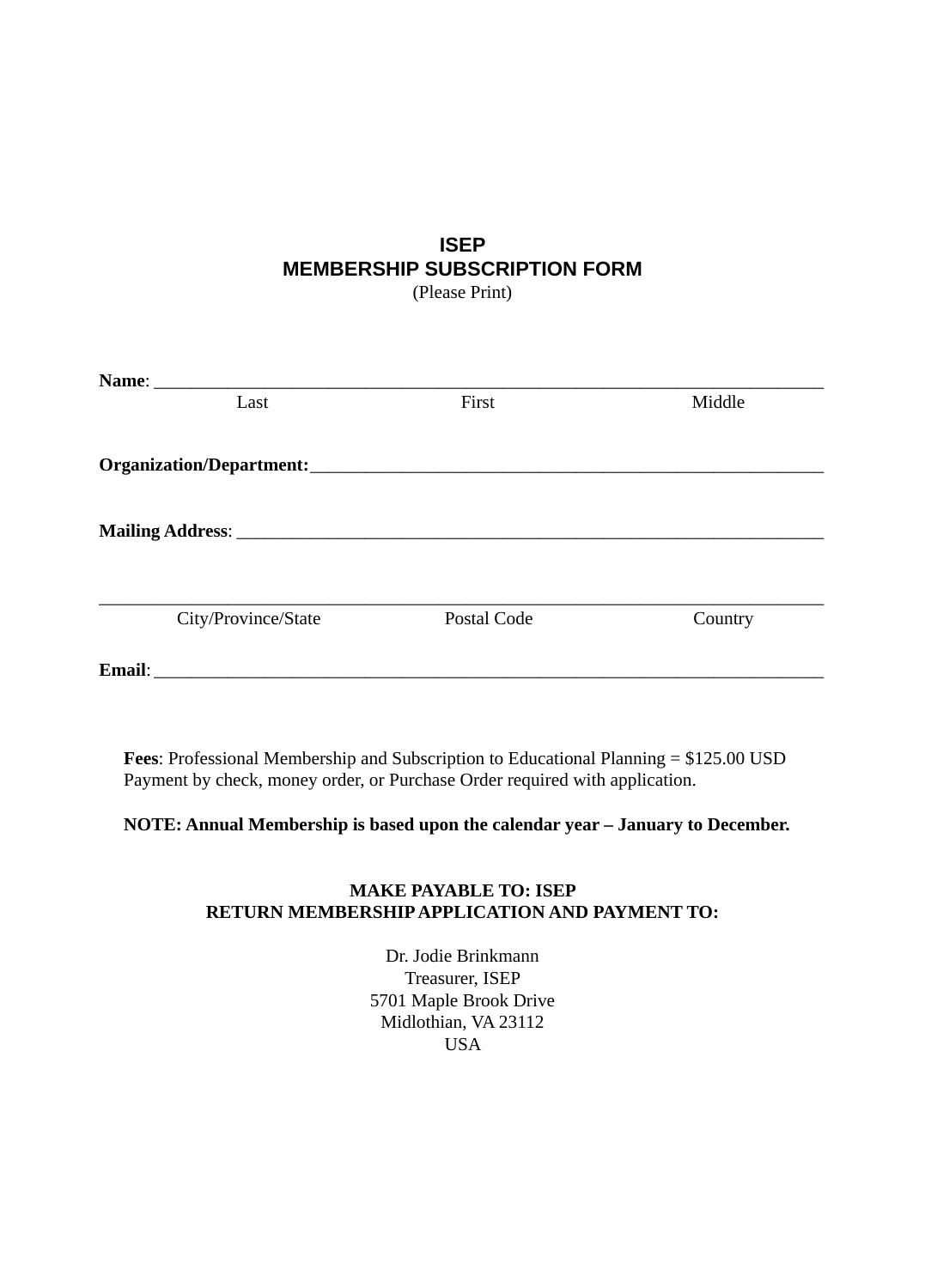# ISEP

## MEMBERSHIP SUBSCRIPTION FORM

(Please Print)

**Name**: ____________________________________________________________________________

Last                                        First                                        Middle

**Organization/Department:**____________________________________________________________

**Mailing Address**: __________________________________________________________________

_______________________________________________________________________________

City/Province/State                        Postal Code                        Country

**Email**: ____________________________________________________________________________

**Fees**: Professional Membership and Subscription to Educational Planning = $125.00 USD
Payment by check, money order, or Purchase Order required with application.

**NOTE: Annual Membership is based upon the calendar year – January to December.**

**MAKE PAYABLE TO: ISEP**
**RETURN MEMBERSHIP APPLICATION AND PAYMENT TO:**

Dr. Jodie Brinkmann
Treasurer, ISEP
5701 Maple Brook Drive
Midlothian, VA 23112
USA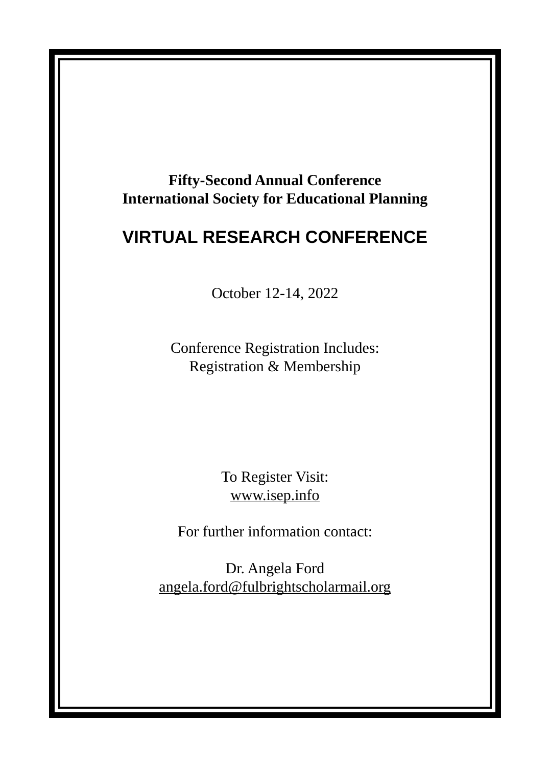**Fifty-Second Annual Conference**
**International Society for Educational Planning**

## VIRTUAL RESEARCH CONFERENCE

October 12-14, 2022

Conference Registration Includes:
Registration & Membership

To Register Visit:
www.isep.info

For further information contact:

Dr. Angela Ford
angela.ford@fulbrightscholarmail.org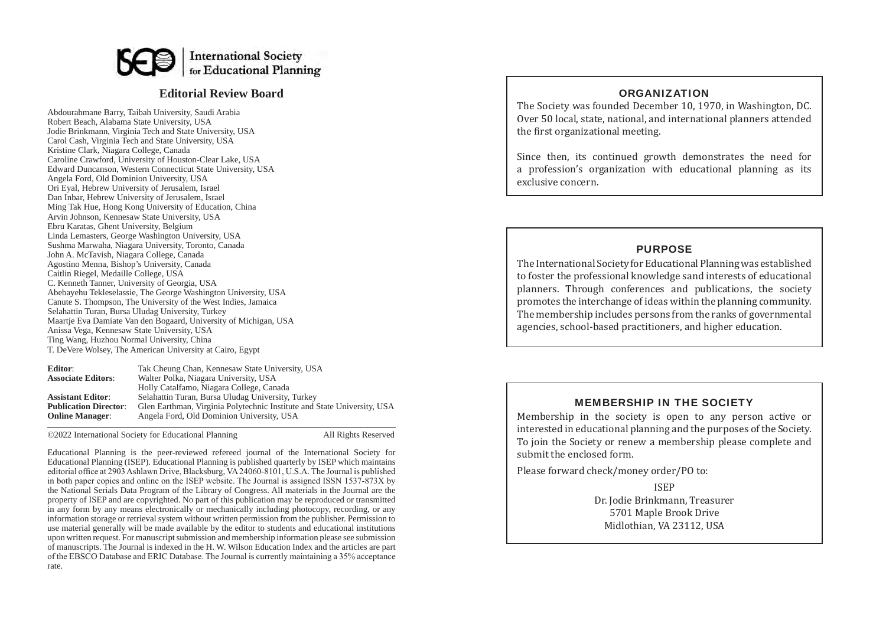**International Society for Educational Planning**

## Editorial Review Board

Abdourahmane Barry, Taibah University, Saudi Arabia
Robert Beach, Alabama State University, USA
Jodie Brinkmann, Virginia Tech and State University, USA
Carol Cash, Virginia Tech and State University, USA
Kristine Clark, Niagara College, Canada
Caroline Crawford, University of Houston-Clear Lake, USA
Edward Duncanson, Western Connecticut State University, USA
Angela Ford, Old Dominion University, USA
Ori Eyal, Hebrew University of Jerusalem, Israel
Dan Inbar, Hebrew University of Jerusalem, Israel
Ming Tak Hue, Hong Kong University of Education, China
Arvin Johnson, Kennesaw State University, USA
Ebru Karatas, Ghent University, Belgium
Linda Lemasters, George Washington University, USA
Sushma Marwaha, Niagara University, Toronto, Canada
John A. McTavish, Niagara College, Canada
Agostino Menna, Bishop's University, Canada
Caitlin Riegel, Medaille College, USA
C. Kenneth Tanner, University of Georgia, USA
Abebayehu Tekleselassie, The George Washington University, USA
Canute S. Thompson, The University of the West Indies, Jamaica
Selahattin Turan, Bursa Uludag University, Turkey
Maartje Eva Damiate Van den Bogaard, University of Michigan, USA
Anissa Vega, Kennesaw State University, USA
Ting Wang, Huzhou Normal University, China
T. DeVere Wolsey, The American University at Cairo, Egypt

**Editor**: Tak Cheung Chan, Kennesaw State University, USA
**Associate Editors**: Walter Polka, Niagara University, USA
Holly Catalfamo, Niagara College, Canada
**Assistant Editor**: Selahattin Turan, Bursa Uludag University, Turkey
**Publication Director**: Glen Earthman, Virginia Polytechnic Institute and State University, USA
**Online Manager**: Angela Ford, Old Dominion University, USA

©2022 International Society for Educational Planning — All Rights Reserved

Educational Planning is the peer-reviewed refereed journal of the International Society for Educational Planning (ISEP). Educational Planning is published quarterly by ISEP which maintains editorial office at 2903 Ashlawn Drive, Blacksburg, VA 24060-8101, U.S.A. The Journal is published in both paper copies and online on the ISEP website. The Journal is assigned ISSN 1537-873X by the National Serials Data Program of the Library of Congress. All materials in the Journal are the property of ISEP and are copyrighted. No part of this publication may be reproduced or transmitted in any form by any means electronically or mechanically including photocopy, recording, or any information storage or retrieval system without written permission from the publisher. Permission to use material generally will be made available by the editor to students and educational institutions upon written request. For manuscript submission and membership information please see submission of manuscripts. The Journal is indexed in the H. W. Wilson Education Index and the articles are part of the EBSCO Database and ERIC Database. The Journal is currently maintaining a 35% acceptance rate.

## ORGANIZATION

The Society was founded December 10, 1970, in Washington, DC. Over 50 local, state, national, and international planners attended the first organizational meeting.

Since then, its continued growth demonstrates the need for a profession's organization with educational planning as its exclusive concern.

## PURPOSE

The International Society for Educational Planning was established to foster the professional knowledge sand interests of educational planners. Through conferences and publications, the society promotes the interchange of ideas within the planning community. The membership includes persons from the ranks of governmental agencies, school-based practitioners, and higher education.

## MEMBERSHIP IN THE SOCIETY

Membership in the society is open to any person active or interested in educational planning and the purposes of the Society. To join the Society or renew a membership please complete and submit the enclosed form.

Please forward check/money order/PO to:

ISEP
Dr. Jodie Brinkmann, Treasurer
5701 Maple Brook Drive
Midlothian, VA 23112, USA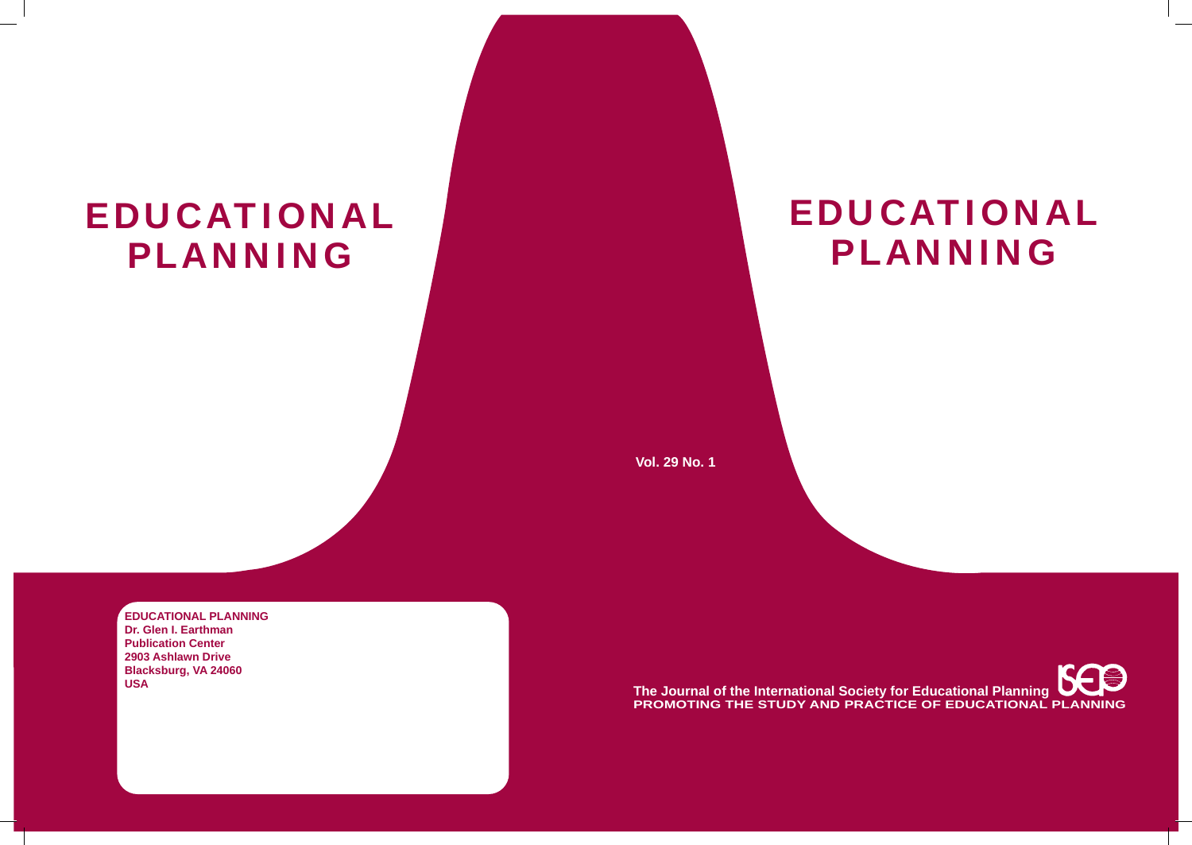# EDUCATIONAL PLANNING

# EDUCATIONAL PLANNING

Vol. 29 No. 1

**EDUCATIONAL PLANNING**
**Dr. Glen I. Earthman**
**Publication Center**
**2903 Ashlawn Drive**
**Blacksburg, VA 24060**
**USA**

**The Journal of the International Society for Educational Planning**
**PROMOTING THE STUDY AND PRACTICE OF EDUCATIONAL PLANNING**